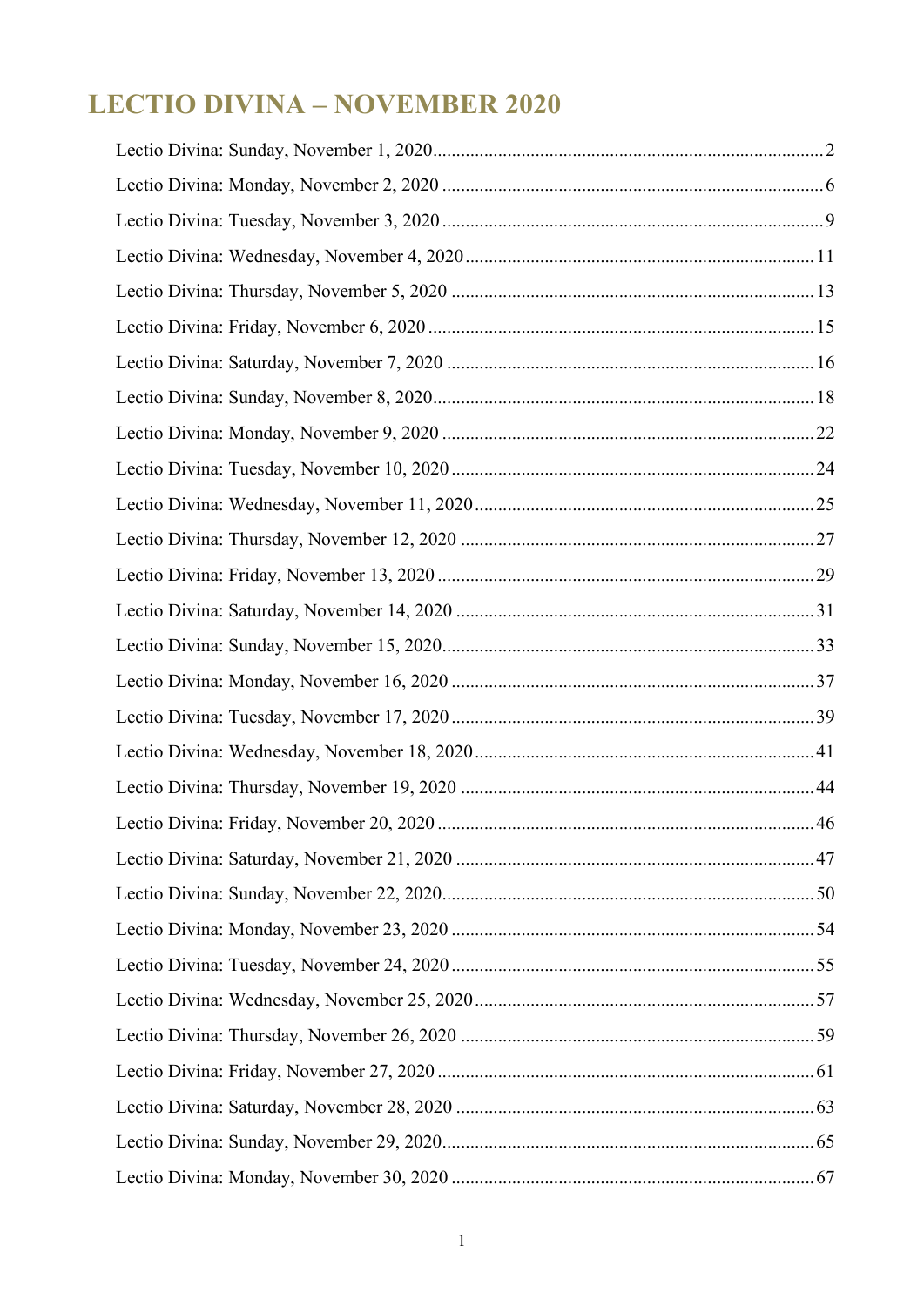# LECTIO DIVINA – NOVEMBER 2020

Lectio Divina: Sunday, November 1, 2020 ....... 2
Lectio Divina: Monday, November 2, 2020 ....... 6
Lectio Divina: Tuesday, November 3, 2020 ....... 9
Lectio Divina: Wednesday, November 4, 2020 ....... 11
Lectio Divina: Thursday, November 5, 2020 ....... 13
Lectio Divina: Friday, November 6, 2020 ....... 15
Lectio Divina: Saturday, November 7, 2020 ....... 16
Lectio Divina: Sunday, November 8, 2020 ....... 18
Lectio Divina: Monday, November 9, 2020 ....... 22
Lectio Divina: Tuesday, November 10, 2020 ....... 24
Lectio Divina: Wednesday, November 11, 2020 ....... 25
Lectio Divina: Thursday, November 12, 2020 ....... 27
Lectio Divina: Friday, November 13, 2020 ....... 29
Lectio Divina: Saturday, November 14, 2020 ....... 31
Lectio Divina: Sunday, November 15, 2020 ....... 33
Lectio Divina: Monday, November 16, 2020 ....... 37
Lectio Divina: Tuesday, November 17, 2020 ....... 39
Lectio Divina: Wednesday, November 18, 2020 ....... 41
Lectio Divina: Thursday, November 19, 2020 ....... 44
Lectio Divina: Friday, November 20, 2020 ....... 46
Lectio Divina: Saturday, November 21, 2020 ....... 47
Lectio Divina: Sunday, November 22, 2020 ....... 50
Lectio Divina: Monday, November 23, 2020 ....... 54
Lectio Divina: Tuesday, November 24, 2020 ....... 55
Lectio Divina: Wednesday, November 25, 2020 ....... 57
Lectio Divina: Thursday, November 26, 2020 ....... 59
Lectio Divina: Friday, November 27, 2020 ....... 61
Lectio Divina: Saturday, November 28, 2020 ....... 63
Lectio Divina: Sunday, November 29, 2020 ....... 65
Lectio Divina: Monday, November 30, 2020 ....... 67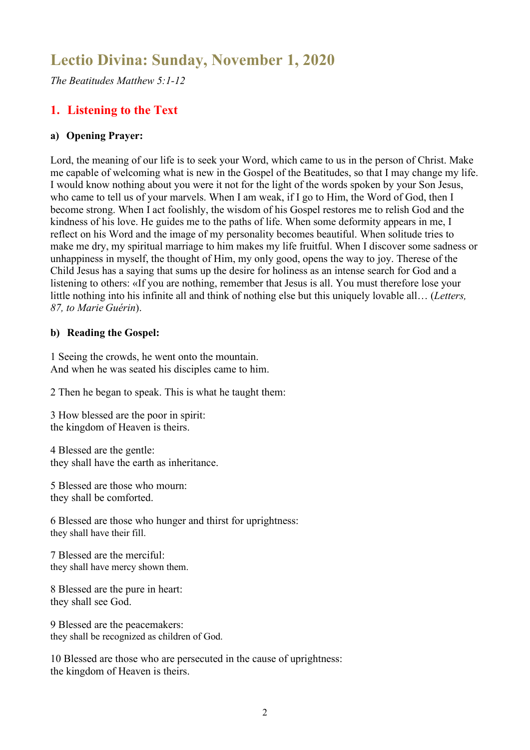# Lectio Divina: Sunday, November 1, 2020

*The Beatitudes Matthew 5:1-12*

## 1. Listening to the Text

### a) Opening Prayer:

Lord, the meaning of our life is to seek your Word, which came to us in the person of Christ. Make me capable of welcoming what is new in the Gospel of the Beatitudes, so that I may change my life. I would know nothing about you were it not for the light of the words spoken by your Son Jesus, who came to tell us of your marvels. When I am weak, if I go to Him, the Word of God, then I become strong. When I act foolishly, the wisdom of his Gospel restores me to relish God and the kindness of his love. He guides me to the paths of life. When some deformity appears in me, I reflect on his Word and the image of my personality becomes beautiful. When solitude tries to make me dry, my spiritual marriage to him makes my life fruitful. When I discover some sadness or unhappiness in myself, the thought of Him, my only good, opens the way to joy. Therese of the Child Jesus has a saying that sums up the desire for holiness as an intense search for God and a listening to others: «If you are nothing, remember that Jesus is all. You must therefore lose your little nothing into his infinite all and think of nothing else but this uniquely lovable all… (*Letters, 87, to Marie Guérin*).

### b) Reading the Gospel:

1 Seeing the crowds, he went onto the mountain.
And when he was seated his disciples came to him.

2 Then he began to speak. This is what he taught them:

3 How blessed are the poor in spirit:
the kingdom of Heaven is theirs.

4 Blessed are the gentle:
they shall have the earth as inheritance.

5 Blessed are those who mourn:
they shall be comforted.

6 Blessed are those who hunger and thirst for uprightness:
they shall have their fill.

7 Blessed are the merciful:
they shall have mercy shown them.

8 Blessed are the pure in heart:
they shall see God.

9 Blessed are the peacemakers:
they shall be recognized as children of God.

10 Blessed are those who are persecuted in the cause of uprightness:
the kingdom of Heaven is theirs.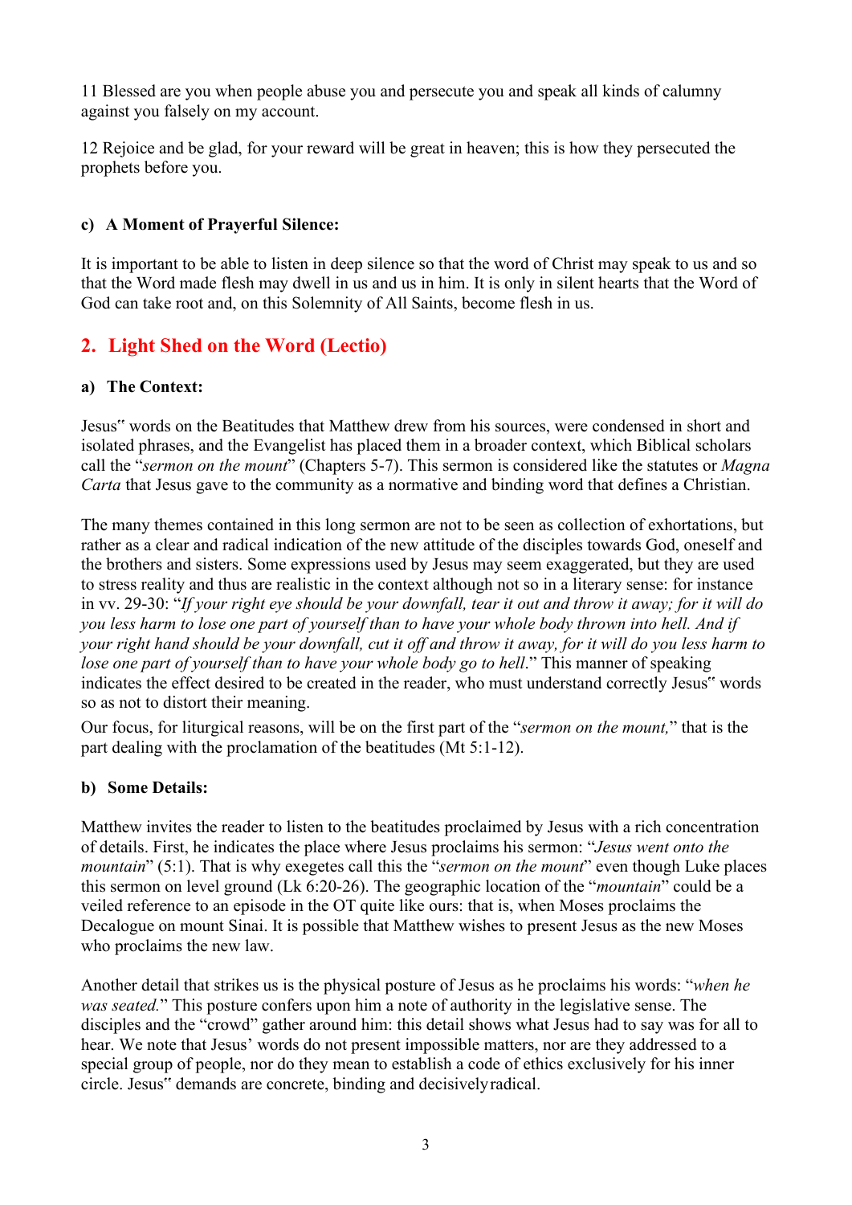11 Blessed are you when people abuse you and persecute you and speak all kinds of calumny against you falsely on my account.

12 Rejoice and be glad, for your reward will be great in heaven; this is how they persecuted the prophets before you.

#### c) A Moment of Prayerful Silence:

It is important to be able to listen in deep silence so that the word of Christ may speak to us and so that the Word made flesh may dwell in us and us in him. It is only in silent hearts that the Word of God can take root and, on this Solemnity of All Saints, become flesh in us.

## 2. Light Shed on the Word (Lectio)

#### a) The Context:

Jesus‟ words on the Beatitudes that Matthew drew from his sources, were condensed in short and isolated phrases, and the Evangelist has placed them in a broader context, which Biblical scholars call the "*sermon on the mount*" (Chapters 5-7). This sermon is considered like the statutes or *Magna Carta* that Jesus gave to the community as a normative and binding word that defines a Christian.

The many themes contained in this long sermon are not to be seen as collection of exhortations, but rather as a clear and radical indication of the new attitude of the disciples towards God, oneself and the brothers and sisters. Some expressions used by Jesus may seem exaggerated, but they are used to stress reality and thus are realistic in the context although not so in a literary sense: for instance in vv. 29-30: "*If your right eye should be your downfall, tear it out and throw it away; for it will do you less harm to lose one part of yourself than to have your whole body thrown into hell. And if your right hand should be your downfall, cut it off and throw it away, for it will do you less harm to lose one part of yourself than to have your whole body go to hell*." This manner of speaking indicates the effect desired to be created in the reader, who must understand correctly Jesus‟ words so as not to distort their meaning.
Our focus, for liturgical reasons, will be on the first part of the "*sermon on the mount,*" that is the part dealing with the proclamation of the beatitudes (Mt 5:1-12).

#### b) Some Details:

Matthew invites the reader to listen to the beatitudes proclaimed by Jesus with a rich concentration of details. First, he indicates the place where Jesus proclaims his sermon: "*Jesus went onto the mountain*" (5:1). That is why exegetes call this the "*sermon on the mount*" even though Luke places this sermon on level ground (Lk 6:20-26). The geographic location of the "*mountain*" could be a veiled reference to an episode in the OT quite like ours: that is, when Moses proclaims the Decalogue on mount Sinai. It is possible that Matthew wishes to present Jesus as the new Moses who proclaims the new law.

Another detail that strikes us is the physical posture of Jesus as he proclaims his words: "*when he was seated.*" This posture confers upon him a note of authority in the legislative sense. The disciples and the "crowd" gather around him: this detail shows what Jesus had to say was for all to hear. We note that Jesus' words do not present impossible matters, nor are they addressed to a special group of people, nor do they mean to establish a code of ethics exclusively for his inner circle. Jesus‟ demands are concrete, binding and decisively radical.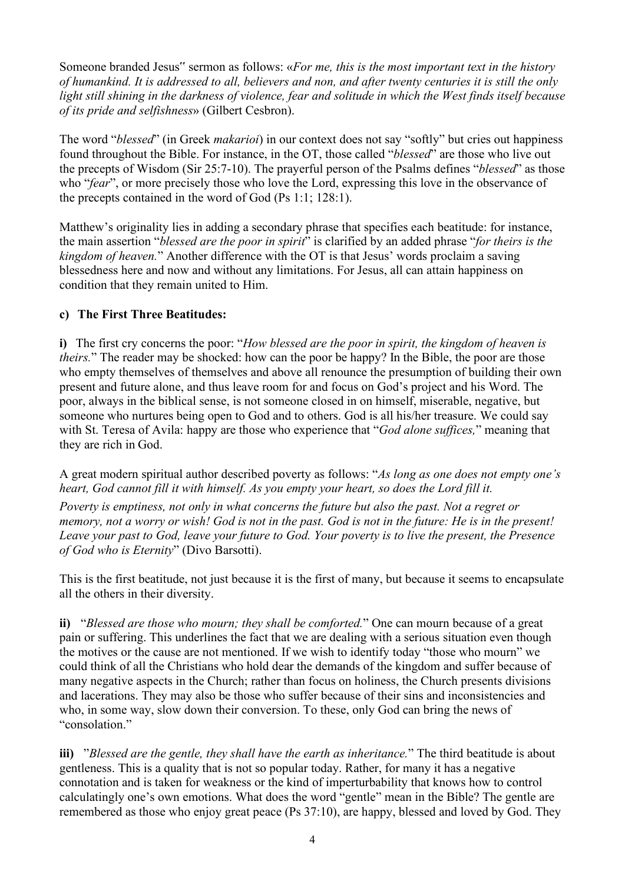Someone branded Jesus" sermon as follows: «*For me, this is the most important text in the history of humankind. It is addressed to all, believers and non, and after twenty centuries it is still the only light still shining in the darkness of violence, fear and solitude in which the West finds itself because of its pride and selfishness*» (Gilbert Cesbron).

The word "*blessed*" (in Greek *makarioi*) in our context does not say "softly" but cries out happiness found throughout the Bible. For instance, in the OT, those called "*blessed*" are those who live out the precepts of Wisdom (Sir 25:7-10). The prayerful person of the Psalms defines "*blessed*" as those who "*fear*", or more precisely those who love the Lord, expressing this love in the observance of the precepts contained in the word of God (Ps 1:1; 128:1).

Matthew's originality lies in adding a secondary phrase that specifies each beatitude: for instance, the main assertion "*blessed are the poor in spirit*" is clarified by an added phrase "*for theirs is the kingdom of heaven.*" Another difference with the OT is that Jesus' words proclaim a saving blessedness here and now and without any limitations. For Jesus, all can attain happiness on condition that they remain united to Him.

### c) The First Three Beatitudes:

**i)** The first cry concerns the poor: "*How blessed are the poor in spirit, the kingdom of heaven is theirs.*" The reader may be shocked: how can the poor be happy? In the Bible, the poor are those who empty themselves of themselves and above all renounce the presumption of building their own present and future alone, and thus leave room for and focus on God's project and his Word. The poor, always in the biblical sense, is not someone closed in on himself, miserable, negative, but someone who nurtures being open to God and to others. God is all his/her treasure. We could say with St. Teresa of Avila: happy are those who experience that "*God alone suffices,*" meaning that they are rich in God.

A great modern spiritual author described poverty as follows: "*As long as one does not empty one's heart, God cannot fill it with himself. As you empty your heart, so does the Lord fill it.*

*Poverty is emptiness, not only in what concerns the future but also the past. Not a regret or memory, not a worry or wish! God is not in the past. God is not in the future: He is in the present! Leave your past to God, leave your future to God. Your poverty is to live the present, the Presence of God who is Eternity*" (Divo Barsotti).

This is the first beatitude, not just because it is the first of many, but because it seems to encapsulate all the others in their diversity.

**ii)** "*Blessed are those who mourn; they shall be comforted.*" One can mourn because of a great pain or suffering. This underlines the fact that we are dealing with a serious situation even though the motives or the cause are not mentioned. If we wish to identify today "those who mourn" we could think of all the Christians who hold dear the demands of the kingdom and suffer because of many negative aspects in the Church; rather than focus on holiness, the Church presents divisions and lacerations. They may also be those who suffer because of their sins and inconsistencies and who, in some way, slow down their conversion. To these, only God can bring the news of "consolation."

**iii)** "*Blessed are the gentle, they shall have the earth as inheritance.*" The third beatitude is about gentleness. This is a quality that is not so popular today. Rather, for many it has a negative connotation and is taken for weakness or the kind of imperturbability that knows how to control calculatingly one's own emotions. What does the word "gentle" mean in the Bible? The gentle are remembered as those who enjoy great peace (Ps 37:10), are happy, blessed and loved by God. They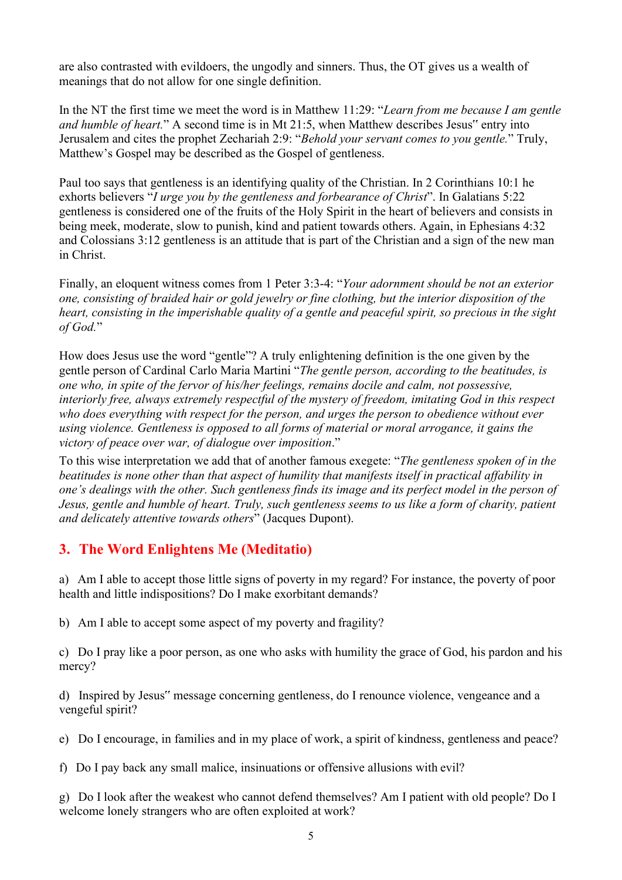are also contrasted with evildoers, the ungodly and sinners. Thus, the OT gives us a wealth of meanings that do not allow for one single definition.

In the NT the first time we meet the word is in Matthew 11:29: "*Learn from me because I am gentle and humble of heart.*" A second time is in Mt 21:5, when Matthew describes Jesus‟ entry into Jerusalem and cites the prophet Zechariah 2:9: "*Behold your servant comes to you gentle.*" Truly, Matthew's Gospel may be described as the Gospel of gentleness.

Paul too says that gentleness is an identifying quality of the Christian. In 2 Corinthians 10:1 he exhorts believers "*I urge you by the gentleness and forbearance of Christ*". In Galatians 5:22 gentleness is considered one of the fruits of the Holy Spirit in the heart of believers and consists in being meek, moderate, slow to punish, kind and patient towards others. Again, in Ephesians 4:32 and Colossians 3:12 gentleness is an attitude that is part of the Christian and a sign of the new man in Christ.

Finally, an eloquent witness comes from 1 Peter 3:3-4: "*Your adornment should be not an exterior one, consisting of braided hair or gold jewelry or fine clothing, but the interior disposition of the heart, consisting in the imperishable quality of a gentle and peaceful spirit, so precious in the sight of God.*"

How does Jesus use the word "gentle"? A truly enlightening definition is the one given by the gentle person of Cardinal Carlo Maria Martini "*The gentle person, according to the beatitudes, is one who, in spite of the fervor of his/her feelings, remains docile and calm, not possessive, interiorly free, always extremely respectful of the mystery of freedom, imitating God in this respect who does everything with respect for the person, and urges the person to obedience without ever using violence. Gentleness is opposed to all forms of material or moral arrogance, it gains the victory of peace over war, of dialogue over imposition*."

To this wise interpretation we add that of another famous exegete: "*The gentleness spoken of in the beatitudes is none other than that aspect of humility that manifests itself in practical affability in one's dealings with the other. Such gentleness finds its image and its perfect model in the person of Jesus, gentle and humble of heart. Truly, such gentleness seems to us like a form of charity, patient and delicately attentive towards others*" (Jacques Dupont).

## 3. The Word Enlightens Me (Meditatio)

a) Am I able to accept those little signs of poverty in my regard? For instance, the poverty of poor health and little indispositions? Do I make exorbitant demands?

b) Am I able to accept some aspect of my poverty and fragility?

c) Do I pray like a poor person, as one who asks with humility the grace of God, his pardon and his mercy?

d) Inspired by Jesus‟ message concerning gentleness, do I renounce violence, vengeance and a vengeful spirit?

e) Do I encourage, in families and in my place of work, a spirit of kindness, gentleness and peace?

f) Do I pay back any small malice, insinuations or offensive allusions with evil?

g) Do I look after the weakest who cannot defend themselves? Am I patient with old people? Do I welcome lonely strangers who are often exploited at work?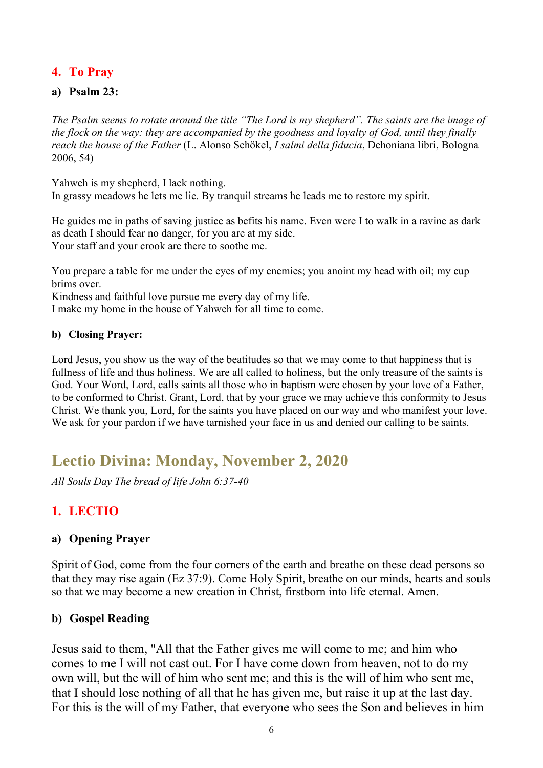## 4. To Pray

### a) Psalm 23:

*The Psalm seems to rotate around the title "The Lord is my shepherd". The saints are the image of the flock on the way: they are accompanied by the goodness and loyalty of God, until they finally reach the house of the Father* (L. Alonso Schökel, *I salmi della fiducia*, Dehoniana libri, Bologna 2006, 54)

Yahweh is my shepherd, I lack nothing.
In grassy meadows he lets me lie. By tranquil streams he leads me to restore my spirit.

He guides me in paths of saving justice as befits his name. Even were I to walk in a ravine as dark as death I should fear no danger, for you are at my side.
Your staff and your crook are there to soothe me.

You prepare a table for me under the eyes of my enemies; you anoint my head with oil; my cup brims over.
Kindness and faithful love pursue me every day of my life.
I make my home in the house of Yahweh for all time to come.

### b) Closing Prayer:

Lord Jesus, you show us the way of the beatitudes so that we may come to that happiness that is fullness of life and thus holiness. We are all called to holiness, but the only treasure of the saints is God. Your Word, Lord, calls saints all those who in baptism were chosen by your love of a Father, to be conformed to Christ. Grant, Lord, that by your grace we may achieve this conformity to Jesus Christ. We thank you, Lord, for the saints you have placed on our way and who manifest your love. We ask for your pardon if we have tarnished your face in us and denied our calling to be saints.

# Lectio Divina: Monday, November 2, 2020

*All Souls Day The bread of life John 6:37-40*

## 1. LECTIO

### a) Opening Prayer

Spirit of God, come from the four corners of the earth and breathe on these dead persons so that they may rise again (Ez 37:9). Come Holy Spirit, breathe on our minds, hearts and souls so that we may become a new creation in Christ, firstborn into life eternal. Amen.

### b) Gospel Reading

Jesus said to them, "All that the Father gives me will come to me; and him who comes to me I will not cast out. For I have come down from heaven, not to do my own will, but the will of him who sent me; and this is the will of him who sent me, that I should lose nothing of all that he has given me, but raise it up at the last day. For this is the will of my Father, that everyone who sees the Son and believes in him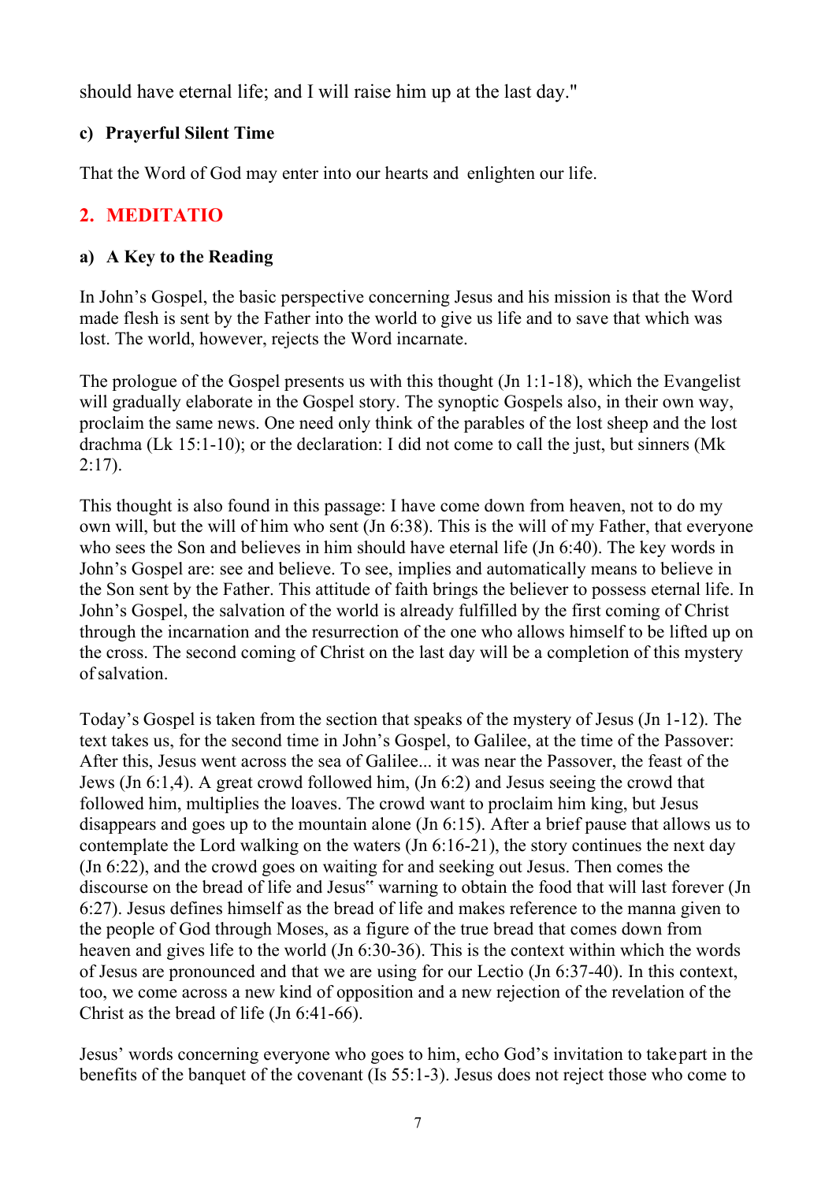should have eternal life; and I will raise him up at the last day."

### c) Prayerful Silent Time

That the Word of God may enter into our hearts and enlighten our life.

## 2. MEDITATIO

### a) A Key to the Reading

In John's Gospel, the basic perspective concerning Jesus and his mission is that the Word made flesh is sent by the Father into the world to give us life and to save that which was lost. The world, however, rejects the Word incarnate.

The prologue of the Gospel presents us with this thought (Jn 1:1-18), which the Evangelist will gradually elaborate in the Gospel story. The synoptic Gospels also, in their own way, proclaim the same news. One need only think of the parables of the lost sheep and the lost drachma (Lk 15:1-10); or the declaration: I did not come to call the just, but sinners (Mk 2:17).

This thought is also found in this passage: I have come down from heaven, not to do my own will, but the will of him who sent (Jn 6:38). This is the will of my Father, that everyone who sees the Son and believes in him should have eternal life (Jn 6:40). The key words in John's Gospel are: see and believe. To see, implies and automatically means to believe in the Son sent by the Father. This attitude of faith brings the believer to possess eternal life. In John's Gospel, the salvation of the world is already fulfilled by the first coming of Christ through the incarnation and the resurrection of the one who allows himself to be lifted up on the cross. The second coming of Christ on the last day will be a completion of this mystery of salvation.

Today's Gospel is taken from the section that speaks of the mystery of Jesus (Jn 1-12). The text takes us, for the second time in John's Gospel, to Galilee, at the time of the Passover: After this, Jesus went across the sea of Galilee... it was near the Passover, the feast of the Jews (Jn 6:1,4). A great crowd followed him, (Jn 6:2) and Jesus seeing the crowd that followed him, multiplies the loaves. The crowd want to proclaim him king, but Jesus disappears and goes up to the mountain alone (Jn 6:15). After a brief pause that allows us to contemplate the Lord walking on the waters (Jn 6:16-21), the story continues the next day (Jn 6:22), and the crowd goes on waiting for and seeking out Jesus. Then comes the discourse on the bread of life and Jesus" warning to obtain the food that will last forever (Jn 6:27). Jesus defines himself as the bread of life and makes reference to the manna given to the people of God through Moses, as a figure of the true bread that comes down from heaven and gives life to the world (Jn 6:30-36). This is the context within which the words of Jesus are pronounced and that we are using for our Lectio (Jn 6:37-40). In this context, too, we come across a new kind of opposition and a new rejection of the revelation of the Christ as the bread of life (Jn 6:41-66).

Jesus' words concerning everyone who goes to him, echo God's invitation to take part in the benefits of the banquet of the covenant (Is 55:1-3). Jesus does not reject those who come to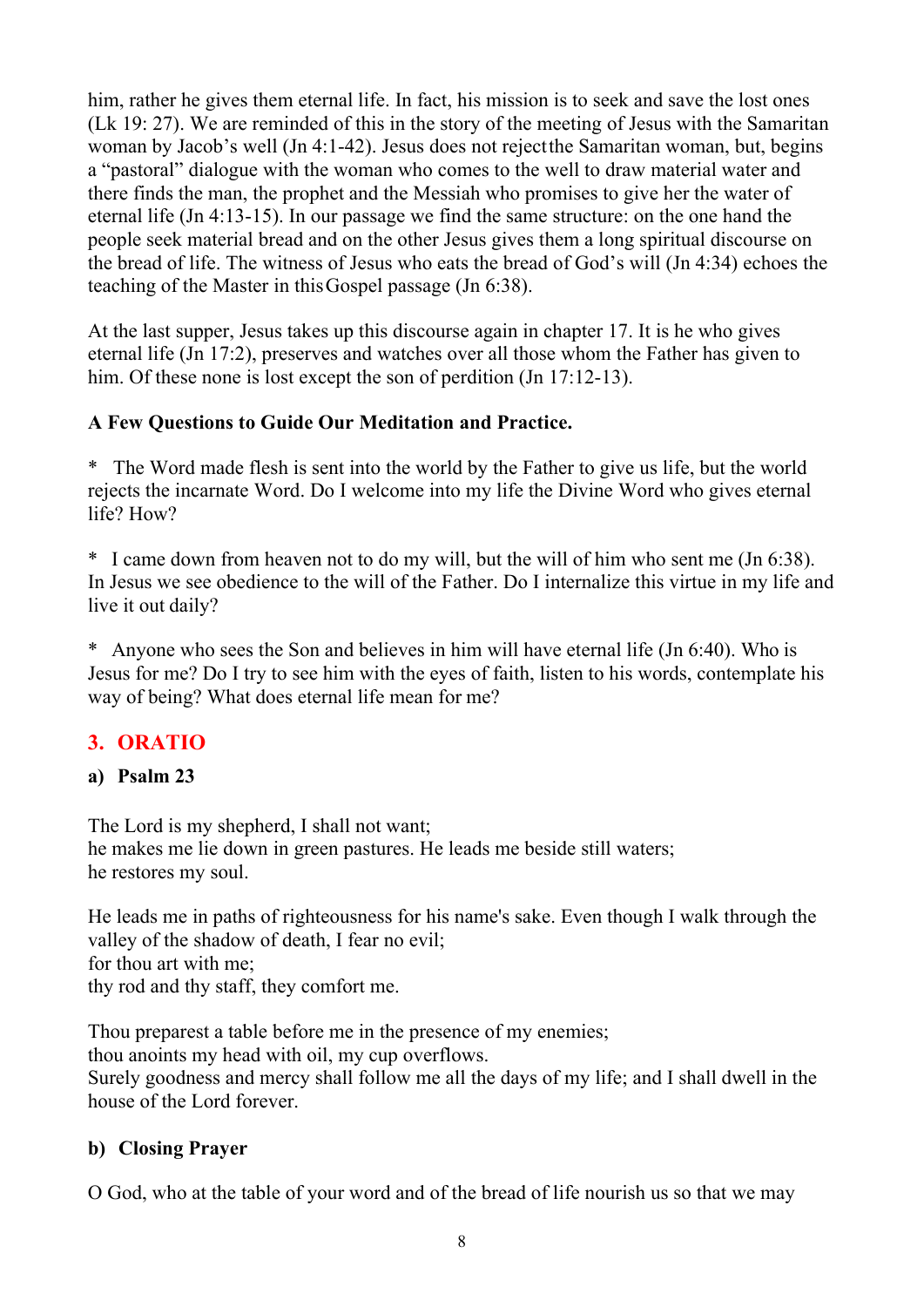him, rather he gives them eternal life. In fact, his mission is to seek and save the lost ones (Lk 19: 27). We are reminded of this in the story of the meeting of Jesus with the Samaritan woman by Jacob's well (Jn 4:1-42). Jesus does not reject the Samaritan woman, but, begins a "pastoral" dialogue with the woman who comes to the well to draw material water and there finds the man, the prophet and the Messiah who promises to give her the water of eternal life (Jn 4:13-15). In our passage we find the same structure: on the one hand the people seek material bread and on the other Jesus gives them a long spiritual discourse on the bread of life. The witness of Jesus who eats the bread of God's will (Jn 4:34) echoes the teaching of the Master in this Gospel passage (Jn 6:38).

At the last supper, Jesus takes up this discourse again in chapter 17. It is he who gives eternal life (Jn 17:2), preserves and watches over all those whom the Father has given to him. Of these none is lost except the son of perdition (Jn 17:12-13).

**A Few Questions to Guide Our Meditation and Practice.**

* The Word made flesh is sent into the world by the Father to give us life, but the world rejects the incarnate Word. Do I welcome into my life the Divine Word who gives eternal life? How?

* I came down from heaven not to do my will, but the will of him who sent me (Jn 6:38). In Jesus we see obedience to the will of the Father. Do I internalize this virtue in my life and live it out daily?

* Anyone who sees the Son and believes in him will have eternal life (Jn 6:40). Who is Jesus for me? Do I try to see him with the eyes of faith, listen to his words, contemplate his way of being? What does eternal life mean for me?

## 3. ORATIO

### a) Psalm 23

The Lord is my shepherd, I shall not want;
he makes me lie down in green pastures. He leads me beside still waters;
he restores my soul.

He leads me in paths of righteousness for his name's sake. Even though I walk through the valley of the shadow of death, I fear no evil;
for thou art with me;
thy rod and thy staff, they comfort me.

Thou preparest a table before me in the presence of my enemies;
thou anoints my head with oil, my cup overflows.
Surely goodness and mercy shall follow me all the days of my life; and I shall dwell in the house of the Lord forever.

### b) Closing Prayer

O God, who at the table of your word and of the bread of life nourish us so that we may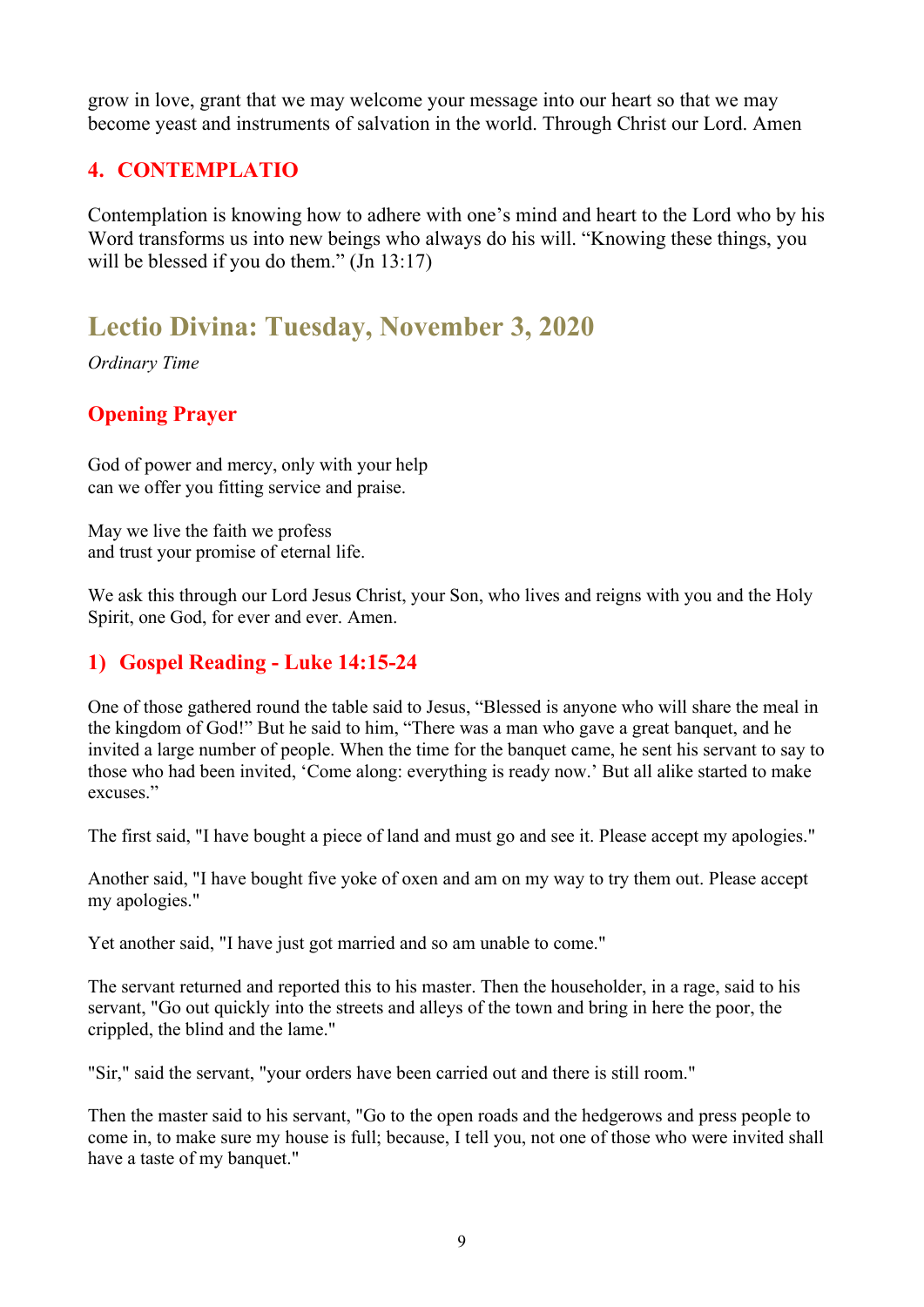grow in love, grant that we may welcome your message into our heart so that we may become yeast and instruments of salvation in the world. Through Christ our Lord. Amen

### 4. CONTEMPLATIO

Contemplation is knowing how to adhere with one's mind and heart to the Lord who by his Word transforms us into new beings who always do his will. "Knowing these things, you will be blessed if you do them." (Jn 13:17)

## Lectio Divina: Tuesday, November 3, 2020

*Ordinary Time*

### Opening Prayer

God of power and mercy, only with your help
can we offer you fitting service and praise.

May we live the faith we profess
and trust your promise of eternal life.

We ask this through our Lord Jesus Christ, your Son, who lives and reigns with you and the Holy Spirit, one God, for ever and ever. Amen.

### 1) Gospel Reading - Luke 14:15-24

One of those gathered round the table said to Jesus, "Blessed is anyone who will share the meal in the kingdom of God!" But he said to him, "There was a man who gave a great banquet, and he invited a large number of people. When the time for the banquet came, he sent his servant to say to those who had been invited, 'Come along: everything is ready now.' But all alike started to make excuses."

The first said, "I have bought a piece of land and must go and see it. Please accept my apologies."

Another said, "I have bought five yoke of oxen and am on my way to try them out. Please accept my apologies."

Yet another said, "I have just got married and so am unable to come."

The servant returned and reported this to his master. Then the householder, in a rage, said to his servant, "Go out quickly into the streets and alleys of the town and bring in here the poor, the crippled, the blind and the lame."

"Sir," said the servant, "your orders have been carried out and there is still room."

Then the master said to his servant, "Go to the open roads and the hedgerows and press people to come in, to make sure my house is full; because, I tell you, not one of those who were invited shall have a taste of my banquet."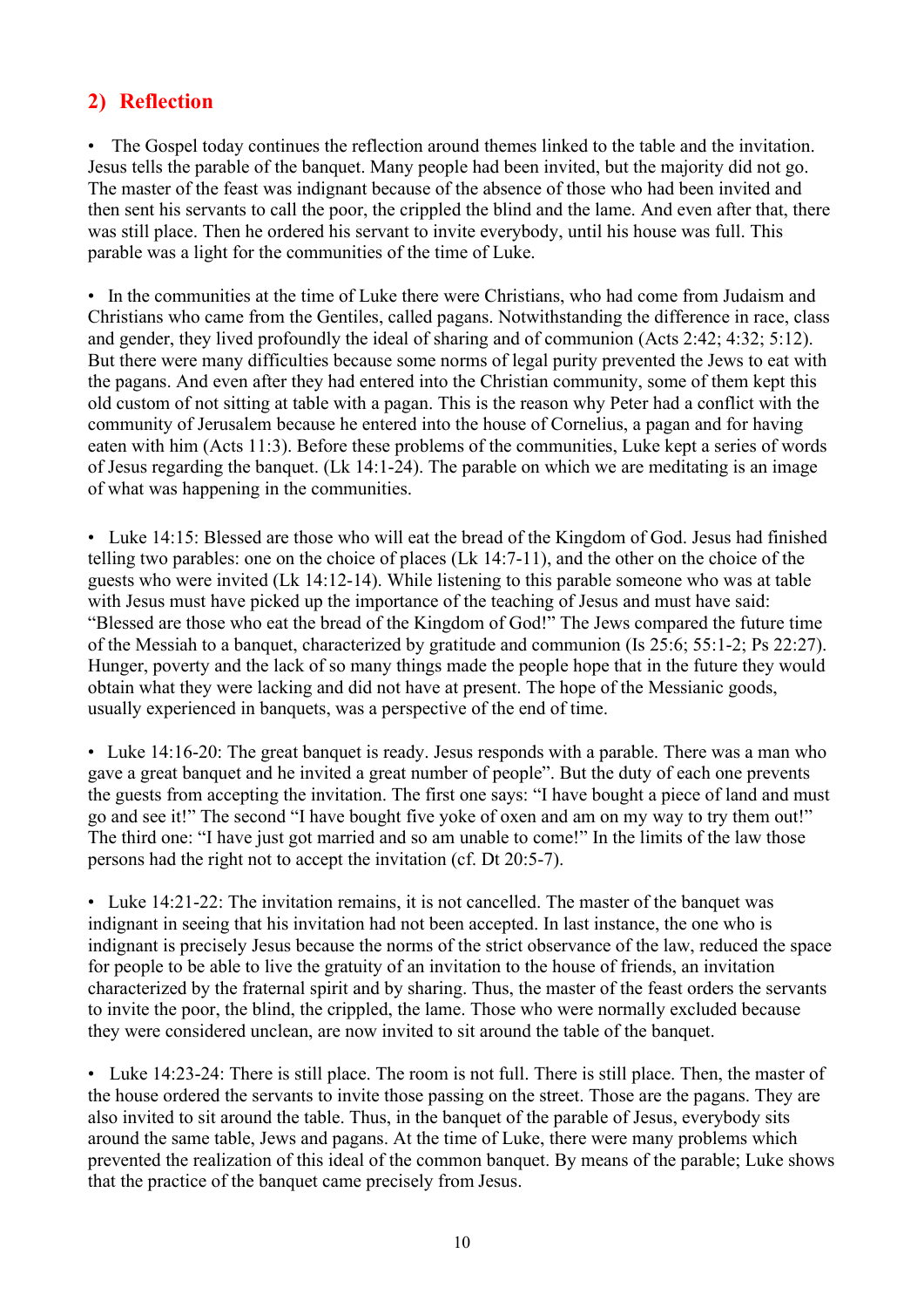## 2) Reflection

- The Gospel today continues the reflection around themes linked to the table and the invitation. Jesus tells the parable of the banquet. Many people had been invited, but the majority did not go. The master of the feast was indignant because of the absence of those who had been invited and then sent his servants to call the poor, the crippled the blind and the lame. And even after that, there was still place. Then he ordered his servant to invite everybody, until his house was full. This parable was a light for the communities of the time of Luke.

- In the communities at the time of Luke there were Christians, who had come from Judaism and Christians who came from the Gentiles, called pagans. Notwithstanding the difference in race, class and gender, they lived profoundly the ideal of sharing and of communion (Acts 2:42; 4:32; 5:12). But there were many difficulties because some norms of legal purity prevented the Jews to eat with the pagans. And even after they had entered into the Christian community, some of them kept this old custom of not sitting at table with a pagan. This is the reason why Peter had a conflict with the community of Jerusalem because he entered into the house of Cornelius, a pagan and for having eaten with him (Acts 11:3). Before these problems of the communities, Luke kept a series of words of Jesus regarding the banquet. (Lk 14:1-24). The parable on which we are meditating is an image of what was happening in the communities.

- Luke 14:15: Blessed are those who will eat the bread of the Kingdom of God. Jesus had finished telling two parables: one on the choice of places (Lk 14:7-11), and the other on the choice of the guests who were invited (Lk 14:12-14). While listening to this parable someone who was at table with Jesus must have picked up the importance of the teaching of Jesus and must have said: "Blessed are those who eat the bread of the Kingdom of God!" The Jews compared the future time of the Messiah to a banquet, characterized by gratitude and communion (Is 25:6; 55:1-2; Ps 22:27). Hunger, poverty and the lack of so many things made the people hope that in the future they would obtain what they were lacking and did not have at present. The hope of the Messianic goods, usually experienced in banquets, was a perspective of the end of time.

- Luke 14:16-20: The great banquet is ready. Jesus responds with a parable. There was a man who gave a great banquet and he invited a great number of people". But the duty of each one prevents the guests from accepting the invitation. The first one says: "I have bought a piece of land and must go and see it!" The second "I have bought five yoke of oxen and am on my way to try them out!" The third one: "I have just got married and so am unable to come!" In the limits of the law those persons had the right not to accept the invitation (cf. Dt 20:5-7).

- Luke 14:21-22: The invitation remains, it is not cancelled. The master of the banquet was indignant in seeing that his invitation had not been accepted. In last instance, the one who is indignant is precisely Jesus because the norms of the strict observance of the law, reduced the space for people to be able to live the gratuity of an invitation to the house of friends, an invitation characterized by the fraternal spirit and by sharing. Thus, the master of the feast orders the servants to invite the poor, the blind, the crippled, the lame. Those who were normally excluded because they were considered unclean, are now invited to sit around the table of the banquet.

- Luke 14:23-24: There is still place. The room is not full. There is still place. Then, the master of the house ordered the servants to invite those passing on the street. Those are the pagans. They are also invited to sit around the table. Thus, in the banquet of the parable of Jesus, everybody sits around the same table, Jews and pagans. At the time of Luke, there were many problems which prevented the realization of this ideal of the common banquet. By means of the parable; Luke shows that the practice of the banquet came precisely from Jesus.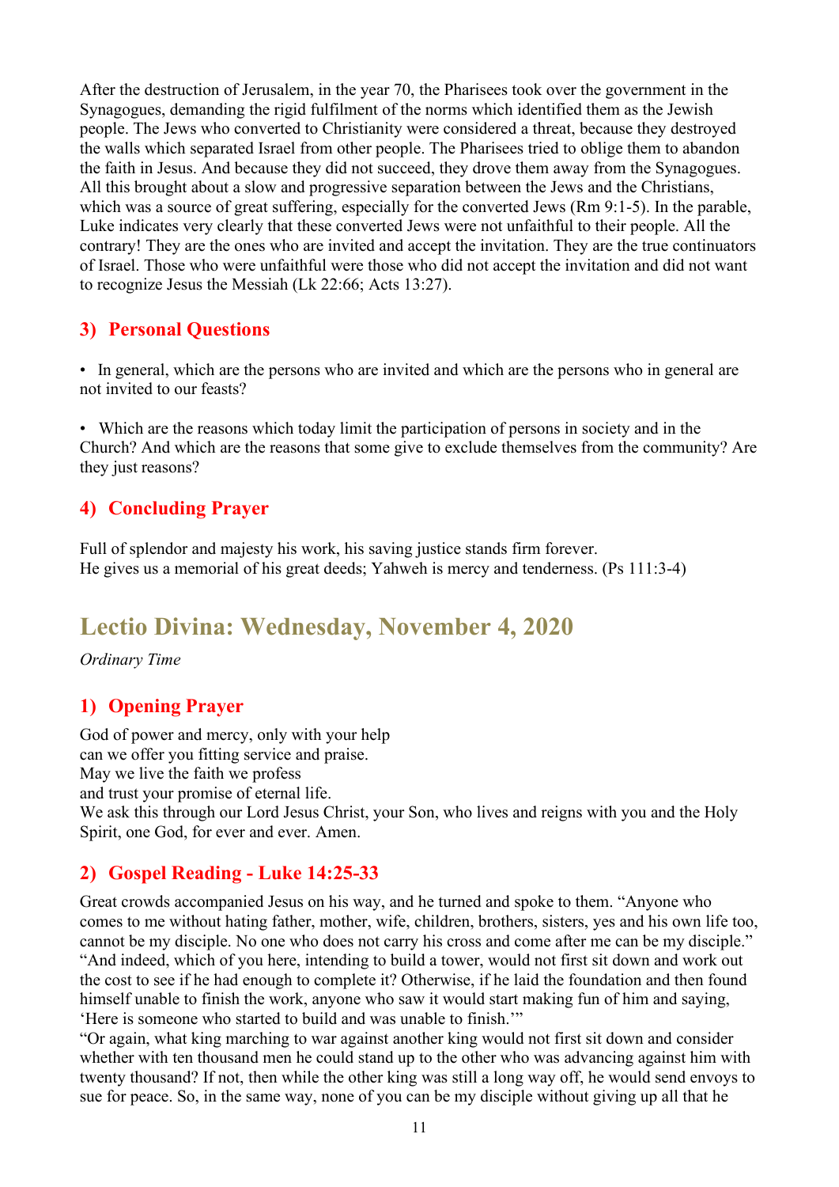After the destruction of Jerusalem, in the year 70, the Pharisees took over the government in the Synagogues, demanding the rigid fulfilment of the norms which identified them as the Jewish people. The Jews who converted to Christianity were considered a threat, because they destroyed the walls which separated Israel from other people. The Pharisees tried to oblige them to abandon the faith in Jesus. And because they did not succeed, they drove them away from the Synagogues. All this brought about a slow and progressive separation between the Jews and the Christians, which was a source of great suffering, especially for the converted Jews (Rm 9:1-5). In the parable, Luke indicates very clearly that these converted Jews were not unfaithful to their people. All the contrary! They are the ones who are invited and accept the invitation. They are the true continuators of Israel. Those who were unfaithful were those who did not accept the invitation and did not want to recognize Jesus the Messiah (Lk 22:66; Acts 13:27).

## 3) Personal Questions

- In general, which are the persons who are invited and which are the persons who in general are not invited to our feasts?

- Which are the reasons which today limit the participation of persons in society and in the Church? And which are the reasons that some give to exclude themselves from the community? Are they just reasons?

## 4) Concluding Prayer

Full of splendor and majesty his work, his saving justice stands firm forever.
He gives us a memorial of his great deeds; Yahweh is mercy and tenderness. (Ps 111:3-4)

# Lectio Divina: Wednesday, November 4, 2020

*Ordinary Time*

## 1) Opening Prayer

God of power and mercy, only with your help
can we offer you fitting service and praise.
May we live the faith we profess
and trust your promise of eternal life.
We ask this through our Lord Jesus Christ, your Son, who lives and reigns with you and the Holy Spirit, one God, for ever and ever. Amen.

## 2) Gospel Reading - Luke 14:25-33

Great crowds accompanied Jesus on his way, and he turned and spoke to them. “Anyone who comes to me without hating father, mother, wife, children, brothers, sisters, yes and his own life too, cannot be my disciple. No one who does not carry his cross and come after me can be my disciple.”
“And indeed, which of you here, intending to build a tower, would not first sit down and work out the cost to see if he had enough to complete it? Otherwise, if he laid the foundation and then found himself unable to finish the work, anyone who saw it would start making fun of him and saying, ‘Here is someone who started to build and was unable to finish.’”
“Or again, what king marching to war against another king would not first sit down and consider whether with ten thousand men he could stand up to the other who was advancing against him with twenty thousand? If not, then while the other king was still a long way off, he would send envoys to sue for peace. So, in the same way, none of you can be my disciple without giving up all that he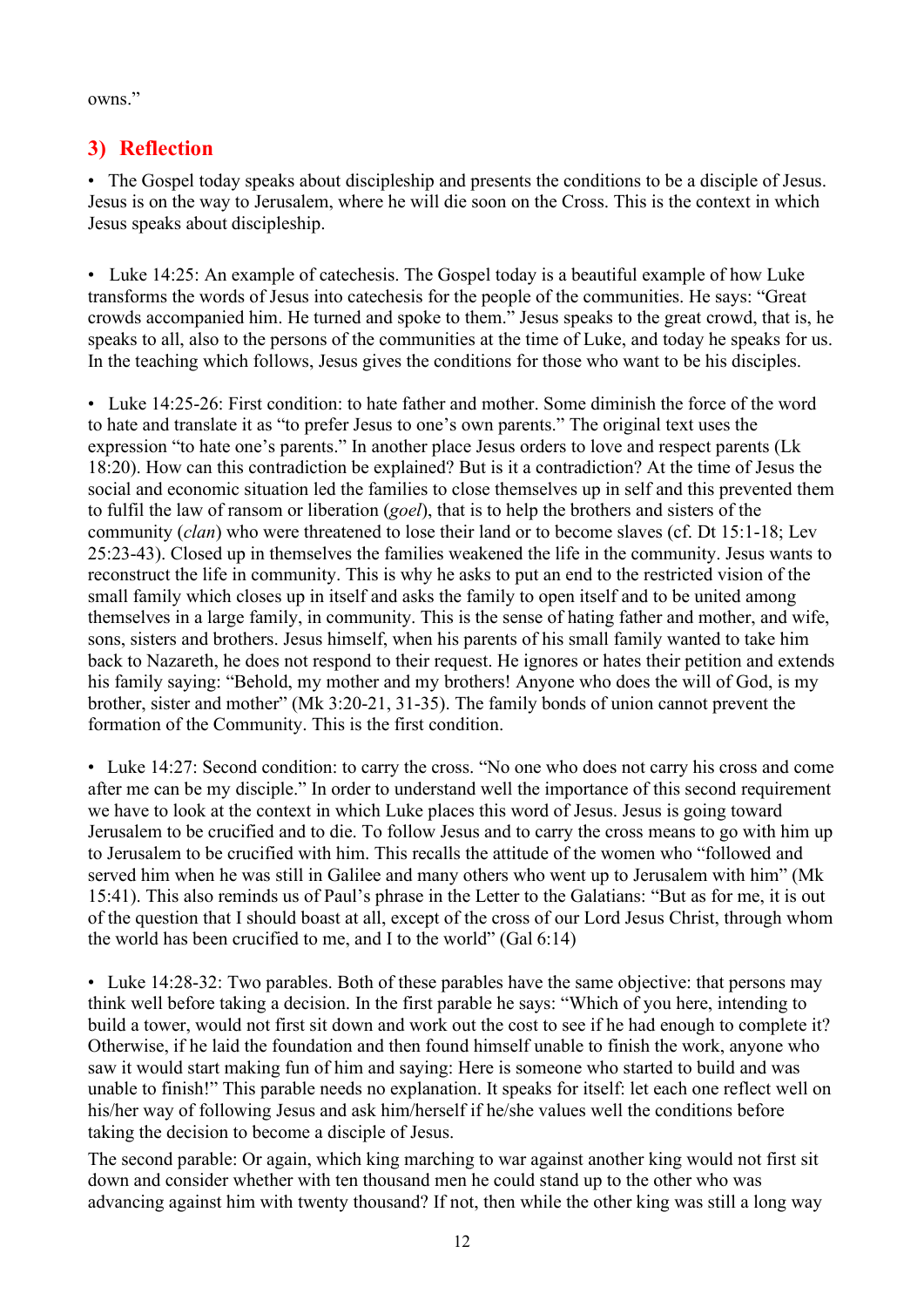owns."

## 3) Reflection

• The Gospel today speaks about discipleship and presents the conditions to be a disciple of Jesus. Jesus is on the way to Jerusalem, where he will die soon on the Cross. This is the context in which Jesus speaks about discipleship.

• Luke 14:25: An example of catechesis. The Gospel today is a beautiful example of how Luke transforms the words of Jesus into catechesis for the people of the communities. He says: "Great crowds accompanied him. He turned and spoke to them." Jesus speaks to the great crowd, that is, he speaks to all, also to the persons of the communities at the time of Luke, and today he speaks for us. In the teaching which follows, Jesus gives the conditions for those who want to be his disciples.

• Luke 14:25-26: First condition: to hate father and mother. Some diminish the force of the word to hate and translate it as "to prefer Jesus to one's own parents." The original text uses the expression "to hate one's parents." In another place Jesus orders to love and respect parents (Lk 18:20). How can this contradiction be explained? But is it a contradiction? At the time of Jesus the social and economic situation led the families to close themselves up in self and this prevented them to fulfil the law of ransom or liberation (*goel*), that is to help the brothers and sisters of the community (*clan*) who were threatened to lose their land or to become slaves (cf. Dt 15:1-18; Lev 25:23-43). Closed up in themselves the families weakened the life in the community. Jesus wants to reconstruct the life in community. This is why he asks to put an end to the restricted vision of the small family which closes up in itself and asks the family to open itself and to be united among themselves in a large family, in community. This is the sense of hating father and mother, and wife, sons, sisters and brothers. Jesus himself, when his parents of his small family wanted to take him back to Nazareth, he does not respond to their request. He ignores or hates their petition and extends his family saying: "Behold, my mother and my brothers! Anyone who does the will of God, is my brother, sister and mother" (Mk 3:20-21, 31-35). The family bonds of union cannot prevent the formation of the Community. This is the first condition.

• Luke 14:27: Second condition: to carry the cross. "No one who does not carry his cross and come after me can be my disciple." In order to understand well the importance of this second requirement we have to look at the context in which Luke places this word of Jesus. Jesus is going toward Jerusalem to be crucified and to die. To follow Jesus and to carry the cross means to go with him up to Jerusalem to be crucified with him. This recalls the attitude of the women who "followed and served him when he was still in Galilee and many others who went up to Jerusalem with him" (Mk 15:41). This also reminds us of Paul's phrase in the Letter to the Galatians: "But as for me, it is out of the question that I should boast at all, except of the cross of our Lord Jesus Christ, through whom the world has been crucified to me, and I to the world" (Gal 6:14)

• Luke 14:28-32: Two parables. Both of these parables have the same objective: that persons may think well before taking a decision. In the first parable he says: "Which of you here, intending to build a tower, would not first sit down and work out the cost to see if he had enough to complete it? Otherwise, if he laid the foundation and then found himself unable to finish the work, anyone who saw it would start making fun of him and saying: Here is someone who started to build and was unable to finish!" This parable needs no explanation. It speaks for itself: let each one reflect well on his/her way of following Jesus and ask him/herself if he/she values well the conditions before taking the decision to become a disciple of Jesus.

The second parable: Or again, which king marching to war against another king would not first sit down and consider whether with ten thousand men he could stand up to the other who was advancing against him with twenty thousand? If not, then while the other king was still a long way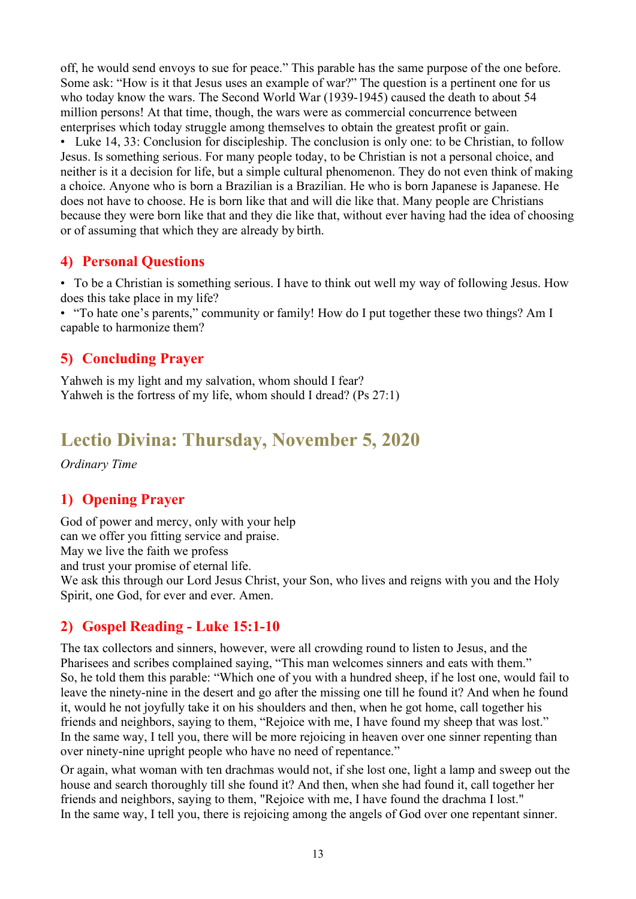off, he would send envoys to sue for peace." This parable has the same purpose of the one before. Some ask: "How is it that Jesus uses an example of war?" The question is a pertinent one for us who today know the wars. The Second World War (1939-1945) caused the death to about 54 million persons! At that time, though, the wars were as commercial concurrence between enterprises which today struggle among themselves to obtain the greatest profit or gain.

• Luke 14, 33: Conclusion for discipleship. The conclusion is only one: to be Christian, to follow Jesus. Is something serious. For many people today, to be Christian is not a personal choice, and neither is it a decision for life, but a simple cultural phenomenon. They do not even think of making a choice. Anyone who is born a Brazilian is a Brazilian. He who is born Japanese is Japanese. He does not have to choose. He is born like that and will die like that. Many people are Christians because they were born like that and they die like that, without ever having had the idea of choosing or of assuming that which they are already by birth.

## 4) Personal Questions

• To be a Christian is something serious. I have to think out well my way of following Jesus. How does this take place in my life?
• "To hate one's parents," community or family! How do I put together these two things? Am I capable to harmonize them?

## 5) Concluding Prayer

Yahweh is my light and my salvation, whom should I fear?
Yahweh is the fortress of my life, whom should I dread? (Ps 27:1)

# Lectio Divina: Thursday, November 5, 2020

*Ordinary Time*

## 1) Opening Prayer

God of power and mercy, only with your help
can we offer you fitting service and praise.
May we live the faith we profess
and trust your promise of eternal life.
We ask this through our Lord Jesus Christ, your Son, who lives and reigns with you and the Holy Spirit, one God, for ever and ever. Amen.

## 2) Gospel Reading - Luke 15:1-10

The tax collectors and sinners, however, were all crowding round to listen to Jesus, and the Pharisees and scribes complained saying, "This man welcomes sinners and eats with them."
So, he told them this parable: "Which one of you with a hundred sheep, if he lost one, would fail to leave the ninety-nine in the desert and go after the missing one till he found it? And when he found it, would he not joyfully take it on his shoulders and then, when he got home, call together his friends and neighbors, saying to them, "Rejoice with me, I have found my sheep that was lost."
In the same way, I tell you, there will be more rejoicing in heaven over one sinner repenting than over ninety-nine upright people who have no need of repentance."

Or again, what woman with ten drachmas would not, if she lost one, light a lamp and sweep out the house and search thoroughly till she found it? And then, when she had found it, call together her friends and neighbors, saying to them, "Rejoice with me, I have found the drachma I lost."
In the same way, I tell you, there is rejoicing among the angels of God over one repentant sinner.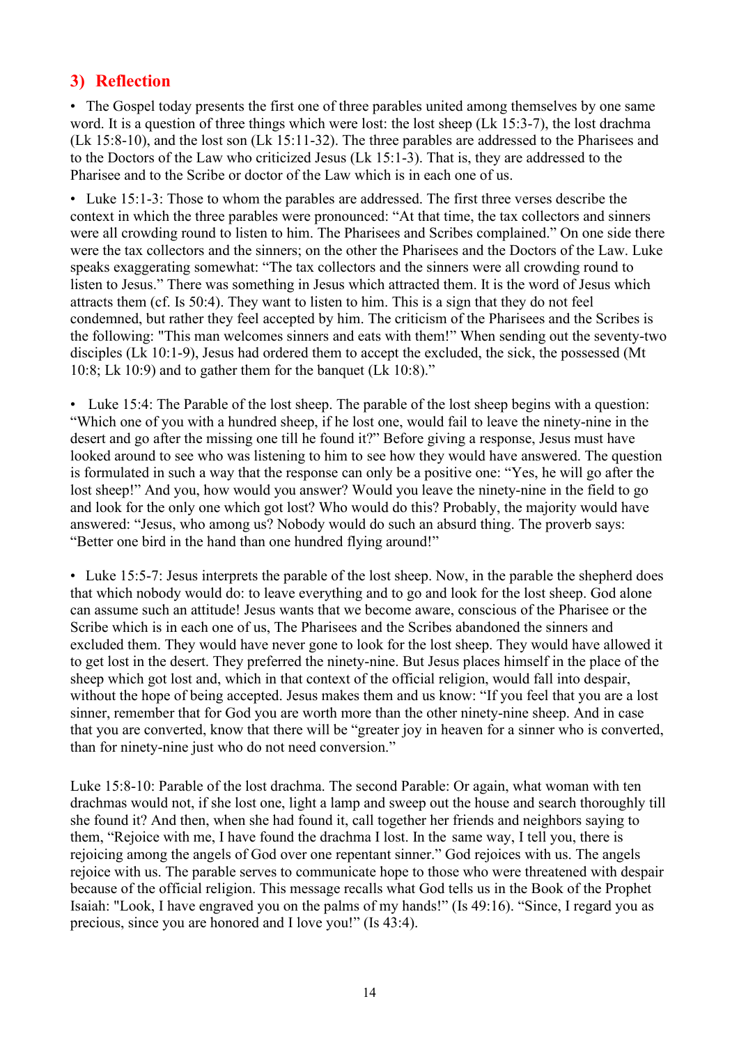## 3) Reflection

- The Gospel today presents the first one of three parables united among themselves by one same word. It is a question of three things which were lost: the lost sheep (Lk 15:3-7), the lost drachma (Lk 15:8-10), and the lost son (Lk 15:11-32). The three parables are addressed to the Pharisees and to the Doctors of the Law who criticized Jesus (Lk 15:1-3). That is, they are addressed to the Pharisee and to the Scribe or doctor of the Law which is in each one of us.

- Luke 15:1-3: Those to whom the parables are addressed. The first three verses describe the context in which the three parables were pronounced: "At that time, the tax collectors and sinners were all crowding round to listen to him. The Pharisees and Scribes complained." On one side there were the tax collectors and the sinners; on the other the Pharisees and the Doctors of the Law. Luke speaks exaggerating somewhat: "The tax collectors and the sinners were all crowding round to listen to Jesus." There was something in Jesus which attracted them. It is the word of Jesus which attracts them (cf. Is 50:4). They want to listen to him. This is a sign that they do not feel condemned, but rather they feel accepted by him. The criticism of the Pharisees and the Scribes is the following: "This man welcomes sinners and eats with them!" When sending out the seventy-two disciples (Lk 10:1-9), Jesus had ordered them to accept the excluded, the sick, the possessed (Mt 10:8; Lk 10:9) and to gather them for the banquet (Lk 10:8)."

- Luke 15:4: The Parable of the lost sheep. The parable of the lost sheep begins with a question: "Which one of you with a hundred sheep, if he lost one, would fail to leave the ninety-nine in the desert and go after the missing one till he found it?" Before giving a response, Jesus must have looked around to see who was listening to him to see how they would have answered. The question is formulated in such a way that the response can only be a positive one: "Yes, he will go after the lost sheep!" And you, how would you answer? Would you leave the ninety-nine in the field to go and look for the only one which got lost? Who would do this? Probably, the majority would have answered: "Jesus, who among us? Nobody would do such an absurd thing. The proverb says: "Better one bird in the hand than one hundred flying around!"

- Luke 15:5-7: Jesus interprets the parable of the lost sheep. Now, in the parable the shepherd does that which nobody would do: to leave everything and to go and look for the lost sheep. God alone can assume such an attitude! Jesus wants that we become aware, conscious of the Pharisee or the Scribe which is in each one of us, The Pharisees and the Scribes abandoned the sinners and excluded them. They would have never gone to look for the lost sheep. They would have allowed it to get lost in the desert. They preferred the ninety-nine. But Jesus places himself in the place of the sheep which got lost and, which in that context of the official religion, would fall into despair, without the hope of being accepted. Jesus makes them and us know: "If you feel that you are a lost sinner, remember that for God you are worth more than the other ninety-nine sheep. And in case that you are converted, know that there will be "greater joy in heaven for a sinner who is converted, than for ninety-nine just who do not need conversion."

Luke 15:8-10: Parable of the lost drachma. The second Parable: Or again, what woman with ten drachmas would not, if she lost one, light a lamp and sweep out the house and search thoroughly till she found it? And then, when she had found it, call together her friends and neighbors saying to them, "Rejoice with me, I have found the drachma I lost. In the same way, I tell you, there is rejoicing among the angels of God over one repentant sinner." God rejoices with us. The angels rejoice with us. The parable serves to communicate hope to those who were threatened with despair because of the official religion. This message recalls what God tells us in the Book of the Prophet Isaiah: "Look, I have engraved you on the palms of my hands!" (Is 49:16). "Since, I regard you as precious, since you are honored and I love you!" (Is 43:4).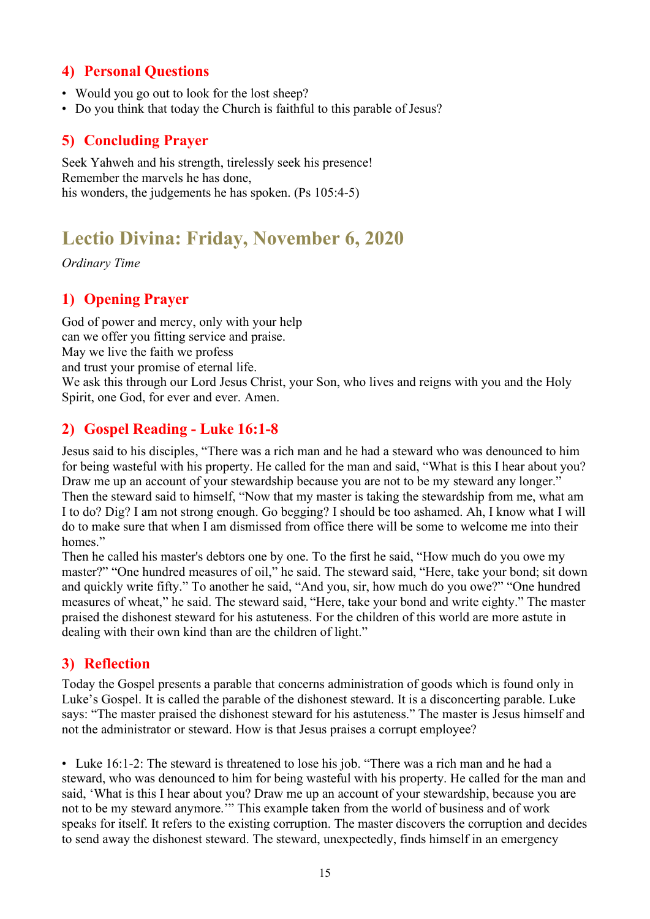## 4) Personal Questions

- Would you go out to look for the lost sheep?
- Do you think that today the Church is faithful to this parable of Jesus?

## 5) Concluding Prayer

Seek Yahweh and his strength, tirelessly seek his presence!
Remember the marvels he has done,
his wonders, the judgements he has spoken. (Ps 105:4-5)

# Lectio Divina: Friday, November 6, 2020

*Ordinary Time*

## 1) Opening Prayer

God of power and mercy, only with your help
can we offer you fitting service and praise.
May we live the faith we profess
and trust your promise of eternal life.
We ask this through our Lord Jesus Christ, your Son, who lives and reigns with you and the Holy Spirit, one God, for ever and ever. Amen.

## 2) Gospel Reading - Luke 16:1-8

Jesus said to his disciples, "There was a rich man and he had a steward who was denounced to him for being wasteful with his property. He called for the man and said, "What is this I hear about you? Draw me up an account of your stewardship because you are not to be my steward any longer." Then the steward said to himself, "Now that my master is taking the stewardship from me, what am I to do? Dig? I am not strong enough. Go begging? I should be too ashamed. Ah, I know what I will do to make sure that when I am dismissed from office there will be some to welcome me into their homes."
Then he called his master's debtors one by one. To the first he said, "How much do you owe my master?" "One hundred measures of oil," he said. The steward said, "Here, take your bond; sit down and quickly write fifty." To another he said, "And you, sir, how much do you owe?" "One hundred measures of wheat," he said. The steward said, "Here, take your bond and write eighty." The master praised the dishonest steward for his astuteness. For the children of this world are more astute in dealing with their own kind than are the children of light."

## 3) Reflection

Today the Gospel presents a parable that concerns administration of goods which is found only in Luke's Gospel. It is called the parable of the dishonest steward. It is a disconcerting parable. Luke says: "The master praised the dishonest steward for his astuteness." The master is Jesus himself and not the administrator or steward. How is that Jesus praises a corrupt employee?

- Luke 16:1-2: The steward is threatened to lose his job. "There was a rich man and he had a steward, who was denounced to him for being wasteful with his property. He called for the man and said, 'What is this I hear about you? Draw me up an account of your stewardship, because you are not to be my steward anymore.'" This example taken from the world of business and of work speaks for itself. It refers to the existing corruption. The master discovers the corruption and decides to send away the dishonest steward. The steward, unexpectedly, finds himself in an emergency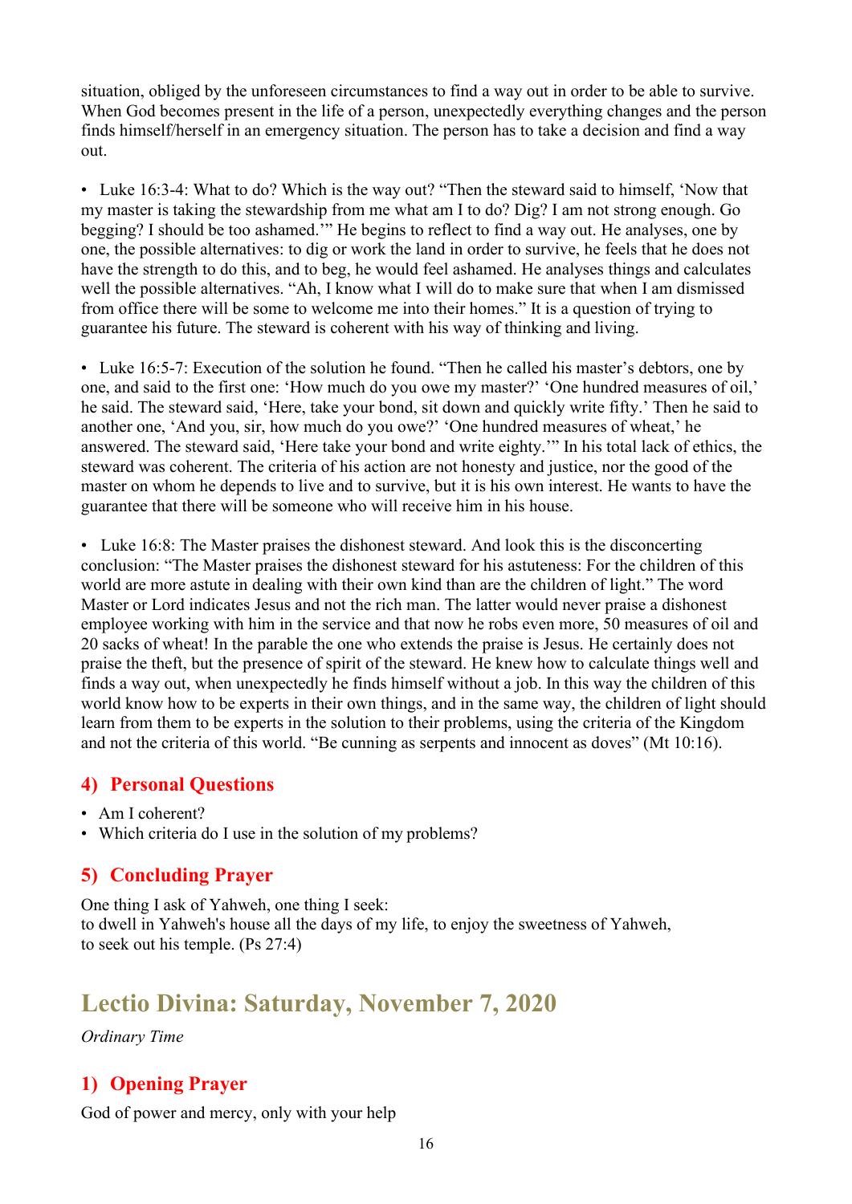situation, obliged by the unforeseen circumstances to find a way out in order to be able to survive. When God becomes present in the life of a person, unexpectedly everything changes and the person finds himself/herself in an emergency situation. The person has to take a decision and find a way out.

- Luke 16:3-4: What to do? Which is the way out? "Then the steward said to himself, 'Now that my master is taking the stewardship from me what am I to do? Dig? I am not strong enough. Go begging? I should be too ashamed.'" He begins to reflect to find a way out. He analyses, one by one, the possible alternatives: to dig or work the land in order to survive, he feels that he does not have the strength to do this, and to beg, he would feel ashamed. He analyses things and calculates well the possible alternatives. "Ah, I know what I will do to make sure that when I am dismissed from office there will be some to welcome me into their homes." It is a question of trying to guarantee his future. The steward is coherent with his way of thinking and living.

- Luke 16:5-7: Execution of the solution he found. "Then he called his master's debtors, one by one, and said to the first one: 'How much do you owe my master?' 'One hundred measures of oil,' he said. The steward said, 'Here, take your bond, sit down and quickly write fifty.' Then he said to another one, 'And you, sir, how much do you owe?' 'One hundred measures of wheat,' he answered. The steward said, 'Here take your bond and write eighty.'" In his total lack of ethics, the steward was coherent. The criteria of his action are not honesty and justice, nor the good of the master on whom he depends to live and to survive, but it is his own interest. He wants to have the guarantee that there will be someone who will receive him in his house.

- Luke 16:8: The Master praises the dishonest steward. And look this is the disconcerting conclusion: "The Master praises the dishonest steward for his astuteness: For the children of this world are more astute in dealing with their own kind than are the children of light." The word Master or Lord indicates Jesus and not the rich man. The latter would never praise a dishonest employee working with him in the service and that now he robs even more, 50 measures of oil and 20 sacks of wheat! In the parable the one who extends the praise is Jesus. He certainly does not praise the theft, but the presence of spirit of the steward. He knew how to calculate things well and finds a way out, when unexpectedly he finds himself without a job. In this way the children of this world know how to be experts in their own things, and in the same way, the children of light should learn from them to be experts in the solution to their problems, using the criteria of the Kingdom and not the criteria of this world. "Be cunning as serpents and innocent as doves" (Mt 10:16).

## 4) Personal Questions

- Am I coherent?
- Which criteria do I use in the solution of my problems?

## 5) Concluding Prayer

One thing I ask of Yahweh, one thing I seek:
to dwell in Yahweh's house all the days of my life, to enjoy the sweetness of Yahweh,
to seek out his temple. (Ps 27:4)

# Lectio Divina: Saturday, November 7, 2020

*Ordinary Time*

## 1) Opening Prayer

God of power and mercy, only with your help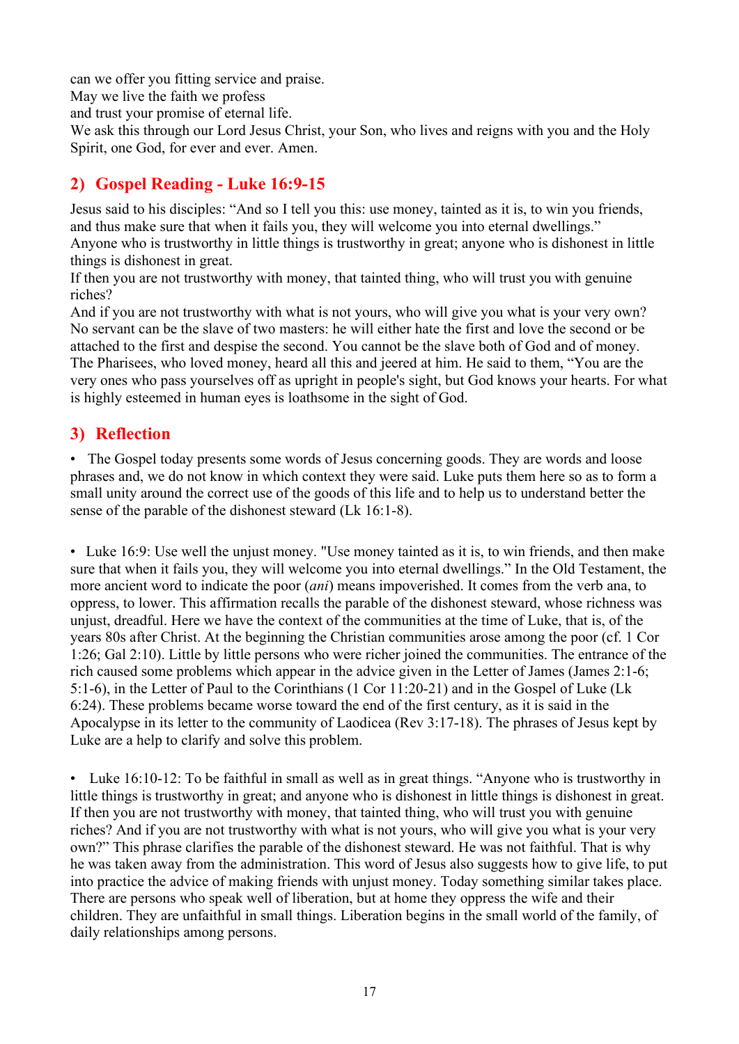can we offer you fitting service and praise.
May we live the faith we profess
and trust your promise of eternal life.
We ask this through our Lord Jesus Christ, your Son, who lives and reigns with you and the Holy Spirit, one God, for ever and ever. Amen.

## 2) Gospel Reading - Luke 16:9-15

Jesus said to his disciples: "And so I tell you this: use money, tainted as it is, to win you friends, and thus make sure that when it fails you, they will welcome you into eternal dwellings."
Anyone who is trustworthy in little things is trustworthy in great; anyone who is dishonest in little things is dishonest in great.
If then you are not trustworthy with money, that tainted thing, who will trust you with genuine riches?
And if you are not trustworthy with what is not yours, who will give you what is your very own?
No servant can be the slave of two masters: he will either hate the first and love the second or be attached to the first and despise the second. You cannot be the slave both of God and of money.
The Pharisees, who loved money, heard all this and jeered at him. He said to them, "You are the very ones who pass yourselves off as upright in people's sight, but God knows your hearts. For what is highly esteemed in human eyes is loathsome in the sight of God.

## 3) Reflection

- The Gospel today presents some words of Jesus concerning goods. They are words and loose phrases and, we do not know in which context they were said. Luke puts them here so as to form a small unity around the correct use of the goods of this life and to help us to understand better the sense of the parable of the dishonest steward (Lk 16:1-8).

- Luke 16:9: Use well the unjust money. "Use money tainted as it is, to win friends, and then make sure that when it fails you, they will welcome you into eternal dwellings." In the Old Testament, the more ancient word to indicate the poor (*ani*) means impoverished. It comes from the verb ana, to oppress, to lower. This affirmation recalls the parable of the dishonest steward, whose richness was unjust, dreadful. Here we have the context of the communities at the time of Luke, that is, of the years 80s after Christ. At the beginning the Christian communities arose among the poor (cf. 1 Cor 1:26; Gal 2:10). Little by little persons who were richer joined the communities. The entrance of the rich caused some problems which appear in the advice given in the Letter of James (James 2:1-6; 5:1-6), in the Letter of Paul to the Corinthians (1 Cor 11:20-21) and in the Gospel of Luke (Lk 6:24). These problems became worse toward the end of the first century, as it is said in the Apocalypse in its letter to the community of Laodicea (Rev 3:17-18). The phrases of Jesus kept by Luke are a help to clarify and solve this problem.

- Luke 16:10-12: To be faithful in small as well as in great things. "Anyone who is trustworthy in little things is trustworthy in great; and anyone who is dishonest in little things is dishonest in great. If then you are not trustworthy with money, that tainted thing, who will trust you with genuine riches? And if you are not trustworthy with what is not yours, who will give you what is your very own?" This phrase clarifies the parable of the dishonest steward. He was not faithful. That is why he was taken away from the administration. This word of Jesus also suggests how to give life, to put into practice the advice of making friends with unjust money. Today something similar takes place. There are persons who speak well of liberation, but at home they oppress the wife and their children. They are unfaithful in small things. Liberation begins in the small world of the family, of daily relationships among persons.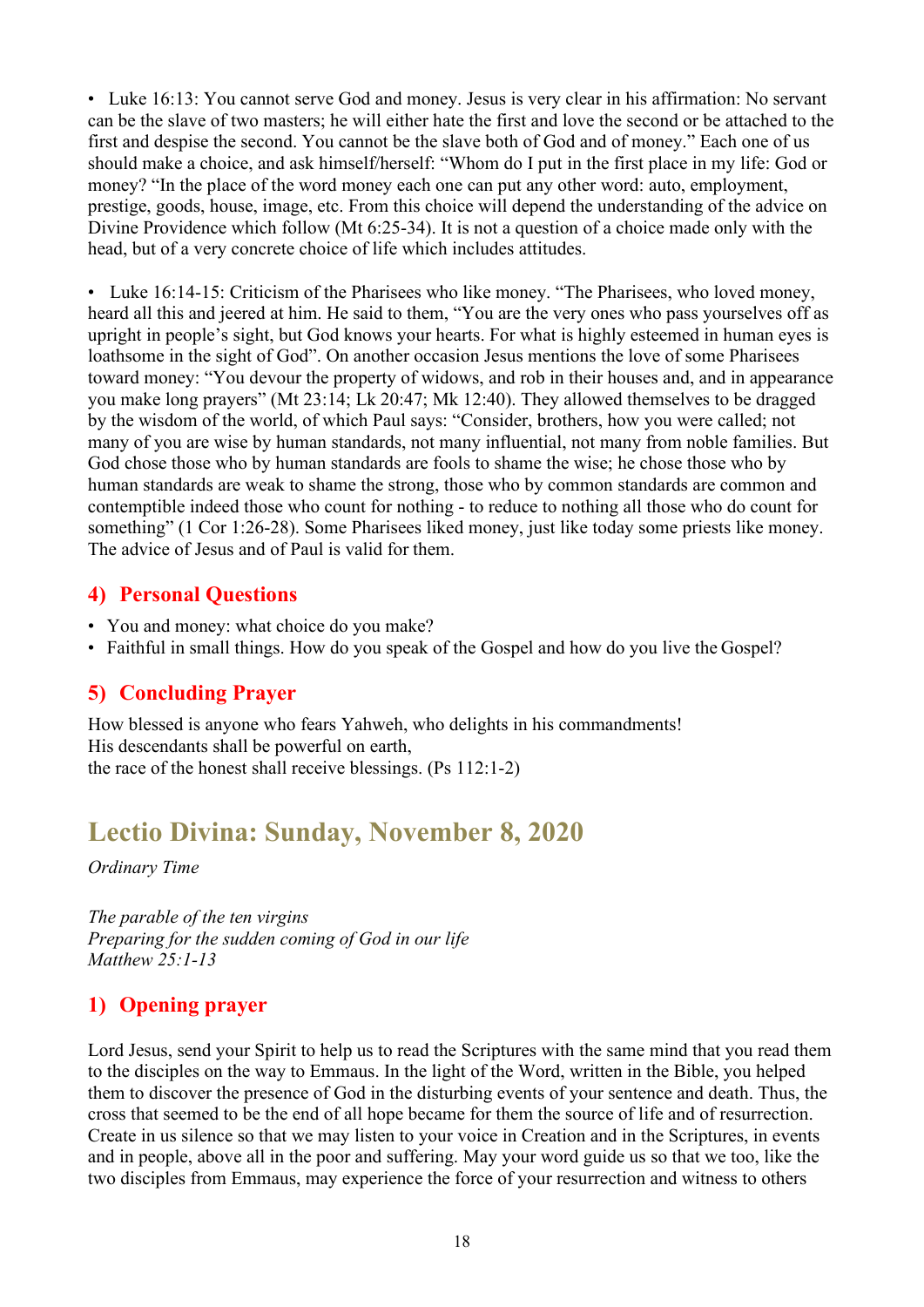• Luke 16:13: You cannot serve God and money. Jesus is very clear in his affirmation: No servant can be the slave of two masters; he will either hate the first and love the second or be attached to the first and despise the second. You cannot be the slave both of God and of money." Each one of us should make a choice, and ask himself/herself: "Whom do I put in the first place in my life: God or money? "In the place of the word money each one can put any other word: auto, employment, prestige, goods, house, image, etc. From this choice will depend the understanding of the advice on Divine Providence which follow (Mt 6:25-34). It is not a question of a choice made only with the head, but of a very concrete choice of life which includes attitudes.

• Luke 16:14-15: Criticism of the Pharisees who like money. "The Pharisees, who loved money, heard all this and jeered at him. He said to them, "You are the very ones who pass yourselves off as upright in people's sight, but God knows your hearts. For what is highly esteemed in human eyes is loathsome in the sight of God". On another occasion Jesus mentions the love of some Pharisees toward money: "You devour the property of widows, and rob in their houses and, and in appearance you make long prayers" (Mt 23:14; Lk 20:47; Mk 12:40). They allowed themselves to be dragged by the wisdom of the world, of which Paul says: "Consider, brothers, how you were called; not many of you are wise by human standards, not many influential, not many from noble families. But God chose those who by human standards are fools to shame the wise; he chose those who by human standards are weak to shame the strong, those who by common standards are common and contemptible indeed those who count for nothing - to reduce to nothing all those who do count for something" (1 Cor 1:26-28). Some Pharisees liked money, just like today some priests like money. The advice of Jesus and of Paul is valid for them.

## 4) Personal Questions

- You and money: what choice do you make?
- Faithful in small things. How do you speak of the Gospel and how do you live the Gospel?

## 5) Concluding Prayer

How blessed is anyone who fears Yahweh, who delights in his commandments!
His descendants shall be powerful on earth,
the race of the honest shall receive blessings. (Ps 112:1-2)

# Lectio Divina: Sunday, November 8, 2020

*Ordinary Time*

*The parable of the ten virgins*
*Preparing for the sudden coming of God in our life*
*Matthew 25:1-13*

## 1) Opening prayer

Lord Jesus, send your Spirit to help us to read the Scriptures with the same mind that you read them to the disciples on the way to Emmaus. In the light of the Word, written in the Bible, you helped them to discover the presence of God in the disturbing events of your sentence and death. Thus, the cross that seemed to be the end of all hope became for them the source of life and of resurrection. Create in us silence so that we may listen to your voice in Creation and in the Scriptures, in events and in people, above all in the poor and suffering. May your word guide us so that we too, like the two disciples from Emmaus, may experience the force of your resurrection and witness to others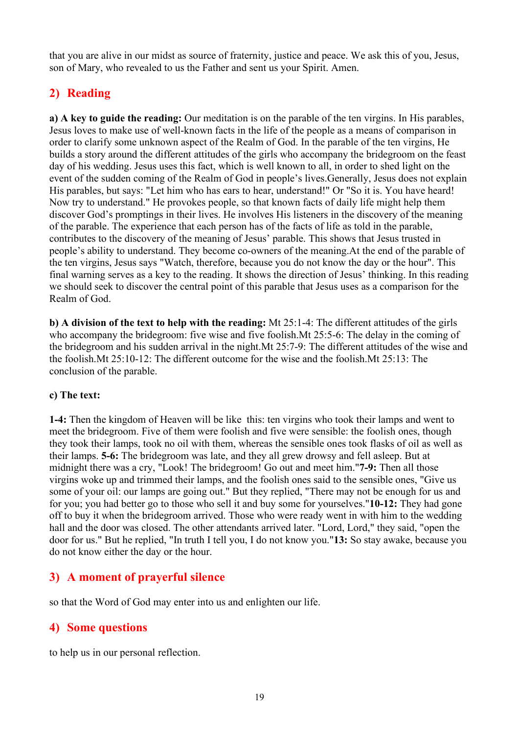that you are alive in our midst as source of fraternity, justice and peace. We ask this of you, Jesus, son of Mary, who revealed to us the Father and sent us your Spirit. Amen.

## 2) Reading

**a) A key to guide the reading:** Our meditation is on the parable of the ten virgins. In His parables, Jesus loves to make use of well-known facts in the life of the people as a means of comparison in order to clarify some unknown aspect of the Realm of God. In the parable of the ten virgins, He builds a story around the different attitudes of the girls who accompany the bridegroom on the feast day of his wedding. Jesus uses this fact, which is well known to all, in order to shed light on the event of the sudden coming of the Realm of God in people's lives.Generally, Jesus does not explain His parables, but says: "Let him who has ears to hear, understand!" Or "So it is. You have heard! Now try to understand." He provokes people, so that known facts of daily life might help them discover God's promptings in their lives. He involves His listeners in the discovery of the meaning of the parable. The experience that each person has of the facts of life as told in the parable, contributes to the discovery of the meaning of Jesus' parable. This shows that Jesus trusted in people's ability to understand. They become co-owners of the meaning.At the end of the parable of the ten virgins, Jesus says "Watch, therefore, because you do not know the day or the hour". This final warning serves as a key to the reading. It shows the direction of Jesus' thinking. In this reading we should seek to discover the central point of this parable that Jesus uses as a comparison for the Realm of God.

**b) A division of the text to help with the reading:** Mt 25:1-4: The different attitudes of the girls who accompany the bridegroom: five wise and five foolish.Mt 25:5-6: The delay in the coming of the bridegroom and his sudden arrival in the night.Mt 25:7-9: The different attitudes of the wise and the foolish.Mt 25:10-12: The different outcome for the wise and the foolish.Mt 25:13: The conclusion of the parable.

**c) The text:**

**1-4:** Then the kingdom of Heaven will be like this: ten virgins who took their lamps and went to meet the bridegroom. Five of them were foolish and five were sensible: the foolish ones, though they took their lamps, took no oil with them, whereas the sensible ones took flasks of oil as well as their lamps. **5-6:** The bridegroom was late, and they all grew drowsy and fell asleep. But at midnight there was a cry, "Look! The bridegroom! Go out and meet him."**7-9:** Then all those virgins woke up and trimmed their lamps, and the foolish ones said to the sensible ones, "Give us some of your oil: our lamps are going out." But they replied, "There may not be enough for us and for you; you had better go to those who sell it and buy some for yourselves."**10-12:** They had gone off to buy it when the bridegroom arrived. Those who were ready went in with him to the wedding hall and the door was closed. The other attendants arrived later. "Lord, Lord," they said, "open the door for us." But he replied, "In truth I tell you, I do not know you."**13:** So stay awake, because you do not know either the day or the hour.

## 3) A moment of prayerful silence

so that the Word of God may enter into us and enlighten our life.

## 4) Some questions

to help us in our personal reflection.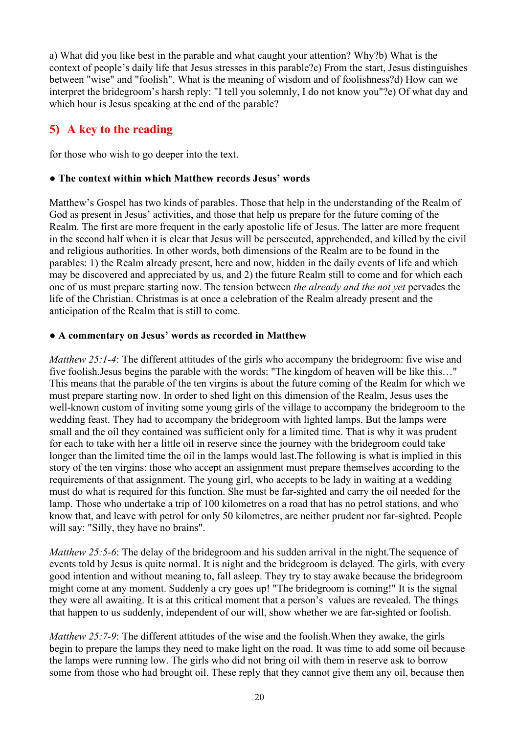a) What did you like best in the parable and what caught your attention? Why?b) What is the context of people's daily life that Jesus stresses in this parable?c) From the start, Jesus distinguishes between "wise" and "foolish". What is the meaning of wisdom and of foolishness?d) How can we interpret the bridegroom's harsh reply: "I tell you solemnly, I do not know you"?e) Of what day and which hour is Jesus speaking at the end of the parable?

## 5) A key to the reading

for those who wish to go deeper into the text.

**● The context within which Matthew records Jesus' words**

Matthew's Gospel has two kinds of parables. Those that help in the understanding of the Realm of God as present in Jesus' activities, and those that help us prepare for the future coming of the Realm. The first are more frequent in the early apostolic life of Jesus. The latter are more frequent in the second half when it is clear that Jesus will be persecuted, apprehended, and killed by the civil and religious authorities. In other words, both dimensions of the Realm are to be found in the parables: 1) the Realm already present, here and now, hidden in the daily events of life and which may be discovered and appreciated by us, and 2) the future Realm still to come and for which each one of us must prepare starting now. The tension between *the already and the not yet* pervades the life of the Christian. Christmas is at once a celebration of the Realm already present and the anticipation of the Realm that is still to come.

**● A commentary on Jesus' words as recorded in Matthew**

*Matthew 25:1-4*: The different attitudes of the girls who accompany the bridegroom: five wise and five foolish.Jesus begins the parable with the words: "The kingdom of heaven will be like this…" This means that the parable of the ten virgins is about the future coming of the Realm for which we must prepare starting now. In order to shed light on this dimension of the Realm, Jesus uses the well-known custom of inviting some young girls of the village to accompany the bridegroom to the wedding feast. They had to accompany the bridegroom with lighted lamps. But the lamps were small and the oil they contained was sufficient only for a limited time. That is why it was prudent for each to take with her a little oil in reserve since the journey with the bridegroom could take longer than the limited time the oil in the lamps would last.The following is what is implied in this story of the ten virgins: those who accept an assignment must prepare themselves according to the requirements of that assignment. The young girl, who accepts to be lady in waiting at a wedding must do what is required for this function. She must be far-sighted and carry the oil needed for the lamp. Those who undertake a trip of 100 kilometres on a road that has no petrol stations, and who know that, and leave with petrol for only 50 kilometres, are neither prudent nor far-sighted. People will say: "Silly, they have no brains".

*Matthew 25:5-6*: The delay of the bridegroom and his sudden arrival in the night.The sequence of events told by Jesus is quite normal. It is night and the bridegroom is delayed. The girls, with every good intention and without meaning to, fall asleep. They try to stay awake because the bridegroom might come at any moment. Suddenly a cry goes up! "The bridegroom is coming!" It is the signal they were all awaiting. It is at this critical moment that a person's values are revealed. The things that happen to us suddenly, independent of our will, show whether we are far-sighted or foolish.

*Matthew 25:7-9*: The different attitudes of the wise and the foolish.When they awake, the girls begin to prepare the lamps they need to make light on the road. It was time to add some oil because the lamps were running low. The girls who did not bring oil with them in reserve ask to borrow some from those who had brought oil. These reply that they cannot give them any oil, because then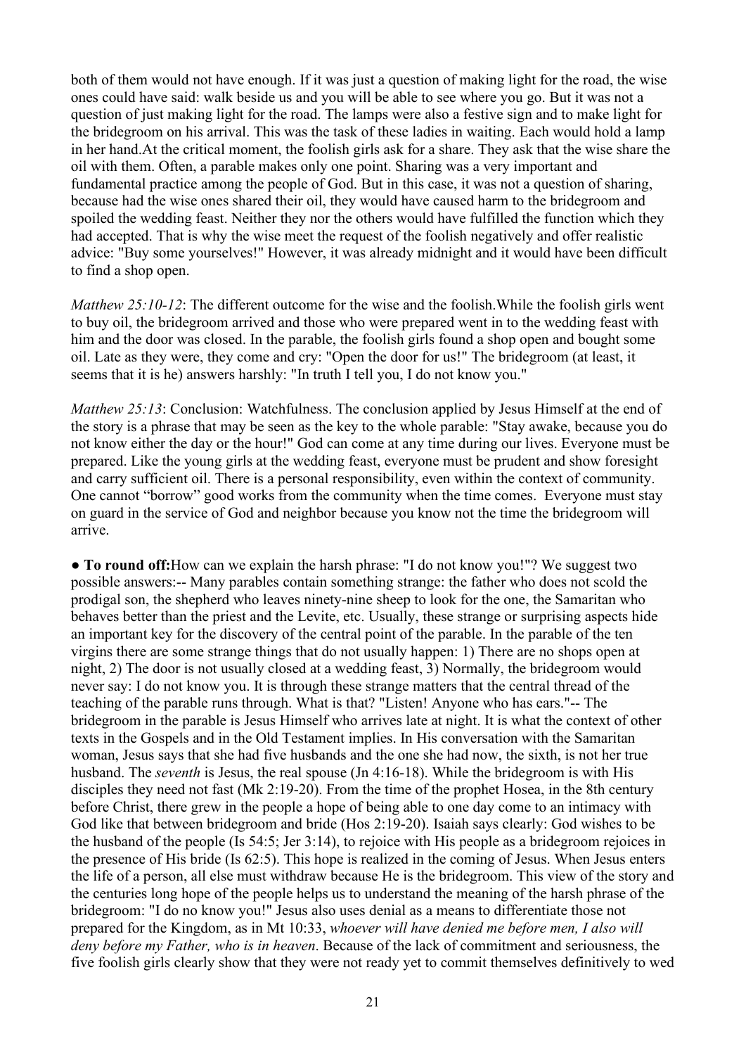both of them would not have enough. If it was just a question of making light for the road, the wise ones could have said: walk beside us and you will be able to see where you go. But it was not a question of just making light for the road. The lamps were also a festive sign and to make light for the bridegroom on his arrival. This was the task of these ladies in waiting. Each would hold a lamp in her hand.At the critical moment, the foolish girls ask for a share. They ask that the wise share the oil with them. Often, a parable makes only one point. Sharing was a very important and fundamental practice among the people of God. But in this case, it was not a question of sharing, because had the wise ones shared their oil, they would have caused harm to the bridegroom and spoiled the wedding feast. Neither they nor the others would have fulfilled the function which they had accepted. That is why the wise meet the request of the foolish negatively and offer realistic advice: "Buy some yourselves!" However, it was already midnight and it would have been difficult to find a shop open.

*Matthew 25:10-12*: The different outcome for the wise and the foolish.While the foolish girls went to buy oil, the bridegroom arrived and those who were prepared went in to the wedding feast with him and the door was closed. In the parable, the foolish girls found a shop open and bought some oil. Late as they were, they come and cry: "Open the door for us!" The bridegroom (at least, it seems that it is he) answers harshly: "In truth I tell you, I do not know you."

*Matthew 25:13*: Conclusion: Watchfulness. The conclusion applied by Jesus Himself at the end of the story is a phrase that may be seen as the key to the whole parable: "Stay awake, because you do not know either the day or the hour!" God can come at any time during our lives. Everyone must be prepared. Like the young girls at the wedding feast, everyone must be prudent and show foresight and carry sufficient oil. There is a personal responsibility, even within the context of community. One cannot "borrow" good works from the community when the time comes. Everyone must stay on guard in the service of God and neighbor because you know not the time the bridegroom will arrive.

● **To round off:**How can we explain the harsh phrase: "I do not know you!"? We suggest two possible answers:-- Many parables contain something strange: the father who does not scold the prodigal son, the shepherd who leaves ninety-nine sheep to look for the one, the Samaritan who behaves better than the priest and the Levite, etc. Usually, these strange or surprising aspects hide an important key for the discovery of the central point of the parable. In the parable of the ten virgins there are some strange things that do not usually happen: 1) There are no shops open at night, 2) The door is not usually closed at a wedding feast, 3) Normally, the bridegroom would never say: I do not know you. It is through these strange matters that the central thread of the teaching of the parable runs through. What is that? "Listen! Anyone who has ears."-- The bridegroom in the parable is Jesus Himself who arrives late at night. It is what the context of other texts in the Gospels and in the Old Testament implies. In His conversation with the Samaritan woman, Jesus says that she had five husbands and the one she had now, the sixth, is not her true husband. The *seventh* is Jesus, the real spouse (Jn 4:16-18). While the bridegroom is with His disciples they need not fast (Mk 2:19-20). From the time of the prophet Hosea, in the 8th century before Christ, there grew in the people a hope of being able to one day come to an intimacy with God like that between bridegroom and bride (Hos 2:19-20). Isaiah says clearly: God wishes to be the husband of the people (Is 54:5; Jer 3:14), to rejoice with His people as a bridegroom rejoices in the presence of His bride (Is 62:5). This hope is realized in the coming of Jesus. When Jesus enters the life of a person, all else must withdraw because He is the bridegroom. This view of the story and the centuries long hope of the people helps us to understand the meaning of the harsh phrase of the bridegroom: "I do no know you!" Jesus also uses denial as a means to differentiate those not prepared for the Kingdom, as in Mt 10:33, *whoever will have denied me before men, I also will deny before my Father, who is in heaven*. Because of the lack of commitment and seriousness, the five foolish girls clearly show that they were not ready yet to commit themselves definitively to wed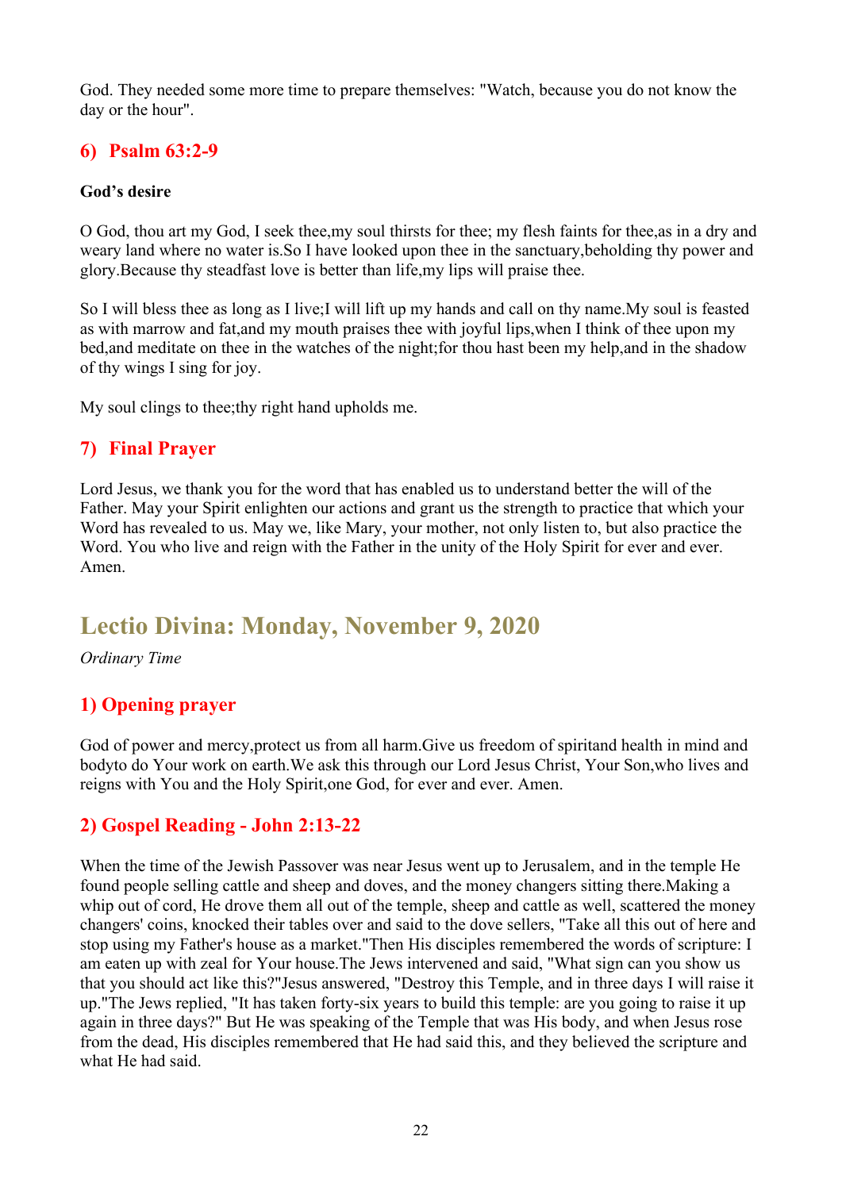God. They needed some more time to prepare themselves: "Watch, because you do not know the day or the hour".

## 6) Psalm 63:2-9

**God's desire**

O God, thou art my God, I seek thee,my soul thirsts for thee; my flesh faints for thee,as in a dry and weary land where no water is.So I have looked upon thee in the sanctuary,beholding thy power and glory.Because thy steadfast love is better than life,my lips will praise thee.

So I will bless thee as long as I live;I will lift up my hands and call on thy name.My soul is feasted as with marrow and fat,and my mouth praises thee with joyful lips,when I think of thee upon my bed,and meditate on thee in the watches of the night;for thou hast been my help,and in the shadow of thy wings I sing for joy.

My soul clings to thee;thy right hand upholds me.

## 7) Final Prayer

Lord Jesus, we thank you for the word that has enabled us to understand better the will of the Father. May your Spirit enlighten our actions and grant us the strength to practice that which your Word has revealed to us. May we, like Mary, your mother, not only listen to, but also practice the Word. You who live and reign with the Father in the unity of the Holy Spirit for ever and ever. Amen.

# Lectio Divina: Monday, November 9, 2020

*Ordinary Time*

## 1) Opening prayer

God of power and mercy,protect us from all harm.Give us freedom of spiritand health in mind and bodyto do Your work on earth.We ask this through our Lord Jesus Christ, Your Son,who lives and reigns with You and the Holy Spirit,one God, for ever and ever. Amen.

## 2) Gospel Reading - John 2:13-22

When the time of the Jewish Passover was near Jesus went up to Jerusalem, and in the temple He found people selling cattle and sheep and doves, and the money changers sitting there.Making a whip out of cord, He drove them all out of the temple, sheep and cattle as well, scattered the money changers' coins, knocked their tables over and said to the dove sellers, "Take all this out of here and stop using my Father's house as a market."Then His disciples remembered the words of scripture: I am eaten up with zeal for Your house.The Jews intervened and said, "What sign can you show us that you should act like this?"Jesus answered, "Destroy this Temple, and in three days I will raise it up."The Jews replied, "It has taken forty-six years to build this temple: are you going to raise it up again in three days?" But He was speaking of the Temple that was His body, and when Jesus rose from the dead, His disciples remembered that He had said this, and they believed the scripture and what He had said.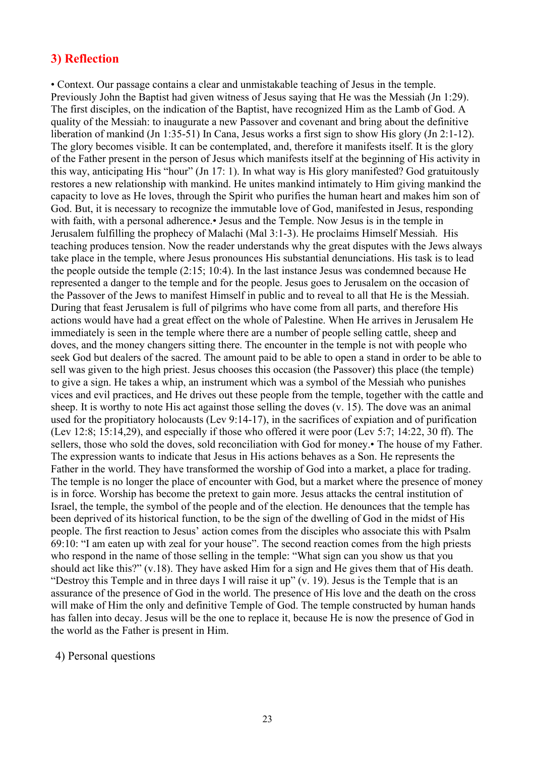## 3) Reflection

• Context. Our passage contains a clear and unmistakable teaching of Jesus in the temple. Previously John the Baptist had given witness of Jesus saying that He was the Messiah (Jn 1:29). The first disciples, on the indication of the Baptist, have recognized Him as the Lamb of God. A quality of the Messiah: to inaugurate a new Passover and covenant and bring about the definitive liberation of mankind (Jn 1:35-51) In Cana, Jesus works a first sign to show His glory (Jn 2:1-12). The glory becomes visible. It can be contemplated, and, therefore it manifests itself. It is the glory of the Father present in the person of Jesus which manifests itself at the beginning of His activity in this way, anticipating His "hour" (Jn 17: 1). In what way is His glory manifested? God gratuitously restores a new relationship with mankind. He unites mankind intimately to Him giving mankind the capacity to love as He loves, through the Spirit who purifies the human heart and makes him son of God. But, it is necessary to recognize the immutable love of God, manifested in Jesus, responding with faith, with a personal adherence.• Jesus and the Temple. Now Jesus is in the temple in Jerusalem fulfilling the prophecy of Malachi (Mal 3:1-3). He proclaims Himself Messiah. His teaching produces tension. Now the reader understands why the great disputes with the Jews always take place in the temple, where Jesus pronounces His substantial denunciations. His task is to lead the people outside the temple (2:15; 10:4). In the last instance Jesus was condemned because He represented a danger to the temple and for the people. Jesus goes to Jerusalem on the occasion of the Passover of the Jews to manifest Himself in public and to reveal to all that He is the Messiah. During that feast Jerusalem is full of pilgrims who have come from all parts, and therefore His actions would have had a great effect on the whole of Palestine. When He arrives in Jerusalem He immediately is seen in the temple where there are a number of people selling cattle, sheep and doves, and the money changers sitting there. The encounter in the temple is not with people who seek God but dealers of the sacred. The amount paid to be able to open a stand in order to be able to sell was given to the high priest. Jesus chooses this occasion (the Passover) this place (the temple) to give a sign. He takes a whip, an instrument which was a symbol of the Messiah who punishes vices and evil practices, and He drives out these people from the temple, together with the cattle and sheep. It is worthy to note His act against those selling the doves (v. 15). The dove was an animal used for the propitiatory holocausts (Lev 9:14-17), in the sacrifices of expiation and of purification (Lev 12:8; 15:14,29), and especially if those who offered it were poor (Lev 5:7; 14:22, 30 ff). The sellers, those who sold the doves, sold reconciliation with God for money.• The house of my Father. The expression wants to indicate that Jesus in His actions behaves as a Son. He represents the Father in the world. They have transformed the worship of God into a market, a place for trading. The temple is no longer the place of encounter with God, but a market where the presence of money is in force. Worship has become the pretext to gain more. Jesus attacks the central institution of Israel, the temple, the symbol of the people and of the election. He denounces that the temple has been deprived of its historical function, to be the sign of the dwelling of God in the midst of His people. The first reaction to Jesus' action comes from the disciples who associate this with Psalm 69:10: "I am eaten up with zeal for your house". The second reaction comes from the high priests who respond in the name of those selling in the temple: "What sign can you show us that you should act like this?" (v.18). They have asked Him for a sign and He gives them that of His death. "Destroy this Temple and in three days I will raise it up" (v. 19). Jesus is the Temple that is an assurance of the presence of God in the world. The presence of His love and the death on the cross will make of Him the only and definitive Temple of God. The temple constructed by human hands has fallen into decay. Jesus will be the one to replace it, because He is now the presence of God in the world as the Father is present in Him.

## 4) Personal questions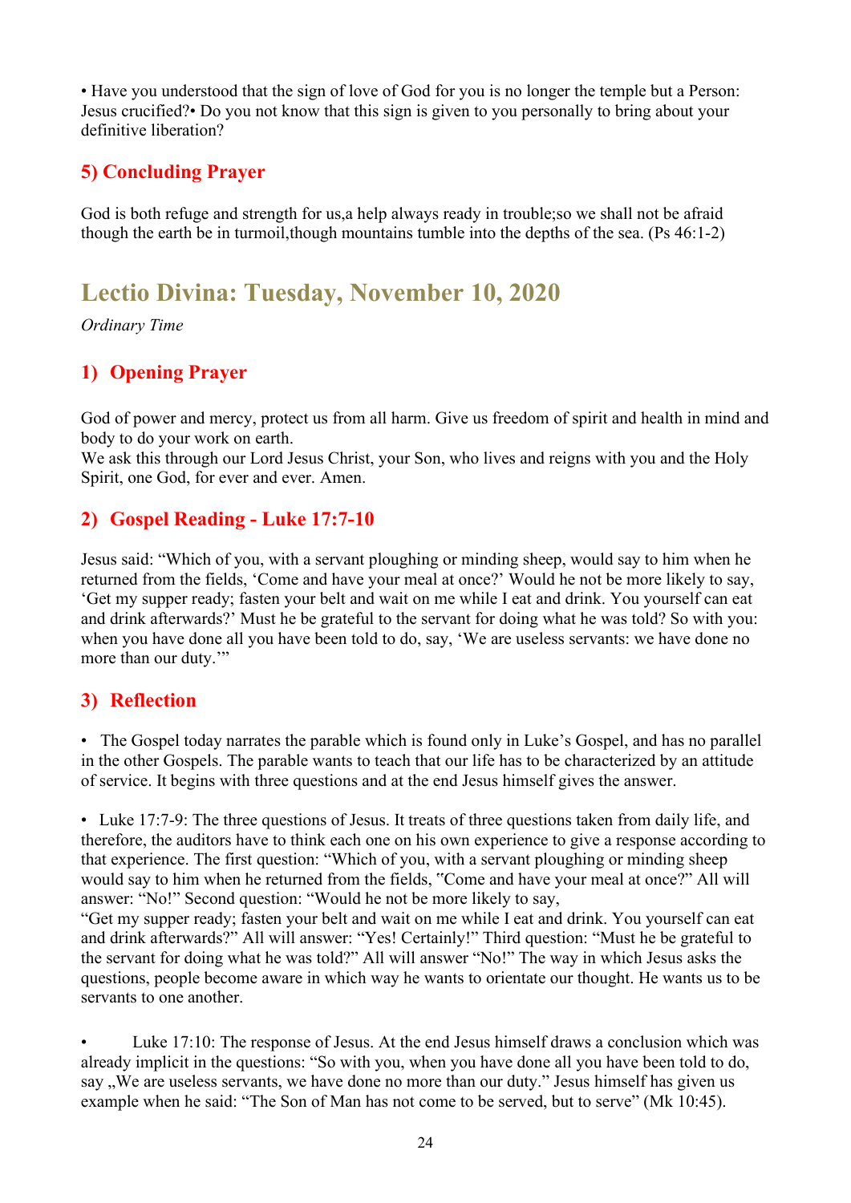• Have you understood that the sign of love of God for you is no longer the temple but a Person: Jesus crucified?• Do you not know that this sign is given to you personally to bring about your definitive liberation?

## 5) Concluding Prayer

God is both refuge and strength for us,a help always ready in trouble;so we shall not be afraid though the earth be in turmoil,though mountains tumble into the depths of the sea. (Ps 46:1-2)

# Lectio Divina: Tuesday, November 10, 2020

*Ordinary Time*

## 1) Opening Prayer

God of power and mercy, protect us from all harm. Give us freedom of spirit and health in mind and body to do your work on earth.
We ask this through our Lord Jesus Christ, your Son, who lives and reigns with you and the Holy Spirit, one God, for ever and ever. Amen.

## 2) Gospel Reading - Luke 17:7-10

Jesus said: "Which of you, with a servant ploughing or minding sheep, would say to him when he returned from the fields, 'Come and have your meal at once?' Would he not be more likely to say, 'Get my supper ready; fasten your belt and wait on me while I eat and drink. You yourself can eat and drink afterwards?' Must he be grateful to the servant for doing what he was told? So with you: when you have done all you have been told to do, say, 'We are useless servants: we have done no more than our duty.'"

## 3) Reflection

• The Gospel today narrates the parable which is found only in Luke's Gospel, and has no parallel in the other Gospels. The parable wants to teach that our life has to be characterized by an attitude of service. It begins with three questions and at the end Jesus himself gives the answer.

• Luke 17:7-9: The three questions of Jesus. It treats of three questions taken from daily life, and therefore, the auditors have to think each one on his own experience to give a response according to that experience. The first question: "Which of you, with a servant ploughing or minding sheep would say to him when he returned from the fields, "Come and have your meal at once?" All will answer: "No!" Second question: "Would he not be more likely to say,
"Get my supper ready; fasten your belt and wait on me while I eat and drink. You yourself can eat and drink afterwards?" All will answer: "Yes! Certainly!" Third question: "Must he be grateful to the servant for doing what he was told?" All will answer "No!" The way in which Jesus asks the questions, people become aware in which way he wants to orientate our thought. He wants us to be servants to one another.

• Luke 17:10: The response of Jesus. At the end Jesus himself draws a conclusion which was already implicit in the questions: "So with you, when you have done all you have been told to do, say „We are useless servants, we have done no more than our duty." Jesus himself has given us example when he said: "The Son of Man has not come to be served, but to serve" (Mk 10:45).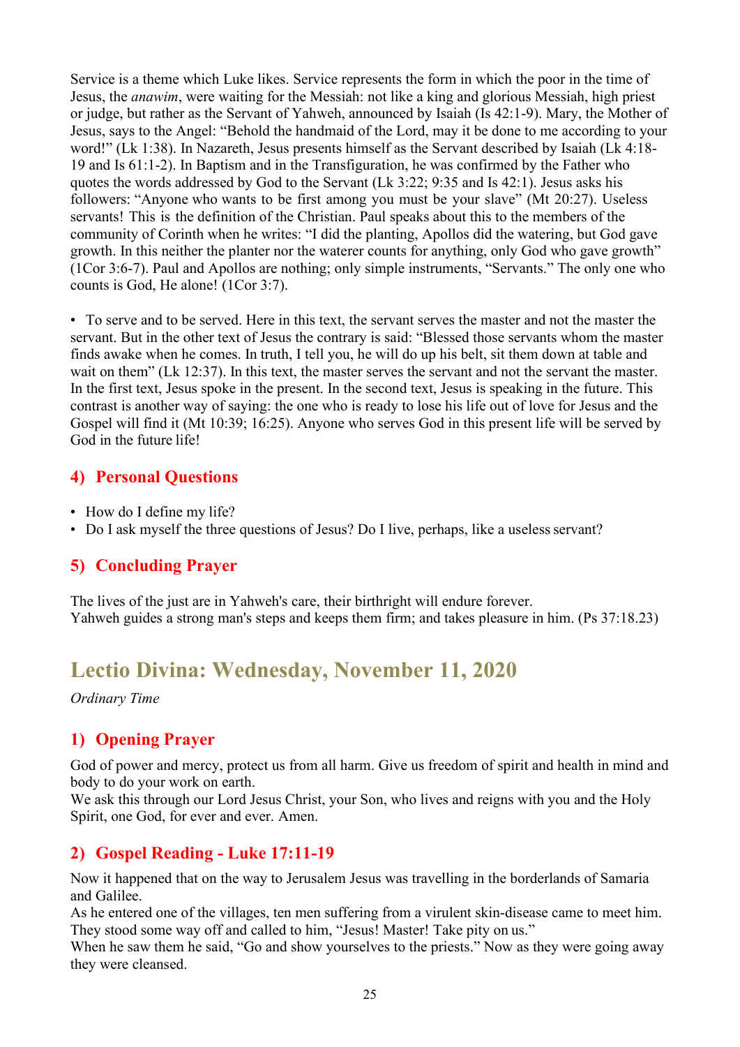Service is a theme which Luke likes. Service represents the form in which the poor in the time of Jesus, the *anawim*, were waiting for the Messiah: not like a king and glorious Messiah, high priest or judge, but rather as the Servant of Yahweh, announced by Isaiah (Is 42:1-9). Mary, the Mother of Jesus, says to the Angel: "Behold the handmaid of the Lord, may it be done to me according to your word!" (Lk 1:38). In Nazareth, Jesus presents himself as the Servant described by Isaiah (Lk 4:18-19 and Is 61:1-2). In Baptism and in the Transfiguration, he was confirmed by the Father who quotes the words addressed by God to the Servant (Lk 3:22; 9:35 and Is 42:1). Jesus asks his followers: "Anyone who wants to be first among you must be your slave" (Mt 20:27). Useless servants! This is the definition of the Christian. Paul speaks about this to the members of the community of Corinth when he writes: "I did the planting, Apollos did the watering, but God gave growth. In this neither the planter nor the waterer counts for anything, only God who gave growth" (1Cor 3:6-7). Paul and Apollos are nothing; only simple instruments, "Servants." The only one who counts is God, He alone! (1Cor 3:7).

• To serve and to be served. Here in this text, the servant serves the master and not the master the servant. But in the other text of Jesus the contrary is said: "Blessed those servants whom the master finds awake when he comes. In truth, I tell you, he will do up his belt, sit them down at table and wait on them" (Lk 12:37). In this text, the master serves the servant and not the servant the master. In the first text, Jesus spoke in the present. In the second text, Jesus is speaking in the future. This contrast is another way of saying: the one who is ready to lose his life out of love for Jesus and the Gospel will find it (Mt 10:39; 16:25). Anyone who serves God in this present life will be served by God in the future life!

## 4) Personal Questions

- How do I define my life?
- Do I ask myself the three questions of Jesus? Do I live, perhaps, like a useless servant?

## 5) Concluding Prayer

The lives of the just are in Yahweh's care, their birthright will endure forever.
Yahweh guides a strong man's steps and keeps them firm; and takes pleasure in him. (Ps 37:18.23)

# Lectio Divina: Wednesday, November 11, 2020

*Ordinary Time*

## 1) Opening Prayer

God of power and mercy, protect us from all harm. Give us freedom of spirit and health in mind and body to do your work on earth.
We ask this through our Lord Jesus Christ, your Son, who lives and reigns with you and the Holy Spirit, one God, for ever and ever. Amen.

## 2) Gospel Reading - Luke 17:11-19

Now it happened that on the way to Jerusalem Jesus was travelling in the borderlands of Samaria and Galilee.
As he entered one of the villages, ten men suffering from a virulent skin-disease came to meet him. They stood some way off and called to him, "Jesus! Master! Take pity on us."
When he saw them he said, "Go and show yourselves to the priests." Now as they were going away they were cleansed.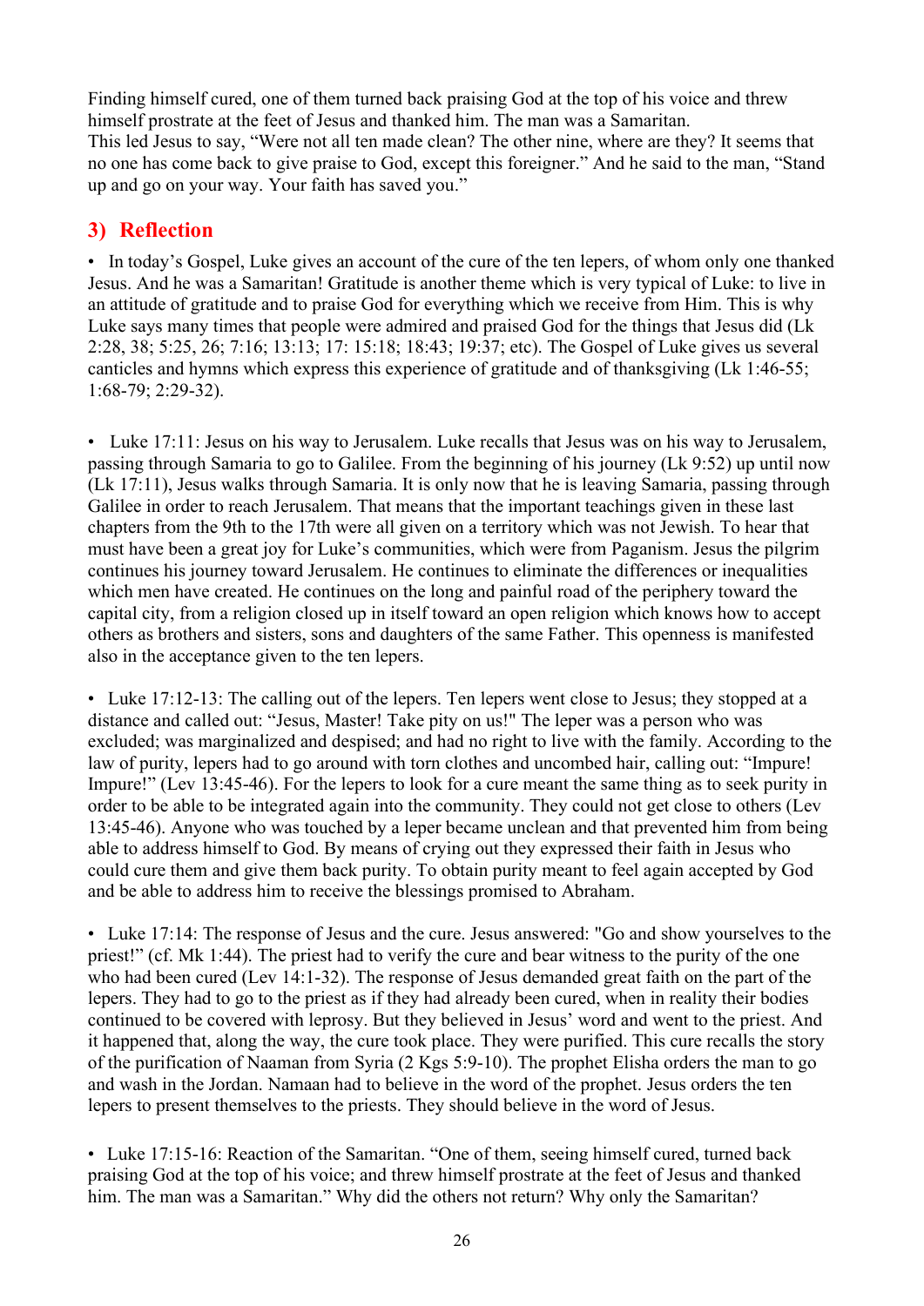Finding himself cured, one of them turned back praising God at the top of his voice and threw himself prostrate at the feet of Jesus and thanked him. The man was a Samaritan.
This led Jesus to say, "Were not all ten made clean? The other nine, where are they? It seems that no one has come back to give praise to God, except this foreigner." And he said to the man, "Stand up and go on your way. Your faith has saved you."

## 3) Reflection

• In today's Gospel, Luke gives an account of the cure of the ten lepers, of whom only one thanked Jesus. And he was a Samaritan! Gratitude is another theme which is very typical of Luke: to live in an attitude of gratitude and to praise God for everything which we receive from Him. This is why Luke says many times that people were admired and praised God for the things that Jesus did (Lk 2:28, 38; 5:25, 26; 7:16; 13:13; 17: 15:18; 18:43; 19:37; etc). The Gospel of Luke gives us several canticles and hymns which express this experience of gratitude and of thanksgiving (Lk 1:46-55; 1:68-79; 2:29-32).

• Luke 17:11: Jesus on his way to Jerusalem. Luke recalls that Jesus was on his way to Jerusalem, passing through Samaria to go to Galilee. From the beginning of his journey (Lk 9:52) up until now (Lk 17:11), Jesus walks through Samaria. It is only now that he is leaving Samaria, passing through Galilee in order to reach Jerusalem. That means that the important teachings given in these last chapters from the 9th to the 17th were all given on a territory which was not Jewish. To hear that must have been a great joy for Luke's communities, which were from Paganism. Jesus the pilgrim continues his journey toward Jerusalem. He continues to eliminate the differences or inequalities which men have created. He continues on the long and painful road of the periphery toward the capital city, from a religion closed up in itself toward an open religion which knows how to accept others as brothers and sisters, sons and daughters of the same Father. This openness is manifested also in the acceptance given to the ten lepers.

• Luke 17:12-13: The calling out of the lepers. Ten lepers went close to Jesus; they stopped at a distance and called out: "Jesus, Master! Take pity on us!" The leper was a person who was excluded; was marginalized and despised; and had no right to live with the family. According to the law of purity, lepers had to go around with torn clothes and uncombed hair, calling out: "Impure! Impure!" (Lev 13:45-46). For the lepers to look for a cure meant the same thing as to seek purity in order to be able to be integrated again into the community. They could not get close to others (Lev 13:45-46). Anyone who was touched by a leper became unclean and that prevented him from being able to address himself to God. By means of crying out they expressed their faith in Jesus who could cure them and give them back purity. To obtain purity meant to feel again accepted by God and be able to address him to receive the blessings promised to Abraham.

• Luke 17:14: The response of Jesus and the cure. Jesus answered: "Go and show yourselves to the priest!" (cf. Mk 1:44). The priest had to verify the cure and bear witness to the purity of the one who had been cured (Lev 14:1-32). The response of Jesus demanded great faith on the part of the lepers. They had to go to the priest as if they had already been cured, when in reality their bodies continued to be covered with leprosy. But they believed in Jesus' word and went to the priest. And it happened that, along the way, the cure took place. They were purified. This cure recalls the story of the purification of Naaman from Syria (2 Kgs 5:9-10). The prophet Elisha orders the man to go and wash in the Jordan. Namaan had to believe in the word of the prophet. Jesus orders the ten lepers to present themselves to the priests. They should believe in the word of Jesus.

• Luke 17:15-16: Reaction of the Samaritan. "One of them, seeing himself cured, turned back praising God at the top of his voice; and threw himself prostrate at the feet of Jesus and thanked him. The man was a Samaritan." Why did the others not return? Why only the Samaritan?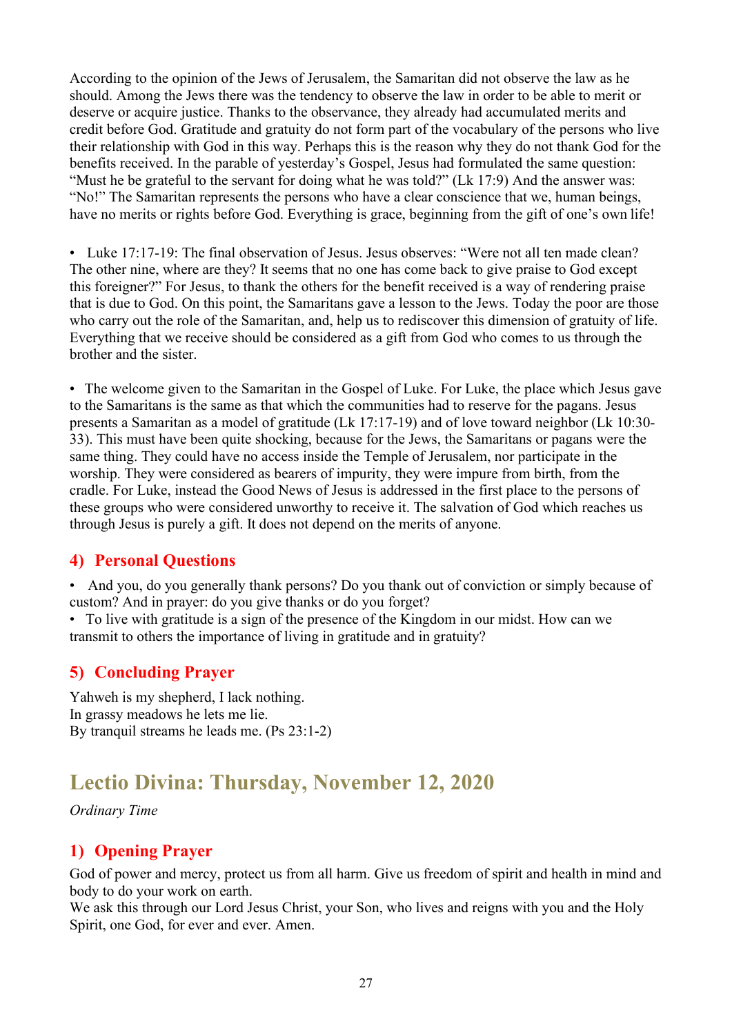According to the opinion of the Jews of Jerusalem, the Samaritan did not observe the law as he should. Among the Jews there was the tendency to observe the law in order to be able to merit or deserve or acquire justice. Thanks to the observance, they already had accumulated merits and credit before God. Gratitude and gratuity do not form part of the vocabulary of the persons who live their relationship with God in this way. Perhaps this is the reason why they do not thank God for the benefits received. In the parable of yesterday's Gospel, Jesus had formulated the same question: "Must he be grateful to the servant for doing what he was told?" (Lk 17:9) And the answer was: "No!" The Samaritan represents the persons who have a clear conscience that we, human beings, have no merits or rights before God. Everything is grace, beginning from the gift of one's own life!

• Luke 17:17-19: The final observation of Jesus. Jesus observes: "Were not all ten made clean? The other nine, where are they? It seems that no one has come back to give praise to God except this foreigner?" For Jesus, to thank the others for the benefit received is a way of rendering praise that is due to God. On this point, the Samaritans gave a lesson to the Jews. Today the poor are those who carry out the role of the Samaritan, and, help us to rediscover this dimension of gratuity of life. Everything that we receive should be considered as a gift from God who comes to us through the brother and the sister.

• The welcome given to the Samaritan in the Gospel of Luke. For Luke, the place which Jesus gave to the Samaritans is the same as that which the communities had to reserve for the pagans. Jesus presents a Samaritan as a model of gratitude (Lk 17:17-19) and of love toward neighbor (Lk 10:30-33). This must have been quite shocking, because for the Jews, the Samaritans or pagans were the same thing. They could have no access inside the Temple of Jerusalem, nor participate in the worship. They were considered as bearers of impurity, they were impure from birth, from the cradle. For Luke, instead the Good News of Jesus is addressed in the first place to the persons of these groups who were considered unworthy to receive it. The salvation of God which reaches us through Jesus is purely a gift. It does not depend on the merits of anyone.

## 4) Personal Questions

• And you, do you generally thank persons? Do you thank out of conviction or simply because of custom? And in prayer: do you give thanks or do you forget?
• To live with gratitude is a sign of the presence of the Kingdom in our midst. How can we transmit to others the importance of living in gratitude and in gratuity?

## 5) Concluding Prayer

Yahweh is my shepherd, I lack nothing.
In grassy meadows he lets me lie.
By tranquil streams he leads me. (Ps 23:1-2)

# Lectio Divina: Thursday, November 12, 2020

*Ordinary Time*

## 1) Opening Prayer

God of power and mercy, protect us from all harm. Give us freedom of spirit and health in mind and body to do your work on earth.
We ask this through our Lord Jesus Christ, your Son, who lives and reigns with you and the Holy Spirit, one God, for ever and ever. Amen.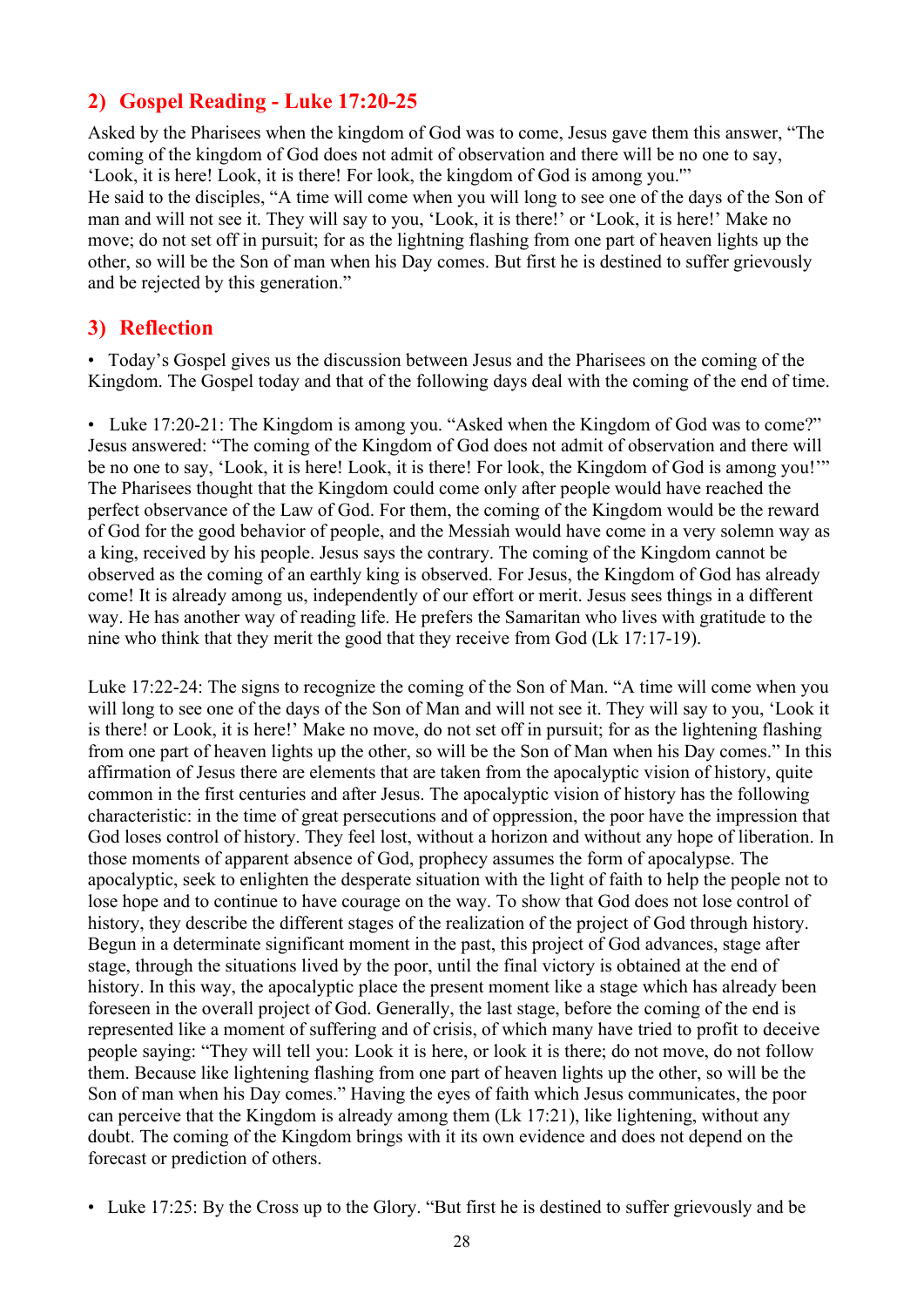## 2) Gospel Reading - Luke 17:20-25

Asked by the Pharisees when the kingdom of God was to come, Jesus gave them this answer, "The coming of the kingdom of God does not admit of observation and there will be no one to say, 'Look, it is here! Look, it is there! For look, the kingdom of God is among you.'"
He said to the disciples, "A time will come when you will long to see one of the days of the Son of man and will not see it. They will say to you, 'Look, it is there!' or 'Look, it is here!' Make no move; do not set off in pursuit; for as the lightning flashing from one part of heaven lights up the other, so will be the Son of man when his Day comes. But first he is destined to suffer grievously and be rejected by this generation."

## 3) Reflection

• Today's Gospel gives us the discussion between Jesus and the Pharisees on the coming of the Kingdom. The Gospel today and that of the following days deal with the coming of the end of time.

• Luke 17:20-21: The Kingdom is among you. "Asked when the Kingdom of God was to come?" Jesus answered: "The coming of the Kingdom of God does not admit of observation and there will be no one to say, 'Look, it is here! Look, it is there! For look, the Kingdom of God is among you!'" The Pharisees thought that the Kingdom could come only after people would have reached the perfect observance of the Law of God. For them, the coming of the Kingdom would be the reward of God for the good behavior of people, and the Messiah would have come in a very solemn way as a king, received by his people. Jesus says the contrary. The coming of the Kingdom cannot be observed as the coming of an earthly king is observed. For Jesus, the Kingdom of God has already come! It is already among us, independently of our effort or merit. Jesus sees things in a different way. He has another way of reading life. He prefers the Samaritan who lives with gratitude to the nine who think that they merit the good that they receive from God (Lk 17:17-19).

Luke 17:22-24: The signs to recognize the coming of the Son of Man. "A time will come when you will long to see one of the days of the Son of Man and will not see it. They will say to you, 'Look it is there! or Look, it is here!' Make no move, do not set off in pursuit; for as the lightening flashing from one part of heaven lights up the other, so will be the Son of Man when his Day comes." In this affirmation of Jesus there are elements that are taken from the apocalyptic vision of history, quite common in the first centuries and after Jesus. The apocalyptic vision of history has the following characteristic: in the time of great persecutions and of oppression, the poor have the impression that God loses control of history. They feel lost, without a horizon and without any hope of liberation. In those moments of apparent absence of God, prophecy assumes the form of apocalypse. The apocalyptic, seek to enlighten the desperate situation with the light of faith to help the people not to lose hope and to continue to have courage on the way. To show that God does not lose control of history, they describe the different stages of the realization of the project of God through history. Begun in a determinate significant moment in the past, this project of God advances, stage after stage, through the situations lived by the poor, until the final victory is obtained at the end of history. In this way, the apocalyptic place the present moment like a stage which has already been foreseen in the overall project of God. Generally, the last stage, before the coming of the end is represented like a moment of suffering and of crisis, of which many have tried to profit to deceive people saying: "They will tell you: Look it is here, or look it is there; do not move, do not follow them. Because like lightening flashing from one part of heaven lights up the other, so will be the Son of man when his Day comes." Having the eyes of faith which Jesus communicates, the poor can perceive that the Kingdom is already among them (Lk 17:21), like lightening, without any doubt. The coming of the Kingdom brings with it its own evidence and does not depend on the forecast or prediction of others.

• Luke 17:25: By the Cross up to the Glory. "But first he is destined to suffer grievously and be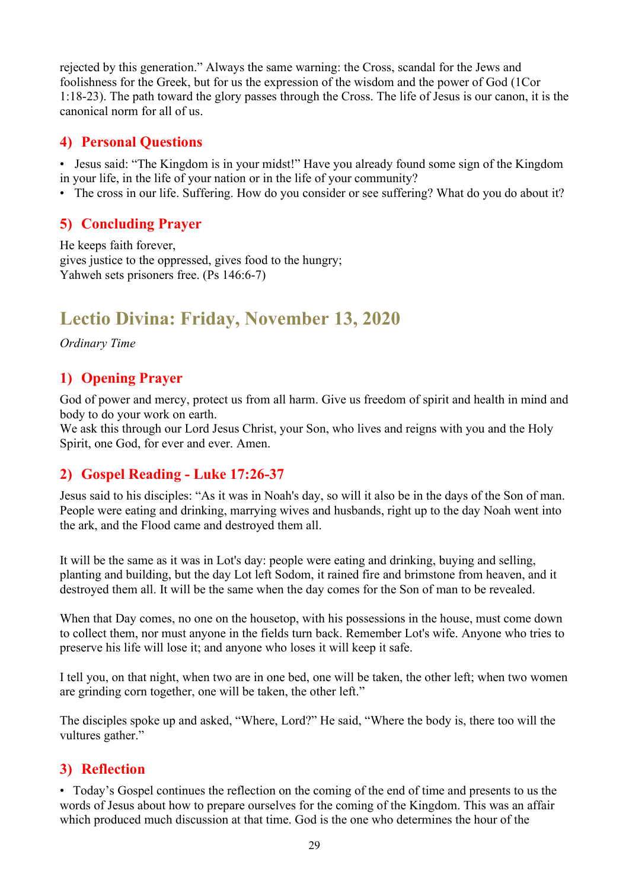rejected by this generation." Always the same warning: the Cross, scandal for the Jews and foolishness for the Greek, but for us the expression of the wisdom and the power of God (1Cor 1:18-23). The path toward the glory passes through the Cross. The life of Jesus is our canon, it is the canonical norm for all of us.

## 4) Personal Questions

- Jesus said: "The Kingdom is in your midst!" Have you already found some sign of the Kingdom in your life, in the life of your nation or in the life of your community?
- The cross in our life. Suffering. How do you consider or see suffering? What do you do about it?

## 5) Concluding Prayer

He keeps faith forever,
gives justice to the oppressed, gives food to the hungry;
Yahweh sets prisoners free. (Ps 146:6-7)

# Lectio Divina: Friday, November 13, 2020

*Ordinary Time*

## 1) Opening Prayer

God of power and mercy, protect us from all harm. Give us freedom of spirit and health in mind and body to do your work on earth.
We ask this through our Lord Jesus Christ, your Son, who lives and reigns with you and the Holy Spirit, one God, for ever and ever. Amen.

## 2) Gospel Reading - Luke 17:26-37

Jesus said to his disciples: "As it was in Noah's day, so will it also be in the days of the Son of man. People were eating and drinking, marrying wives and husbands, right up to the day Noah went into the ark, and the Flood came and destroyed them all.

It will be the same as it was in Lot's day: people were eating and drinking, buying and selling, planting and building, but the day Lot left Sodom, it rained fire and brimstone from heaven, and it destroyed them all. It will be the same when the day comes for the Son of man to be revealed.

When that Day comes, no one on the housetop, with his possessions in the house, must come down to collect them, nor must anyone in the fields turn back. Remember Lot's wife. Anyone who tries to preserve his life will lose it; and anyone who loses it will keep it safe.

I tell you, on that night, when two are in one bed, one will be taken, the other left; when two women are grinding corn together, one will be taken, the other left."

The disciples spoke up and asked, "Where, Lord?" He said, "Where the body is, there too will the vultures gather."

## 3) Reflection

- Today's Gospel continues the reflection on the coming of the end of time and presents to us the words of Jesus about how to prepare ourselves for the coming of the Kingdom. This was an affair which produced much discussion at that time. God is the one who determines the hour of the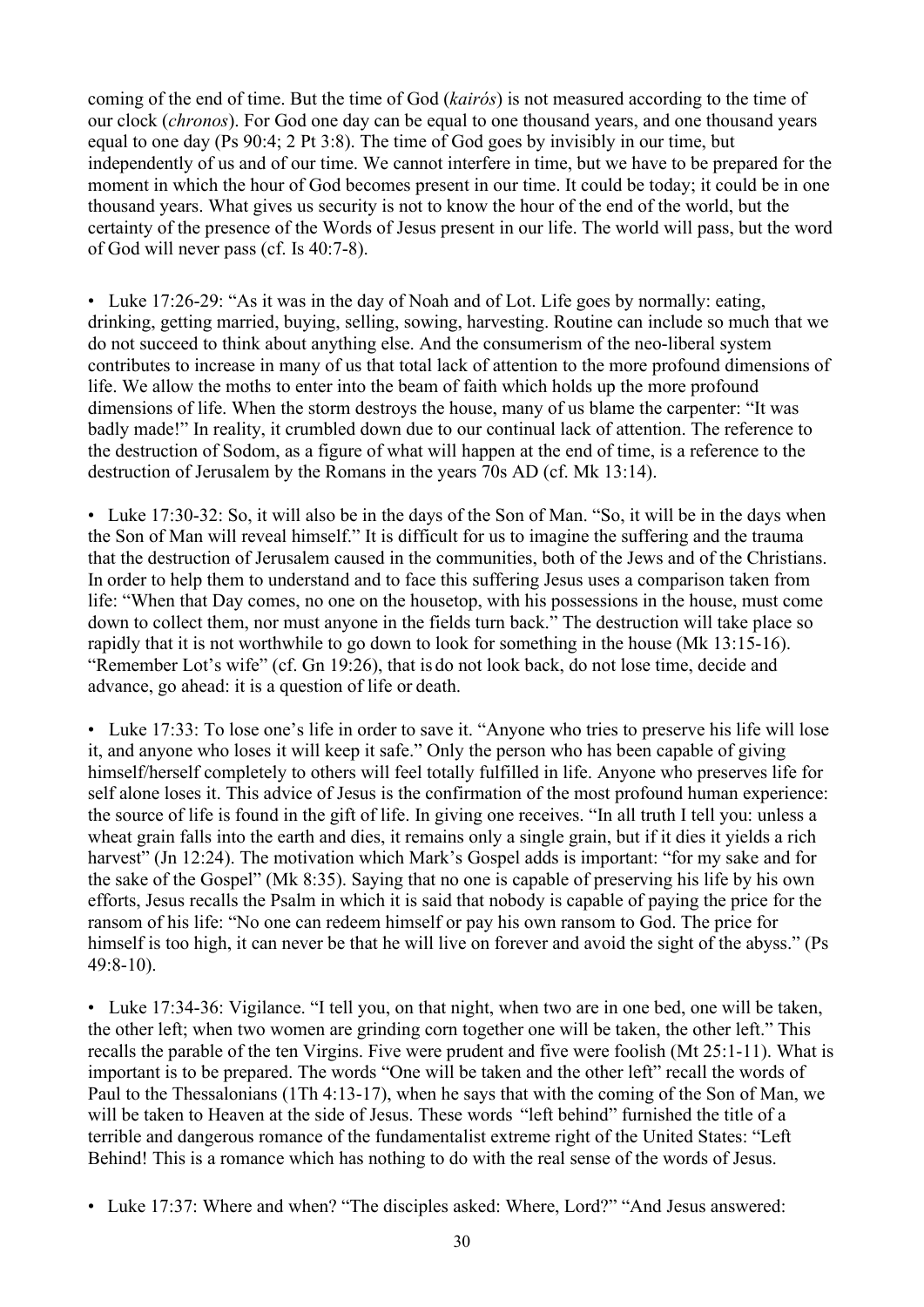coming of the end of time. But the time of God (*kairós*) is not measured according to the time of our clock (*chronos*). For God one day can be equal to one thousand years, and one thousand years equal to one day (Ps 90:4; 2 Pt 3:8). The time of God goes by invisibly in our time, but independently of us and of our time. We cannot interfere in time, but we have to be prepared for the moment in which the hour of God becomes present in our time. It could be today; it could be in one thousand years. What gives us security is not to know the hour of the end of the world, but the certainty of the presence of the Words of Jesus present in our life. The world will pass, but the word of God will never pass (cf. Is 40:7-8).

• Luke 17:26-29: "As it was in the day of Noah and of Lot. Life goes by normally: eating, drinking, getting married, buying, selling, sowing, harvesting. Routine can include so much that we do not succeed to think about anything else. And the consumerism of the neo-liberal system contributes to increase in many of us that total lack of attention to the more profound dimensions of life. We allow the moths to enter into the beam of faith which holds up the more profound dimensions of life. When the storm destroys the house, many of us blame the carpenter: "It was badly made!" In reality, it crumbled down due to our continual lack of attention. The reference to the destruction of Sodom, as a figure of what will happen at the end of time, is a reference to the destruction of Jerusalem by the Romans in the years 70s AD (cf. Mk 13:14).

• Luke 17:30-32: So, it will also be in the days of the Son of Man. "So, it will be in the days when the Son of Man will reveal himself." It is difficult for us to imagine the suffering and the trauma that the destruction of Jerusalem caused in the communities, both of the Jews and of the Christians. In order to help them to understand and to face this suffering Jesus uses a comparison taken from life: "When that Day comes, no one on the housetop, with his possessions in the house, must come down to collect them, nor must anyone in the fields turn back." The destruction will take place so rapidly that it is not worthwhile to go down to look for something in the house (Mk 13:15-16). "Remember Lot's wife" (cf. Gn 19:26), that is do not look back, do not lose time, decide and advance, go ahead: it is a question of life or death.

• Luke 17:33: To lose one's life in order to save it. "Anyone who tries to preserve his life will lose it, and anyone who loses it will keep it safe." Only the person who has been capable of giving himself/herself completely to others will feel totally fulfilled in life. Anyone who preserves life for self alone loses it. This advice of Jesus is the confirmation of the most profound human experience: the source of life is found in the gift of life. In giving one receives. "In all truth I tell you: unless a wheat grain falls into the earth and dies, it remains only a single grain, but if it dies it yields a rich harvest" (Jn 12:24). The motivation which Mark's Gospel adds is important: "for my sake and for the sake of the Gospel" (Mk 8:35). Saying that no one is capable of preserving his life by his own efforts, Jesus recalls the Psalm in which it is said that nobody is capable of paying the price for the ransom of his life: "No one can redeem himself or pay his own ransom to God. The price for himself is too high, it can never be that he will live on forever and avoid the sight of the abyss." (Ps 49:8-10).

• Luke 17:34-36: Vigilance. "I tell you, on that night, when two are in one bed, one will be taken, the other left; when two women are grinding corn together one will be taken, the other left." This recalls the parable of the ten Virgins. Five were prudent and five were foolish (Mt 25:1-11). What is important is to be prepared. The words "One will be taken and the other left" recall the words of Paul to the Thessalonians (1Th 4:13-17), when he says that with the coming of the Son of Man, we will be taken to Heaven at the side of Jesus. These words "left behind" furnished the title of a terrible and dangerous romance of the fundamentalist extreme right of the United States: "Left Behind! This is a romance which has nothing to do with the real sense of the words of Jesus.

• Luke 17:37: Where and when? "The disciples asked: Where, Lord?" "And Jesus answered: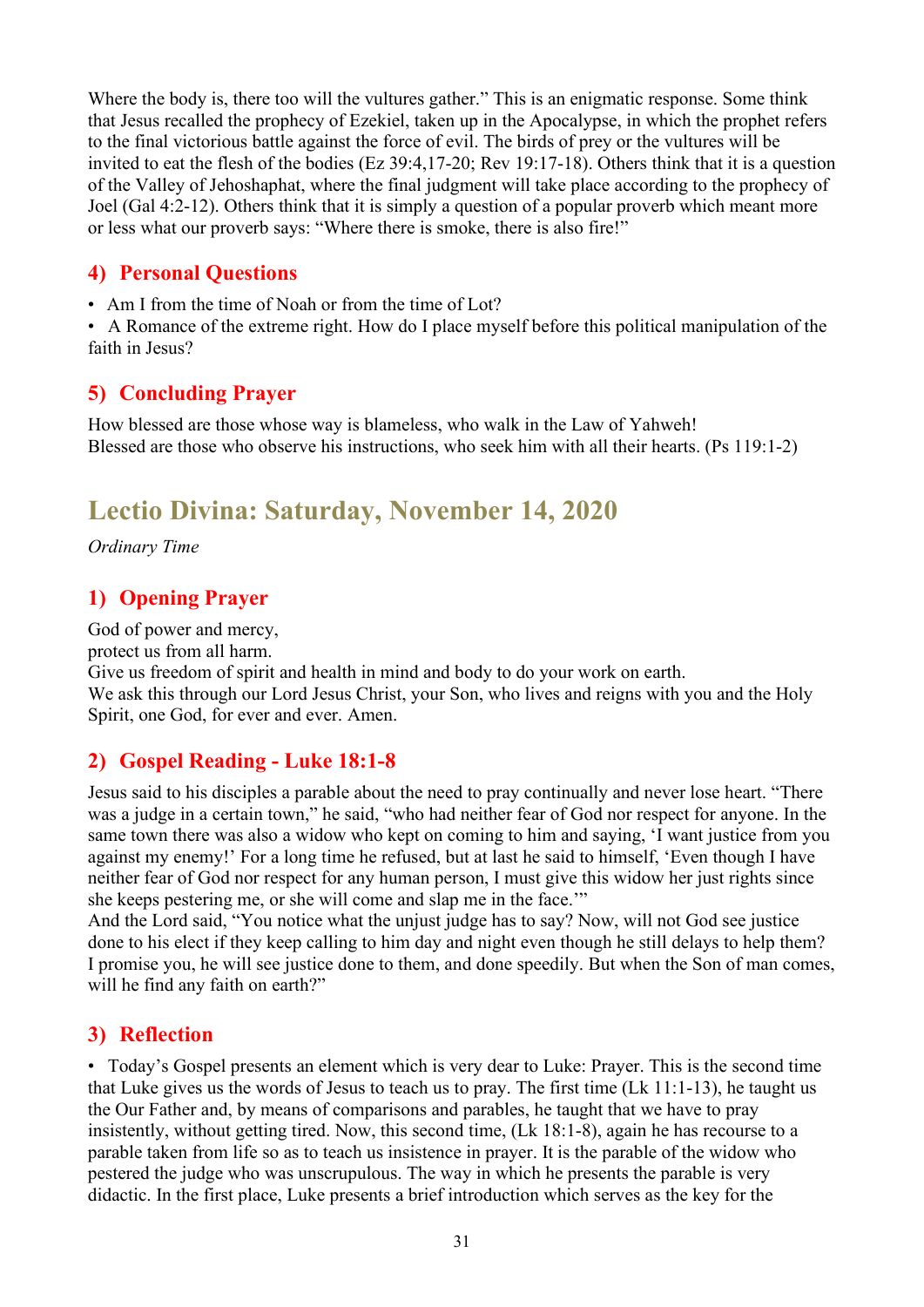Where the body is, there too will the vultures gather." This is an enigmatic response. Some think that Jesus recalled the prophecy of Ezekiel, taken up in the Apocalypse, in which the prophet refers to the final victorious battle against the force of evil. The birds of prey or the vultures will be invited to eat the flesh of the bodies (Ez 39:4,17-20; Rev 19:17-18). Others think that it is a question of the Valley of Jehoshaphat, where the final judgment will take place according to the prophecy of Joel (Gal 4:2-12). Others think that it is simply a question of a popular proverb which meant more or less what our proverb says: "Where there is smoke, there is also fire!"

## 4) Personal Questions

• Am I from the time of Noah or from the time of Lot?
• A Romance of the extreme right. How do I place myself before this political manipulation of the faith in Jesus?

## 5) Concluding Prayer

How blessed are those whose way is blameless, who walk in the Law of Yahweh!
Blessed are those who observe his instructions, who seek him with all their hearts. (Ps 119:1-2)

# Lectio Divina: Saturday, November 14, 2020

*Ordinary Time*

## 1) Opening Prayer

God of power and mercy,
protect us from all harm.
Give us freedom of spirit and health in mind and body to do your work on earth.
We ask this through our Lord Jesus Christ, your Son, who lives and reigns with you and the Holy Spirit, one God, for ever and ever. Amen.

## 2) Gospel Reading - Luke 18:1-8

Jesus said to his disciples a parable about the need to pray continually and never lose heart. "There was a judge in a certain town," he said, "who had neither fear of God nor respect for anyone. In the same town there was also a widow who kept on coming to him and saying, 'I want justice from you against my enemy!' For a long time he refused, but at last he said to himself, 'Even though I have neither fear of God nor respect for any human person, I must give this widow her just rights since she keeps pestering me, or she will come and slap me in the face.'"
And the Lord said, "You notice what the unjust judge has to say? Now, will not God see justice done to his elect if they keep calling to him day and night even though he still delays to help them? I promise you, he will see justice done to them, and done speedily. But when the Son of man comes, will he find any faith on earth?"

## 3) Reflection

• Today's Gospel presents an element which is very dear to Luke: Prayer. This is the second time that Luke gives us the words of Jesus to teach us to pray. The first time (Lk 11:1-13), he taught us the Our Father and, by means of comparisons and parables, he taught that we have to pray insistently, without getting tired. Now, this second time, (Lk 18:1-8), again he has recourse to a parable taken from life so as to teach us insistence in prayer. It is the parable of the widow who pestered the judge who was unscrupulous. The way in which he presents the parable is very didactic. In the first place, Luke presents a brief introduction which serves as the key for the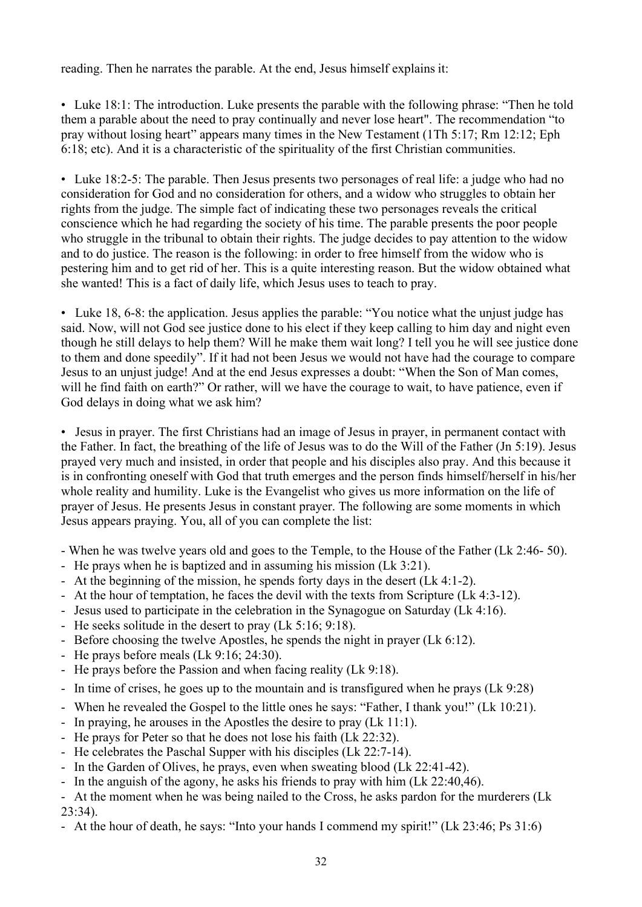reading. Then he narrates the parable. At the end, Jesus himself explains it:

- Luke 18:1: The introduction. Luke presents the parable with the following phrase: "Then he told them a parable about the need to pray continually and never lose heart". The recommendation "to pray without losing heart" appears many times in the New Testament (1Th 5:17; Rm 12:12; Eph 6:18; etc). And it is a characteristic of the spirituality of the first Christian communities.

- Luke 18:2-5: The parable. Then Jesus presents two personages of real life: a judge who had no consideration for God and no consideration for others, and a widow who struggles to obtain her rights from the judge. The simple fact of indicating these two personages reveals the critical conscience which he had regarding the society of his time. The parable presents the poor people who struggle in the tribunal to obtain their rights. The judge decides to pay attention to the widow and to do justice. The reason is the following: in order to free himself from the widow who is pestering him and to get rid of her. This is a quite interesting reason. But the widow obtained what she wanted! This is a fact of daily life, which Jesus uses to teach to pray.

- Luke 18, 6-8: the application. Jesus applies the parable: "You notice what the unjust judge has said. Now, will not God see justice done to his elect if they keep calling to him day and night even though he still delays to help them? Will he make them wait long? I tell you he will see justice done to them and done speedily". If it had not been Jesus we would not have had the courage to compare Jesus to an unjust judge! And at the end Jesus expresses a doubt: "When the Son of Man comes, will he find faith on earth?" Or rather, will we have the courage to wait, to have patience, even if God delays in doing what we ask him?

- Jesus in prayer. The first Christians had an image of Jesus in prayer, in permanent contact with the Father. In fact, the breathing of the life of Jesus was to do the Will of the Father (Jn 5:19). Jesus prayed very much and insisted, in order that people and his disciples also pray. And this because it is in confronting oneself with God that truth emerges and the person finds himself/herself in his/her whole reality and humility. Luke is the Evangelist who gives us more information on the life of prayer of Jesus. He presents Jesus in constant prayer. The following are some moments in which Jesus appears praying. You, all of you can complete the list:

- When he was twelve years old and goes to the Temple, to the House of the Father (Lk 2:46- 50).
- He prays when he is baptized and in assuming his mission (Lk 3:21).
- At the beginning of the mission, he spends forty days in the desert (Lk 4:1-2).
- At the hour of temptation, he faces the devil with the texts from Scripture (Lk 4:3-12).
- Jesus used to participate in the celebration in the Synagogue on Saturday (Lk 4:16).
- He seeks solitude in the desert to pray (Lk 5:16; 9:18).
- Before choosing the twelve Apostles, he spends the night in prayer (Lk 6:12).
- He prays before meals (Lk 9:16; 24:30).
- He prays before the Passion and when facing reality (Lk 9:18).
- In time of crises, he goes up to the mountain and is transfigured when he prays (Lk 9:28)
- When he revealed the Gospel to the little ones he says: "Father, I thank you!" (Lk 10:21).
- In praying, he arouses in the Apostles the desire to pray (Lk 11:1).
- He prays for Peter so that he does not lose his faith (Lk 22:32).
- He celebrates the Paschal Supper with his disciples (Lk 22:7-14).
- In the Garden of Olives, he prays, even when sweating blood (Lk 22:41-42).
- In the anguish of the agony, he asks his friends to pray with him (Lk 22:40,46).
- At the moment when he was being nailed to the Cross, he asks pardon for the murderers (Lk 23:34).
- At the hour of death, he says: "Into your hands I commend my spirit!" (Lk 23:46; Ps 31:6)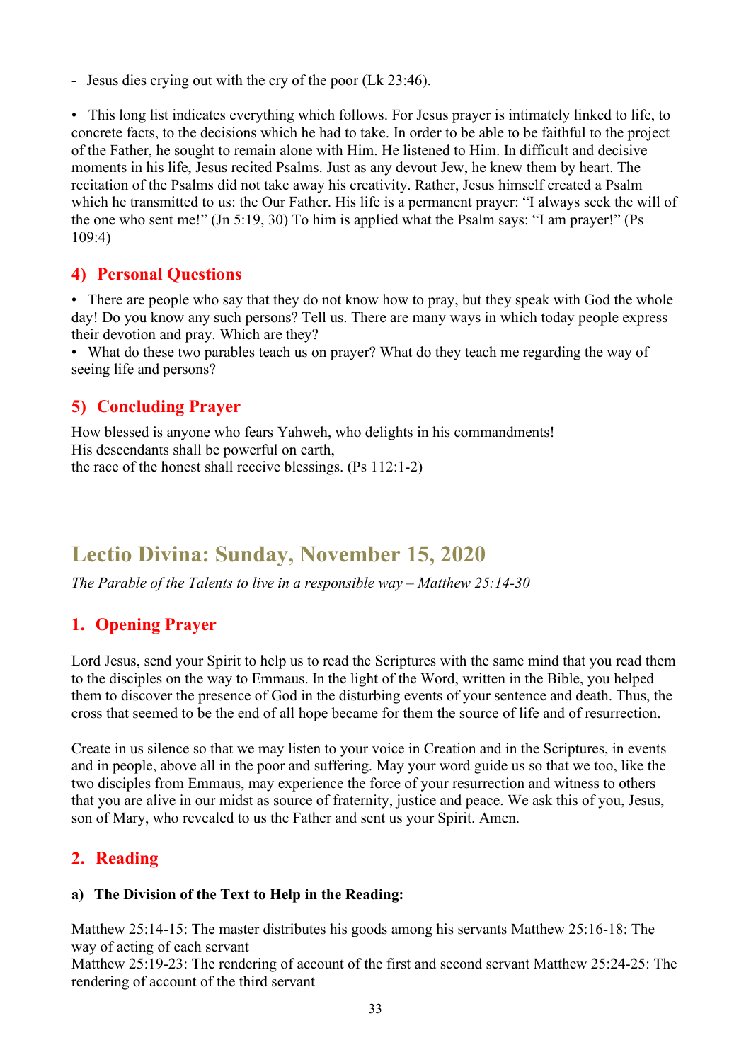- Jesus dies crying out with the cry of the poor (Lk 23:46).

• This long list indicates everything which follows. For Jesus prayer is intimately linked to life, to concrete facts, to the decisions which he had to take. In order to be able to be faithful to the project of the Father, he sought to remain alone with Him. He listened to Him. In difficult and decisive moments in his life, Jesus recited Psalms. Just as any devout Jew, he knew them by heart. The recitation of the Psalms did not take away his creativity. Rather, Jesus himself created a Psalm which he transmitted to us: the Our Father. His life is a permanent prayer: "I always seek the will of the one who sent me!" (Jn 5:19, 30) To him is applied what the Psalm says: "I am prayer!" (Ps 109:4)

## 4) Personal Questions

• There are people who say that they do not know how to pray, but they speak with God the whole day! Do you know any such persons? Tell us. There are many ways in which today people express their devotion and pray. Which are they?
• What do these two parables teach us on prayer? What do they teach me regarding the way of seeing life and persons?

## 5) Concluding Prayer

How blessed is anyone who fears Yahweh, who delights in his commandments!
His descendants shall be powerful on earth,
the race of the honest shall receive blessings. (Ps 112:1-2)

# Lectio Divina: Sunday, November 15, 2020

*The Parable of the Talents to live in a responsible way – Matthew 25:14-30*

## 1. Opening Prayer

Lord Jesus, send your Spirit to help us to read the Scriptures with the same mind that you read them to the disciples on the way to Emmaus. In the light of the Word, written in the Bible, you helped them to discover the presence of God in the disturbing events of your sentence and death. Thus, the cross that seemed to be the end of all hope became for them the source of life and of resurrection.

Create in us silence so that we may listen to your voice in Creation and in the Scriptures, in events and in people, above all in the poor and suffering. May your word guide us so that we too, like the two disciples from Emmaus, may experience the force of your resurrection and witness to others that you are alive in our midst as source of fraternity, justice and peace. We ask this of you, Jesus, son of Mary, who revealed to us the Father and sent us your Spirit. Amen.

## 2. Reading

### a) The Division of the Text to Help in the Reading:

Matthew 25:14-15: The master distributes his goods among his servants Matthew 25:16-18: The way of acting of each servant
Matthew 25:19-23: The rendering of account of the first and second servant Matthew 25:24-25: The rendering of account of the third servant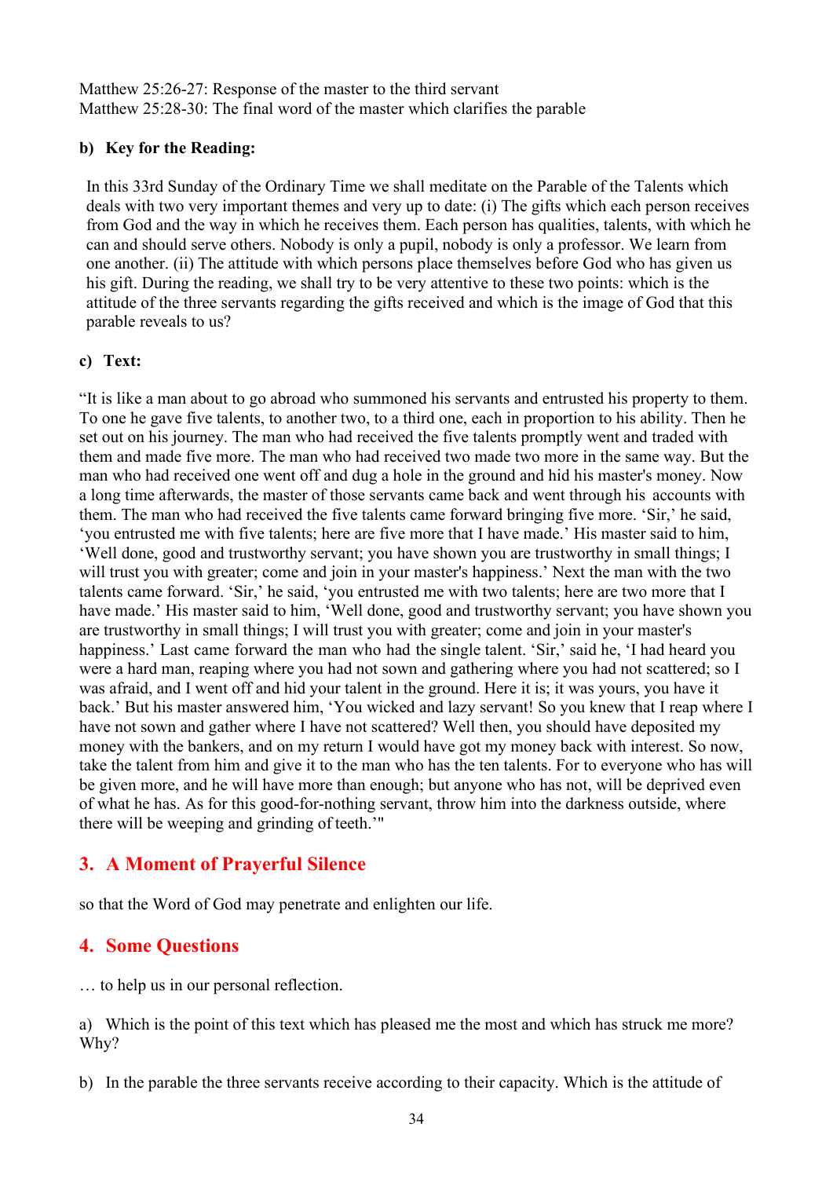Matthew 25:26-27: Response of the master to the third servant
Matthew 25:28-30: The final word of the master which clarifies the parable

**b) Key for the Reading:**

In this 33rd Sunday of the Ordinary Time we shall meditate on the Parable of the Talents which deals with two very important themes and very up to date: (i) The gifts which each person receives from God and the way in which he receives them. Each person has qualities, talents, with which he can and should serve others. Nobody is only a pupil, nobody is only a professor. We learn from one another. (ii) The attitude with which persons place themselves before God who has given us his gift. During the reading, we shall try to be very attentive to these two points: which is the attitude of the three servants regarding the gifts received and which is the image of God that this parable reveals to us?

**c) Text:**

"It is like a man about to go abroad who summoned his servants and entrusted his property to them. To one he gave five talents, to another two, to a third one, each in proportion to his ability. Then he set out on his journey. The man who had received the five talents promptly went and traded with them and made five more. The man who had received two made two more in the same way. But the man who had received one went off and dug a hole in the ground and hid his master's money. Now a long time afterwards, the master of those servants came back and went through his accounts with them. The man who had received the five talents came forward bringing five more. 'Sir,' he said, 'you entrusted me with five talents; here are five more that I have made.' His master said to him, 'Well done, good and trustworthy servant; you have shown you are trustworthy in small things; I will trust you with greater; come and join in your master's happiness.' Next the man with the two talents came forward. 'Sir,' he said, 'you entrusted me with two talents; here are two more that I have made.' His master said to him, 'Well done, good and trustworthy servant; you have shown you are trustworthy in small things; I will trust you with greater; come and join in your master's happiness.' Last came forward the man who had the single talent. 'Sir,' said he, 'I had heard you were a hard man, reaping where you had not sown and gathering where you had not scattered; so I was afraid, and I went off and hid your talent in the ground. Here it is; it was yours, you have it back.' But his master answered him, 'You wicked and lazy servant! So you knew that I reap where I have not sown and gather where I have not scattered? Well then, you should have deposited my money with the bankers, and on my return I would have got my money back with interest. So now, take the talent from him and give it to the man who has the ten talents. For to everyone who has will be given more, and he will have more than enough; but anyone who has not, will be deprived even of what he has. As for this good-for-nothing servant, throw him into the darkness outside, where there will be weeping and grinding of teeth.'"

## 3. A Moment of Prayerful Silence

so that the Word of God may penetrate and enlighten our life.

## 4. Some Questions

… to help us in our personal reflection.

a) Which is the point of this text which has pleased me the most and which has struck me more? Why?

b) In the parable the three servants receive according to their capacity. Which is the attitude of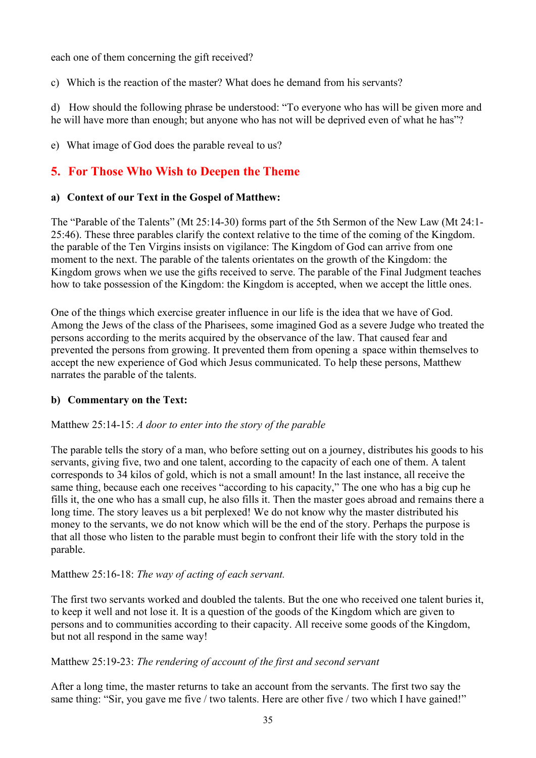each one of them concerning the gift received?

c) Which is the reaction of the master? What does he demand from his servants?

d) How should the following phrase be understood: "To everyone who has will be given more and he will have more than enough; but anyone who has not will be deprived even of what he has"?

e) What image of God does the parable reveal to us?

## 5. For Those Who Wish to Deepen the Theme

### a) Context of our Text in the Gospel of Matthew:

The "Parable of the Talents" (Mt 25:14-30) forms part of the 5th Sermon of the New Law (Mt 24:1-25:46). These three parables clarify the context relative to the time of the coming of the Kingdom. the parable of the Ten Virgins insists on vigilance: The Kingdom of God can arrive from one moment to the next. The parable of the talents orientates on the growth of the Kingdom: the Kingdom grows when we use the gifts received to serve. The parable of the Final Judgment teaches how to take possession of the Kingdom: the Kingdom is accepted, when we accept the little ones.

One of the things which exercise greater influence in our life is the idea that we have of God. Among the Jews of the class of the Pharisees, some imagined God as a severe Judge who treated the persons according to the merits acquired by the observance of the law. That caused fear and prevented the persons from growing. It prevented them from opening a space within themselves to accept the new experience of God which Jesus communicated. To help these persons, Matthew narrates the parable of the talents.

### b) Commentary on the Text:

Matthew 25:14-15: *A door to enter into the story of the parable*

The parable tells the story of a man, who before setting out on a journey, distributes his goods to his servants, giving five, two and one talent, according to the capacity of each one of them. A talent corresponds to 34 kilos of gold, which is not a small amount! In the last instance, all receive the same thing, because each one receives "according to his capacity," The one who has a big cup he fills it, the one who has a small cup, he also fills it. Then the master goes abroad and remains there a long time. The story leaves us a bit perplexed! We do not know why the master distributed his money to the servants, we do not know which will be the end of the story. Perhaps the purpose is that all those who listen to the parable must begin to confront their life with the story told in the parable.

Matthew 25:16-18: *The way of acting of each servant.*

The first two servants worked and doubled the talents. But the one who received one talent buries it, to keep it well and not lose it. It is a question of the goods of the Kingdom which are given to persons and to communities according to their capacity. All receive some goods of the Kingdom, but not all respond in the same way!

Matthew 25:19-23: *The rendering of account of the first and second servant*

After a long time, the master returns to take an account from the servants. The first two say the same thing: "Sir, you gave me five / two talents. Here are other five / two which I have gained!"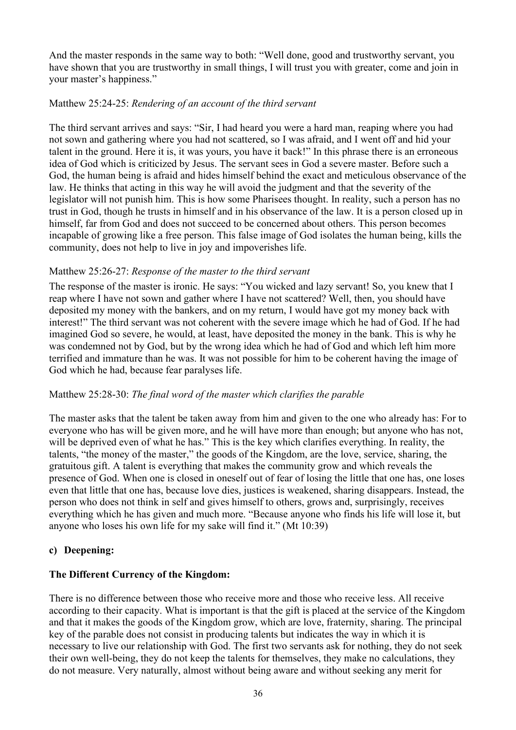And the master responds in the same way to both: "Well done, good and trustworthy servant, you have shown that you are trustworthy in small things, I will trust you with greater, come and join in your master's happiness."

Matthew 25:24-25: *Rendering of an account of the third servant*

The third servant arrives and says: "Sir, I had heard you were a hard man, reaping where you had not sown and gathering where you had not scattered, so I was afraid, and I went off and hid your talent in the ground. Here it is, it was yours, you have it back!" In this phrase there is an erroneous idea of God which is criticized by Jesus. The servant sees in God a severe master. Before such a God, the human being is afraid and hides himself behind the exact and meticulous observance of the law. He thinks that acting in this way he will avoid the judgment and that the severity of the legislator will not punish him. This is how some Pharisees thought. In reality, such a person has no trust in God, though he trusts in himself and in his observance of the law. It is a person closed up in himself, far from God and does not succeed to be concerned about others. This person becomes incapable of growing like a free person. This false image of God isolates the human being, kills the community, does not help to live in joy and impoverishes life.

Matthew 25:26-27: *Response of the master to the third servant*

The response of the master is ironic. He says: "You wicked and lazy servant! So, you knew that I reap where I have not sown and gather where I have not scattered? Well, then, you should have deposited my money with the bankers, and on my return, I would have got my money back with interest!" The third servant was not coherent with the severe image which he had of God. If he had imagined God so severe, he would, at least, have deposited the money in the bank. This is why he was condemned not by God, but by the wrong idea which he had of God and which left him more terrified and immature than he was. It was not possible for him to be coherent having the image of God which he had, because fear paralyses life.

Matthew 25:28-30: *The final word of the master which clarifies the parable*

The master asks that the talent be taken away from him and given to the one who already has: For to everyone who has will be given more, and he will have more than enough; but anyone who has not, will be deprived even of what he has." This is the key which clarifies everything. In reality, the talents, "the money of the master," the goods of the Kingdom, are the love, service, sharing, the gratuitous gift. A talent is everything that makes the community grow and which reveals the presence of God. When one is closed in oneself out of fear of losing the little that one has, one loses even that little that one has, because love dies, justices is weakened, sharing disappears. Instead, the person who does not think in self and gives himself to others, grows and, surprisingly, receives everything which he has given and much more. "Because anyone who finds his life will lose it, but anyone who loses his own life for my sake will find it." (Mt 10:39)

**c) Deepening:**

**The Different Currency of the Kingdom:**

There is no difference between those who receive more and those who receive less. All receive according to their capacity. What is important is that the gift is placed at the service of the Kingdom and that it makes the goods of the Kingdom grow, which are love, fraternity, sharing. The principal key of the parable does not consist in producing talents but indicates the way in which it is necessary to live our relationship with God. The first two servants ask for nothing, they do not seek their own well-being, they do not keep the talents for themselves, they make no calculations, they do not measure. Very naturally, almost without being aware and without seeking any merit for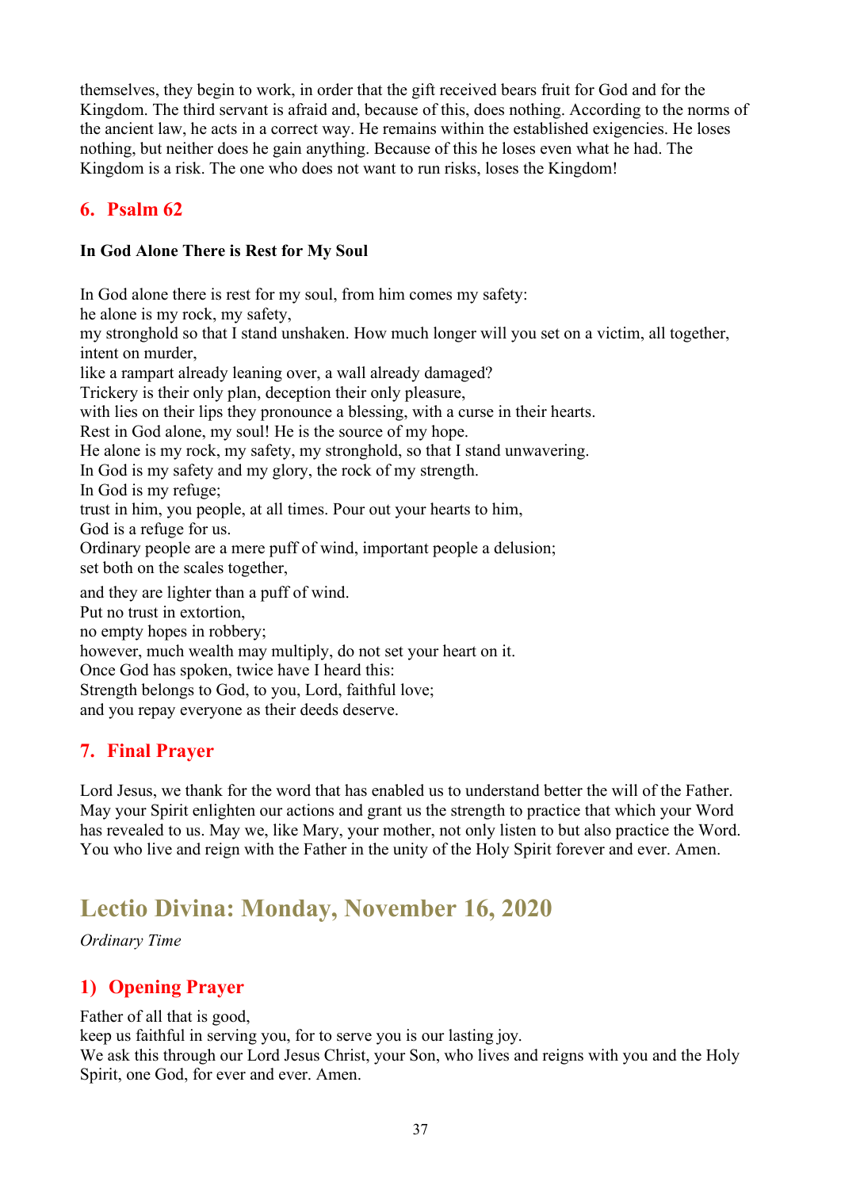themselves, they begin to work, in order that the gift received bears fruit for God and for the Kingdom. The third servant is afraid and, because of this, does nothing. According to the norms of the ancient law, he acts in a correct way. He remains within the established exigencies. He loses nothing, but neither does he gain anything. Because of this he loses even what he had. The Kingdom is a risk. The one who does not want to run risks, loses the Kingdom!

## 6. Psalm 62

**In God Alone There is Rest for My Soul**

In God alone there is rest for my soul, from him comes my safety:
he alone is my rock, my safety,
my stronghold so that I stand unshaken. How much longer will you set on a victim, all together, intent on murder,
like a rampart already leaning over, a wall already damaged?
Trickery is their only plan, deception their only pleasure,
with lies on their lips they pronounce a blessing, with a curse in their hearts.
Rest in God alone, my soul! He is the source of my hope.
He alone is my rock, my safety, my stronghold, so that I stand unwavering.
In God is my safety and my glory, the rock of my strength.
In God is my refuge;
trust in him, you people, at all times. Pour out your hearts to him,
God is a refuge for us.
Ordinary people are a mere puff of wind, important people a delusion;
set both on the scales together,
and they are lighter than a puff of wind.
Put no trust in extortion,
no empty hopes in robbery;
however, much wealth may multiply, do not set your heart on it.
Once God has spoken, twice have I heard this:
Strength belongs to God, to you, Lord, faithful love;
and you repay everyone as their deeds deserve.

## 7. Final Prayer

Lord Jesus, we thank for the word that has enabled us to understand better the will of the Father. May your Spirit enlighten our actions and grant us the strength to practice that which your Word has revealed to us. May we, like Mary, your mother, not only listen to but also practice the Word. You who live and reign with the Father in the unity of the Holy Spirit forever and ever. Amen.

# Lectio Divina: Monday, November 16, 2020

*Ordinary Time*

## 1) Opening Prayer

Father of all that is good,
keep us faithful in serving you, for to serve you is our lasting joy.
We ask this through our Lord Jesus Christ, your Son, who lives and reigns with you and the Holy Spirit, one God, for ever and ever. Amen.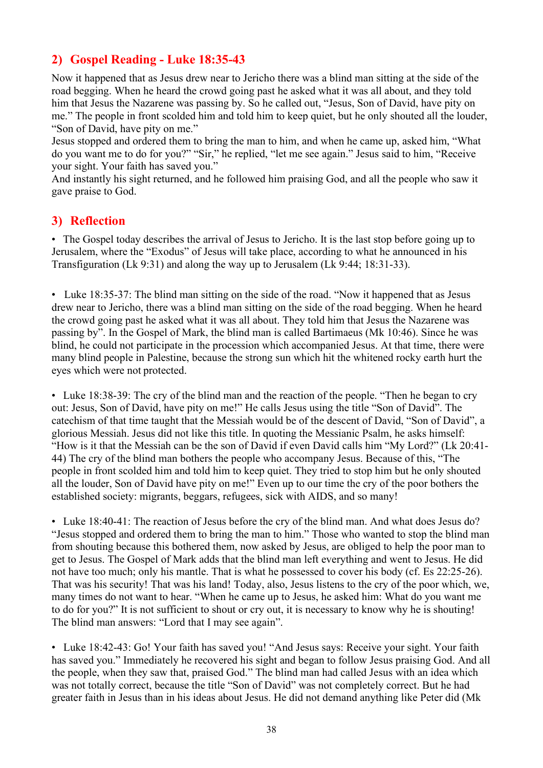## 2) Gospel Reading - Luke 18:35-43

Now it happened that as Jesus drew near to Jericho there was a blind man sitting at the side of the road begging. When he heard the crowd going past he asked what it was all about, and they told him that Jesus the Nazarene was passing by. So he called out, "Jesus, Son of David, have pity on me." The people in front scolded him and told him to keep quiet, but he only shouted all the louder, "Son of David, have pity on me."

Jesus stopped and ordered them to bring the man to him, and when he came up, asked him, "What do you want me to do for you?" "Sir," he replied, "let me see again." Jesus said to him, "Receive your sight. Your faith has saved you."

And instantly his sight returned, and he followed him praising God, and all the people who saw it gave praise to God.

## 3) Reflection

- The Gospel today describes the arrival of Jesus to Jericho. It is the last stop before going up to Jerusalem, where the "Exodus" of Jesus will take place, according to what he announced in his Transfiguration (Lk 9:31) and along the way up to Jerusalem (Lk 9:44; 18:31-33).

- Luke 18:35-37: The blind man sitting on the side of the road. "Now it happened that as Jesus drew near to Jericho, there was a blind man sitting on the side of the road begging. When he heard the crowd going past he asked what it was all about. They told him that Jesus the Nazarene was passing by". In the Gospel of Mark, the blind man is called Bartimaeus (Mk 10:46). Since he was blind, he could not participate in the procession which accompanied Jesus. At that time, there were many blind people in Palestine, because the strong sun which hit the whitened rocky earth hurt the eyes which were not protected.

- Luke 18:38-39: The cry of the blind man and the reaction of the people. "Then he began to cry out: Jesus, Son of David, have pity on me!" He calls Jesus using the title "Son of David". The catechism of that time taught that the Messiah would be of the descent of David, "Son of David", a glorious Messiah. Jesus did not like this title. In quoting the Messianic Psalm, he asks himself: "How is it that the Messiah can be the son of David if even David calls him "My Lord?" (Lk 20:41-44) The cry of the blind man bothers the people who accompany Jesus. Because of this, "The people in front scolded him and told him to keep quiet. They tried to stop him but he only shouted all the louder, Son of David have pity on me!" Even up to our time the cry of the poor bothers the established society: migrants, beggars, refugees, sick with AIDS, and so many!

- Luke 18:40-41: The reaction of Jesus before the cry of the blind man. And what does Jesus do? "Jesus stopped and ordered them to bring the man to him." Those who wanted to stop the blind man from shouting because this bothered them, now asked by Jesus, are obliged to help the poor man to get to Jesus. The Gospel of Mark adds that the blind man left everything and went to Jesus. He did not have too much; only his mantle. That is what he possessed to cover his body (cf. Es 22:25-26). That was his security! That was his land! Today, also, Jesus listens to the cry of the poor which, we, many times do not want to hear. "When he came up to Jesus, he asked him: What do you want me to do for you?" It is not sufficient to shout or cry out, it is necessary to know why he is shouting! The blind man answers: "Lord that I may see again".

- Luke 18:42-43: Go! Your faith has saved you! "And Jesus says: Receive your sight. Your faith has saved you." Immediately he recovered his sight and began to follow Jesus praising God. And all the people, when they saw that, praised God." The blind man had called Jesus with an idea which was not totally correct, because the title "Son of David" was not completely correct. But he had greater faith in Jesus than in his ideas about Jesus. He did not demand anything like Peter did (Mk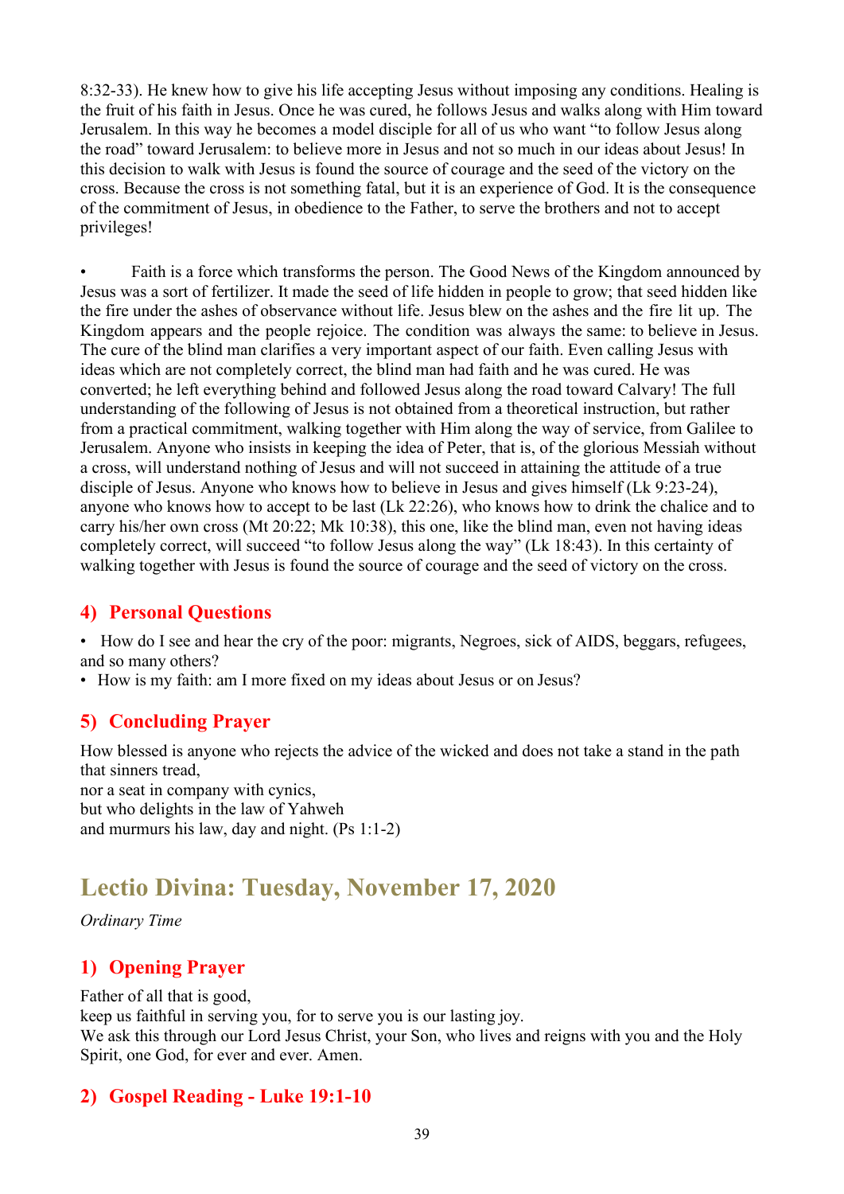8:32-33). He knew how to give his life accepting Jesus without imposing any conditions. Healing is the fruit of his faith in Jesus. Once he was cured, he follows Jesus and walks along with Him toward Jerusalem. In this way he becomes a model disciple for all of us who want "to follow Jesus along the road" toward Jerusalem: to believe more in Jesus and not so much in our ideas about Jesus! In this decision to walk with Jesus is found the source of courage and the seed of the victory on the cross. Because the cross is not something fatal, but it is an experience of God. It is the consequence of the commitment of Jesus, in obedience to the Father, to serve the brothers and not to accept privileges!

• Faith is a force which transforms the person. The Good News of the Kingdom announced by Jesus was a sort of fertilizer. It made the seed of life hidden in people to grow; that seed hidden like the fire under the ashes of observance without life. Jesus blew on the ashes and the fire lit up. The Kingdom appears and the people rejoice. The condition was always the same: to believe in Jesus. The cure of the blind man clarifies a very important aspect of our faith. Even calling Jesus with ideas which are not completely correct, the blind man had faith and he was cured. He was converted; he left everything behind and followed Jesus along the road toward Calvary! The full understanding of the following of Jesus is not obtained from a theoretical instruction, but rather from a practical commitment, walking together with Him along the way of service, from Galilee to Jerusalem. Anyone who insists in keeping the idea of Peter, that is, of the glorious Messiah without a cross, will understand nothing of Jesus and will not succeed in attaining the attitude of a true disciple of Jesus. Anyone who knows how to believe in Jesus and gives himself (Lk 9:23-24), anyone who knows how to accept to be last (Lk 22:26), who knows how to drink the chalice and to carry his/her own cross (Mt 20:22; Mk 10:38), this one, like the blind man, even not having ideas completely correct, will succeed "to follow Jesus along the way" (Lk 18:43). In this certainty of walking together with Jesus is found the source of courage and the seed of victory on the cross.

## 4) Personal Questions

- How do I see and hear the cry of the poor: migrants, Negroes, sick of AIDS, beggars, refugees, and so many others?
- How is my faith: am I more fixed on my ideas about Jesus or on Jesus?

## 5) Concluding Prayer

How blessed is anyone who rejects the advice of the wicked and does not take a stand in the path that sinners tread,
nor a seat in company with cynics,
but who delights in the law of Yahweh
and murmurs his law, day and night. (Ps 1:1-2)

# Lectio Divina: Tuesday, November 17, 2020

*Ordinary Time*

## 1) Opening Prayer

Father of all that is good,
keep us faithful in serving you, for to serve you is our lasting joy.
We ask this through our Lord Jesus Christ, your Son, who lives and reigns with you and the Holy Spirit, one God, for ever and ever. Amen.

## 2) Gospel Reading - Luke 19:1-10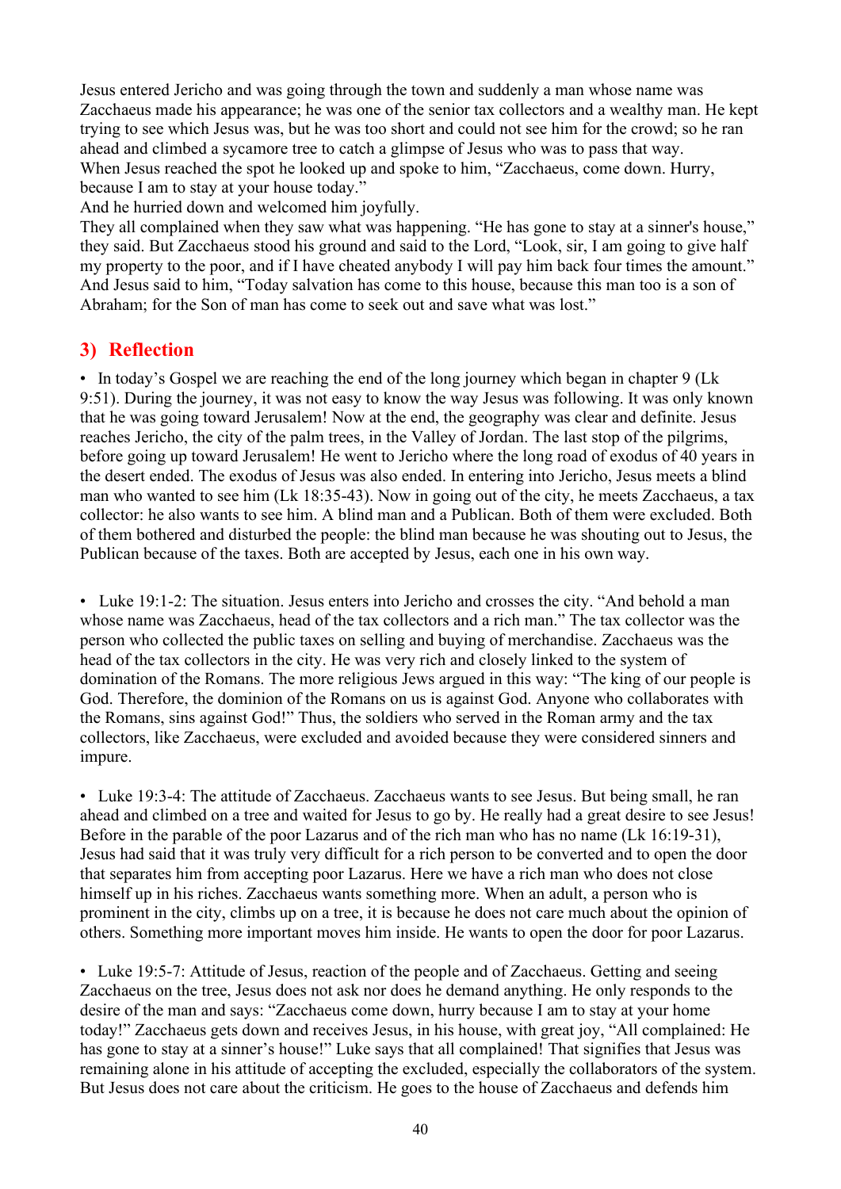Jesus entered Jericho and was going through the town and suddenly a man whose name was Zacchaeus made his appearance; he was one of the senior tax collectors and a wealthy man. He kept trying to see which Jesus was, but he was too short and could not see him for the crowd; so he ran ahead and climbed a sycamore tree to catch a glimpse of Jesus who was to pass that way.
When Jesus reached the spot he looked up and spoke to him, "Zacchaeus, come down. Hurry, because I am to stay at your house today."
And he hurried down and welcomed him joyfully.
They all complained when they saw what was happening. "He has gone to stay at a sinner's house," they said. But Zacchaeus stood his ground and said to the Lord, "Look, sir, I am going to give half my property to the poor, and if I have cheated anybody I will pay him back four times the amount."
And Jesus said to him, "Today salvation has come to this house, because this man too is a son of Abraham; for the Son of man has come to seek out and save what was lost."

## 3) Reflection

• In today's Gospel we are reaching the end of the long journey which began in chapter 9 (Lk 9:51). During the journey, it was not easy to know the way Jesus was following. It was only known that he was going toward Jerusalem! Now at the end, the geography was clear and definite. Jesus reaches Jericho, the city of the palm trees, in the Valley of Jordan. The last stop of the pilgrims, before going up toward Jerusalem! He went to Jericho where the long road of exodus of 40 years in the desert ended. The exodus of Jesus was also ended. In entering into Jericho, Jesus meets a blind man who wanted to see him (Lk 18:35-43). Now in going out of the city, he meets Zacchaeus, a tax collector: he also wants to see him. A blind man and a Publican. Both of them were excluded. Both of them bothered and disturbed the people: the blind man because he was shouting out to Jesus, the Publican because of the taxes. Both are accepted by Jesus, each one in his own way.

• Luke 19:1-2: The situation. Jesus enters into Jericho and crosses the city. "And behold a man whose name was Zacchaeus, head of the tax collectors and a rich man." The tax collector was the person who collected the public taxes on selling and buying of merchandise. Zacchaeus was the head of the tax collectors in the city. He was very rich and closely linked to the system of domination of the Romans. The more religious Jews argued in this way: "The king of our people is God. Therefore, the dominion of the Romans on us is against God. Anyone who collaborates with the Romans, sins against God!" Thus, the soldiers who served in the Roman army and the tax collectors, like Zacchaeus, were excluded and avoided because they were considered sinners and impure.

• Luke 19:3-4: The attitude of Zacchaeus. Zacchaeus wants to see Jesus. But being small, he ran ahead and climbed on a tree and waited for Jesus to go by. He really had a great desire to see Jesus! Before in the parable of the poor Lazarus and of the rich man who has no name (Lk 16:19-31), Jesus had said that it was truly very difficult for a rich person to be converted and to open the door that separates him from accepting poor Lazarus. Here we have a rich man who does not close himself up in his riches. Zacchaeus wants something more. When an adult, a person who is prominent in the city, climbs up on a tree, it is because he does not care much about the opinion of others. Something more important moves him inside. He wants to open the door for poor Lazarus.

• Luke 19:5-7: Attitude of Jesus, reaction of the people and of Zacchaeus. Getting and seeing Zacchaeus on the tree, Jesus does not ask nor does he demand anything. He only responds to the desire of the man and says: "Zacchaeus come down, hurry because I am to stay at your home today!" Zacchaeus gets down and receives Jesus, in his house, with great joy, "All complained: He has gone to stay at a sinner's house!" Luke says that all complained! That signifies that Jesus was remaining alone in his attitude of accepting the excluded, especially the collaborators of the system. But Jesus does not care about the criticism. He goes to the house of Zacchaeus and defends him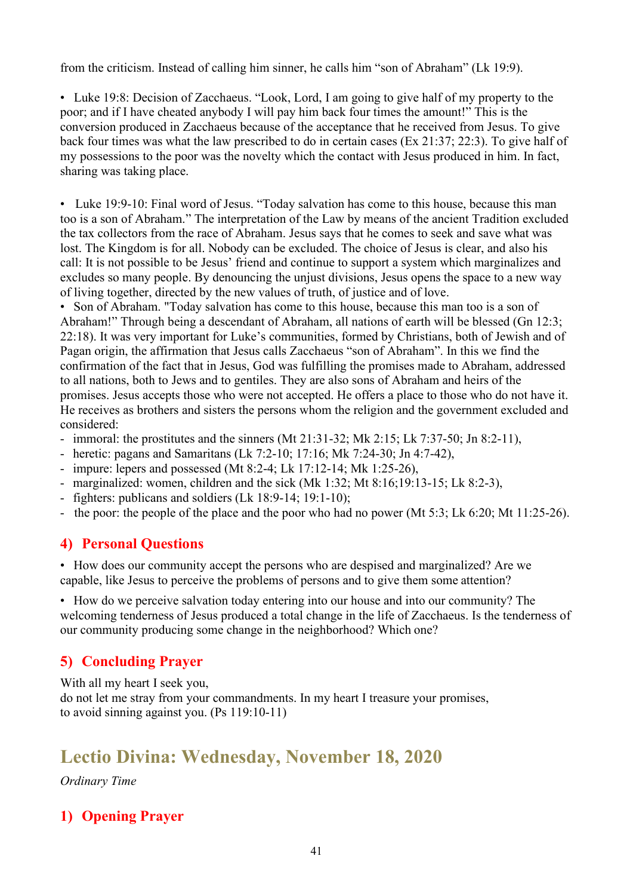from the criticism. Instead of calling him sinner, he calls him "son of Abraham" (Lk 19:9).

• Luke 19:8: Decision of Zacchaeus. "Look, Lord, I am going to give half of my property to the poor; and if I have cheated anybody I will pay him back four times the amount!" This is the conversion produced in Zacchaeus because of the acceptance that he received from Jesus. To give back four times was what the law prescribed to do in certain cases (Ex 21:37; 22:3). To give half of my possessions to the poor was the novelty which the contact with Jesus produced in him. In fact, sharing was taking place.

• Luke 19:9-10: Final word of Jesus. "Today salvation has come to this house, because this man too is a son of Abraham." The interpretation of the Law by means of the ancient Tradition excluded the tax collectors from the race of Abraham. Jesus says that he comes to seek and save what was lost. The Kingdom is for all. Nobody can be excluded. The choice of Jesus is clear, and also his call: It is not possible to be Jesus' friend and continue to support a system which marginalizes and excludes so many people. By denouncing the unjust divisions, Jesus opens the space to a new way of living together, directed by the new values of truth, of justice and of love.

• Son of Abraham. "Today salvation has come to this house, because this man too is a son of Abraham!" Through being a descendant of Abraham, all nations of earth will be blessed (Gn 12:3; 22:18). It was very important for Luke's communities, formed by Christians, both of Jewish and of Pagan origin, the affirmation that Jesus calls Zacchaeus "son of Abraham". In this we find the confirmation of the fact that in Jesus, God was fulfilling the promises made to Abraham, addressed to all nations, both to Jews and to gentiles. They are also sons of Abraham and heirs of the promises. Jesus accepts those who were not accepted. He offers a place to those who do not have it. He receives as brothers and sisters the persons whom the religion and the government excluded and considered:

- immoral: the prostitutes and the sinners (Mt 21:31-32; Mk 2:15; Lk 7:37-50; Jn 8:2-11),
- heretic: pagans and Samaritans (Lk 7:2-10; 17:16; Mk 7:24-30; Jn 4:7-42),
- impure: lepers and possessed (Mt 8:2-4; Lk 17:12-14; Mk 1:25-26),
- marginalized: women, children and the sick (Mk 1:32; Mt 8:16;19:13-15; Lk 8:2-3),
- fighters: publicans and soldiers (Lk 18:9-14; 19:1-10);
- the poor: the people of the place and the poor who had no power (Mt 5:3; Lk 6:20; Mt 11:25-26).

## 4) Personal Questions

• How does our community accept the persons who are despised and marginalized? Are we capable, like Jesus to perceive the problems of persons and to give them some attention?

• How do we perceive salvation today entering into our house and into our community? The welcoming tenderness of Jesus produced a total change in the life of Zacchaeus. Is the tenderness of our community producing some change in the neighborhood? Which one?

## 5) Concluding Prayer

With all my heart I seek you,
do not let me stray from your commandments. In my heart I treasure your promises,
to avoid sinning against you. (Ps 119:10-11)

# Lectio Divina: Wednesday, November 18, 2020

*Ordinary Time*

## 1) Opening Prayer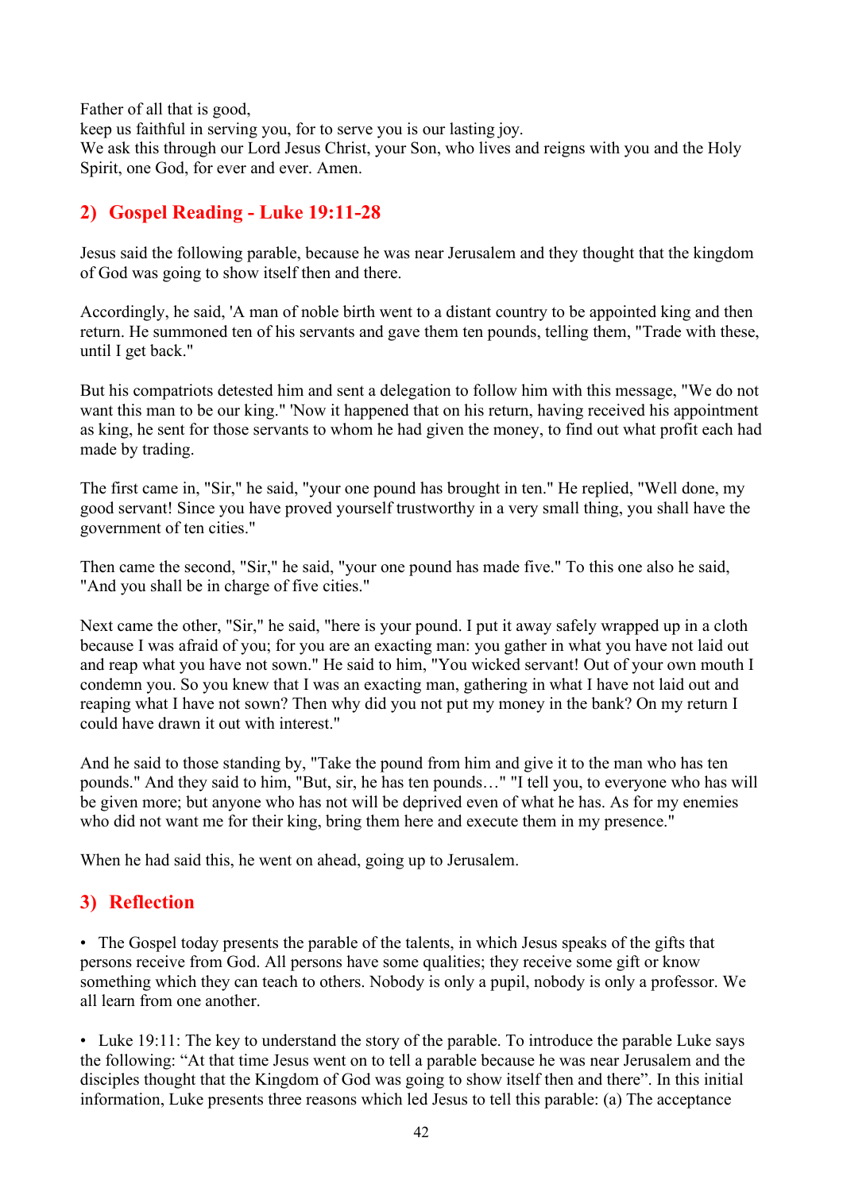Father of all that is good,
keep us faithful in serving you, for to serve you is our lasting joy.
We ask this through our Lord Jesus Christ, your Son, who lives and reigns with you and the Holy Spirit, one God, for ever and ever. Amen.

## 2) Gospel Reading - Luke 19:11-28

Jesus said the following parable, because he was near Jerusalem and they thought that the kingdom of God was going to show itself then and there.

Accordingly, he said, 'A man of noble birth went to a distant country to be appointed king and then return. He summoned ten of his servants and gave them ten pounds, telling them, "Trade with these, until I get back."

But his compatriots detested him and sent a delegation to follow him with this message, "We do not want this man to be our king." 'Now it happened that on his return, having received his appointment as king, he sent for those servants to whom he had given the money, to find out what profit each had made by trading.

The first came in, "Sir," he said, "your one pound has brought in ten." He replied, "Well done, my good servant! Since you have proved yourself trustworthy in a very small thing, you shall have the government of ten cities."

Then came the second, "Sir," he said, "your one pound has made five." To this one also he said, "And you shall be in charge of five cities."

Next came the other, "Sir," he said, "here is your pound. I put it away safely wrapped up in a cloth because I was afraid of you; for you are an exacting man: you gather in what you have not laid out and reap what you have not sown." He said to him, "You wicked servant! Out of your own mouth I condemn you. So you knew that I was an exacting man, gathering in what I have not laid out and reaping what I have not sown? Then why did you not put my money in the bank? On my return I could have drawn it out with interest."

And he said to those standing by, "Take the pound from him and give it to the man who has ten pounds." And they said to him, "But, sir, he has ten pounds…" "I tell you, to everyone who has will be given more; but anyone who has not will be deprived even of what he has. As for my enemies who did not want me for their king, bring them here and execute them in my presence."

When he had said this, he went on ahead, going up to Jerusalem.

## 3) Reflection

- The Gospel today presents the parable of the talents, in which Jesus speaks of the gifts that persons receive from God. All persons have some qualities; they receive some gift or know something which they can teach to others. Nobody is only a pupil, nobody is only a professor. We all learn from one another.

- Luke 19:11: The key to understand the story of the parable. To introduce the parable Luke says the following: "At that time Jesus went on to tell a parable because he was near Jerusalem and the disciples thought that the Kingdom of God was going to show itself then and there". In this initial information, Luke presents three reasons which led Jesus to tell this parable: (a) The acceptance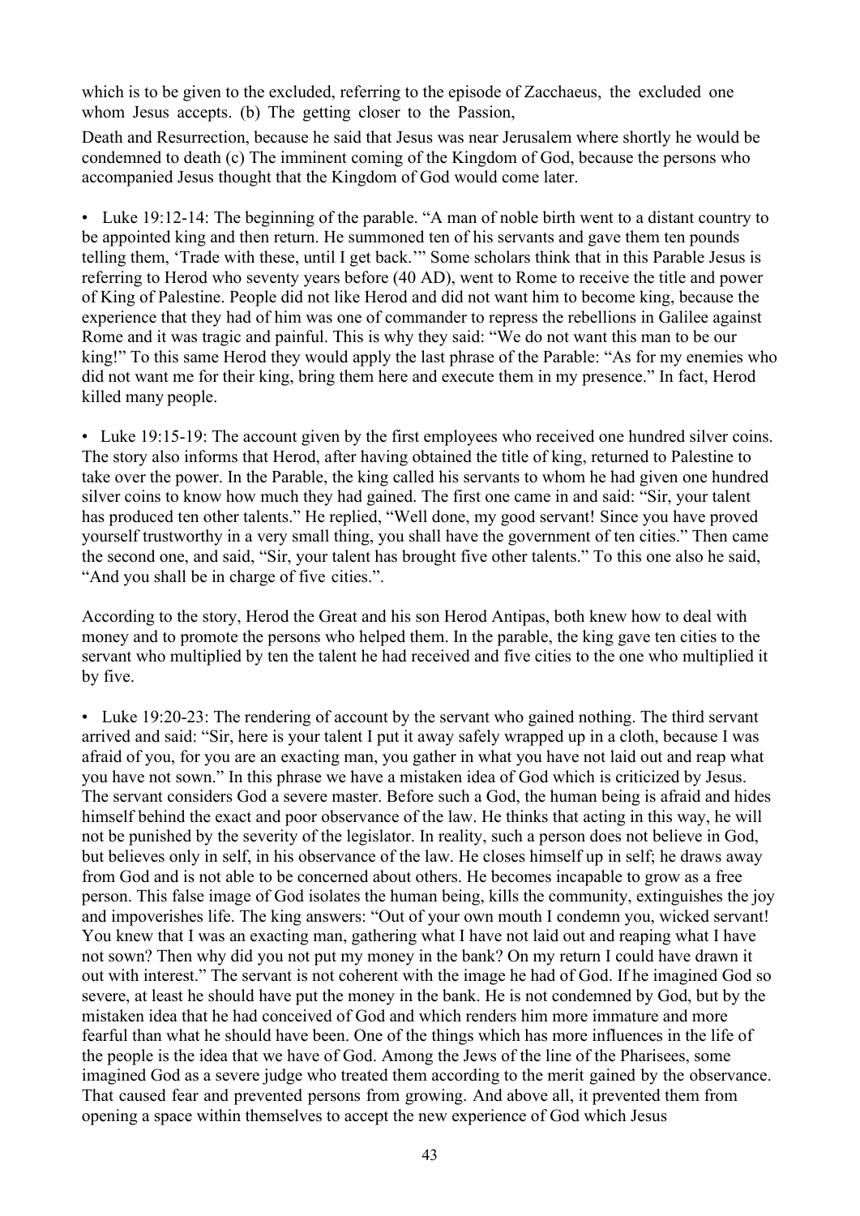which is to be given to the excluded, referring to the episode of Zacchaeus, the excluded one whom Jesus accepts. (b) The getting closer to the Passion,

Death and Resurrection, because he said that Jesus was near Jerusalem where shortly he would be condemned to death (c) The imminent coming of the Kingdom of God, because the persons who accompanied Jesus thought that the Kingdom of God would come later.

• Luke 19:12-14: The beginning of the parable. "A man of noble birth went to a distant country to be appointed king and then return. He summoned ten of his servants and gave them ten pounds telling them, 'Trade with these, until I get back.'" Some scholars think that in this Parable Jesus is referring to Herod who seventy years before (40 AD), went to Rome to receive the title and power of King of Palestine. People did not like Herod and did not want him to become king, because the experience that they had of him was one of commander to repress the rebellions in Galilee against Rome and it was tragic and painful. This is why they said: "We do not want this man to be our king!" To this same Herod they would apply the last phrase of the Parable: "As for my enemies who did not want me for their king, bring them here and execute them in my presence." In fact, Herod killed many people.

• Luke 19:15-19: The account given by the first employees who received one hundred silver coins. The story also informs that Herod, after having obtained the title of king, returned to Palestine to take over the power. In the Parable, the king called his servants to whom he had given one hundred silver coins to know how much they had gained. The first one came in and said: "Sir, your talent has produced ten other talents." He replied, "Well done, my good servant! Since you have proved yourself trustworthy in a very small thing, you shall have the government of ten cities." Then came the second one, and said, "Sir, your talent has brought five other talents." To this one also he said, "And you shall be in charge of five cities.".

According to the story, Herod the Great and his son Herod Antipas, both knew how to deal with money and to promote the persons who helped them. In the parable, the king gave ten cities to the servant who multiplied by ten the talent he had received and five cities to the one who multiplied it by five.

• Luke 19:20-23: The rendering of account by the servant who gained nothing. The third servant arrived and said: "Sir, here is your talent I put it away safely wrapped up in a cloth, because I was afraid of you, for you are an exacting man, you gather in what you have not laid out and reap what you have not sown." In this phrase we have a mistaken idea of God which is criticized by Jesus. The servant considers God a severe master. Before such a God, the human being is afraid and hides himself behind the exact and poor observance of the law. He thinks that acting in this way, he will not be punished by the severity of the legislator. In reality, such a person does not believe in God, but believes only in self, in his observance of the law. He closes himself up in self; he draws away from God and is not able to be concerned about others. He becomes incapable to grow as a free person. This false image of God isolates the human being, kills the community, extinguishes the joy and impoverishes life. The king answers: "Out of your own mouth I condemn you, wicked servant! You knew that I was an exacting man, gathering what I have not laid out and reaping what I have not sown? Then why did you not put my money in the bank? On my return I could have drawn it out with interest." The servant is not coherent with the image he had of God. If he imagined God so severe, at least he should have put the money in the bank. He is not condemned by God, but by the mistaken idea that he had conceived of God and which renders him more immature and more fearful than what he should have been. One of the things which has more influences in the life of the people is the idea that we have of God. Among the Jews of the line of the Pharisees, some imagined God as a severe judge who treated them according to the merit gained by the observance. That caused fear and prevented persons from growing. And above all, it prevented them from opening a space within themselves to accept the new experience of God which Jesus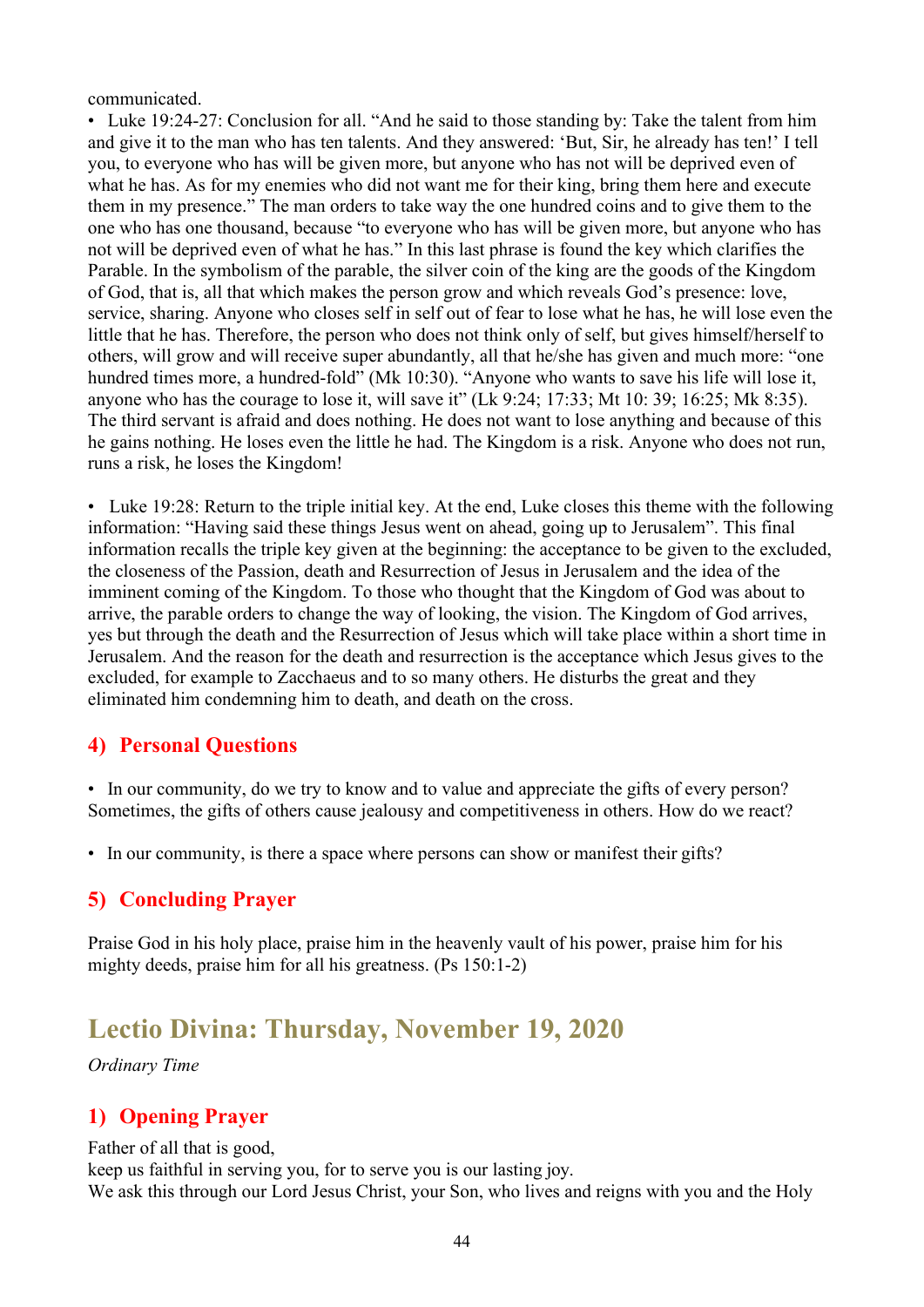communicated.

- Luke 19:24-27: Conclusion for all. “And he said to those standing by: Take the talent from him and give it to the man who has ten talents. And they answered: ‘But, Sir, he already has ten!’ I tell you, to everyone who has will be given more, but anyone who has not will be deprived even of what he has. As for my enemies who did not want me for their king, bring them here and execute them in my presence.” The man orders to take way the one hundred coins and to give them to the one who has one thousand, because “to everyone who has will be given more, but anyone who has not will be deprived even of what he has.” In this last phrase is found the key which clarifies the Parable. In the symbolism of the parable, the silver coin of the king are the goods of the Kingdom of God, that is, all that which makes the person grow and which reveals God’s presence: love, service, sharing. Anyone who closes self in self out of fear to lose what he has, he will lose even the little that he has. Therefore, the person who does not think only of self, but gives himself/herself to others, will grow and will receive super abundantly, all that he/she has given and much more: “one hundred times more, a hundred-fold” (Mk 10:30). “Anyone who wants to save his life will lose it, anyone who has the courage to lose it, will save it” (Lk 9:24; 17:33; Mt 10: 39; 16:25; Mk 8:35). The third servant is afraid and does nothing. He does not want to lose anything and because of this he gains nothing. He loses even the little he had. The Kingdom is a risk. Anyone who does not run, runs a risk, he loses the Kingdom!

- Luke 19:28: Return to the triple initial key. At the end, Luke closes this theme with the following information: “Having said these things Jesus went on ahead, going up to Jerusalem”. This final information recalls the triple key given at the beginning: the acceptance to be given to the excluded, the closeness of the Passion, death and Resurrection of Jesus in Jerusalem and the idea of the imminent coming of the Kingdom. To those who thought that the Kingdom of God was about to arrive, the parable orders to change the way of looking, the vision. The Kingdom of God arrives, yes but through the death and the Resurrection of Jesus which will take place within a short time in Jerusalem. And the reason for the death and resurrection is the acceptance which Jesus gives to the excluded, for example to Zacchaeus and to so many others. He disturbs the great and they eliminated him condemning him to death, and death on the cross.

### 4) Personal Questions

- In our community, do we try to know and to value and appreciate the gifts of every person? Sometimes, the gifts of others cause jealousy and competitiveness in others. How do we react?

- In our community, is there a space where persons can show or manifest their gifts?

### 5) Concluding Prayer

Praise God in his holy place, praise him in the heavenly vault of his power, praise him for his mighty deeds, praise him for all his greatness. (Ps 150:1-2)

## Lectio Divina: Thursday, November 19, 2020

*Ordinary Time*

### 1) Opening Prayer

Father of all that is good,
keep us faithful in serving you, for to serve you is our lasting joy.
We ask this through our Lord Jesus Christ, your Son, who lives and reigns with you and the Holy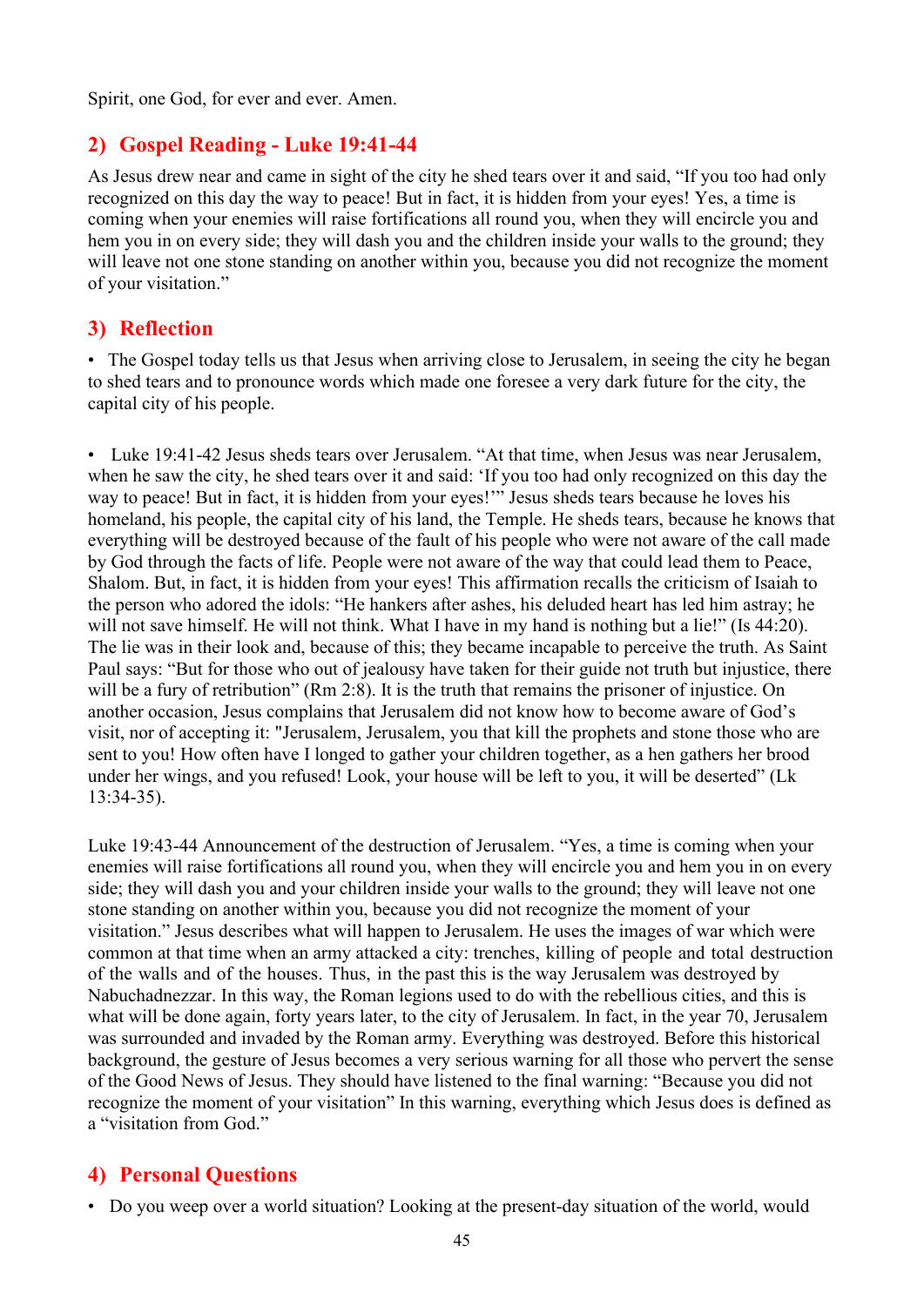Spirit, one God, for ever and ever. Amen.

## 2) Gospel Reading - Luke 19:41-44

As Jesus drew near and came in sight of the city he shed tears over it and said, “If you too had only recognized on this day the way to peace! But in fact, it is hidden from your eyes! Yes, a time is coming when your enemies will raise fortifications all round you, when they will encircle you and hem you in on every side; they will dash you and the children inside your walls to the ground; they will leave not one stone standing on another within you, because you did not recognize the moment of your visitation.”

## 3) Reflection

- The Gospel today tells us that Jesus when arriving close to Jerusalem, in seeing the city he began to shed tears and to pronounce words which made one foresee a very dark future for the city, the capital city of his people.

- Luke 19:41-42 Jesus sheds tears over Jerusalem. “At that time, when Jesus was near Jerusalem, when he saw the city, he shed tears over it and said: ‘If you too had only recognized on this day the way to peace! But in fact, it is hidden from your eyes!’” Jesus sheds tears because he loves his homeland, his people, the capital city of his land, the Temple. He sheds tears, because he knows that everything will be destroyed because of the fault of his people who were not aware of the call made by God through the facts of life. People were not aware of the way that could lead them to Peace, Shalom. But, in fact, it is hidden from your eyes! This affirmation recalls the criticism of Isaiah to the person who adored the idols: “He hankers after ashes, his deluded heart has led him astray; he will not save himself. He will not think. What I have in my hand is nothing but a lie!” (Is 44:20). The lie was in their look and, because of this; they became incapable to perceive the truth. As Saint Paul says: “But for those who out of jealousy have taken for their guide not truth but injustice, there will be a fury of retribution” (Rm 2:8). It is the truth that remains the prisoner of injustice. On another occasion, Jesus complains that Jerusalem did not know how to become aware of God’s visit, nor of accepting it: "Jerusalem, Jerusalem, you that kill the prophets and stone those who are sent to you! How often have I longed to gather your children together, as a hen gathers her brood under her wings, and you refused! Look, your house will be left to you, it will be deserted” (Lk 13:34-35).

Luke 19:43-44 Announcement of the destruction of Jerusalem. “Yes, a time is coming when your enemies will raise fortifications all round you, when they will encircle you and hem you in on every side; they will dash you and your children inside your walls to the ground; they will leave not one stone standing on another within you, because you did not recognize the moment of your visitation.” Jesus describes what will happen to Jerusalem. He uses the images of war which were common at that time when an army attacked a city: trenches, killing of people and total destruction of the walls and of the houses. Thus, in the past this is the way Jerusalem was destroyed by Nabuchadnezzar. In this way, the Roman legions used to do with the rebellious cities, and this is what will be done again, forty years later, to the city of Jerusalem. In fact, in the year 70, Jerusalem was surrounded and invaded by the Roman army. Everything was destroyed. Before this historical background, the gesture of Jesus becomes a very serious warning for all those who pervert the sense of the Good News of Jesus. They should have listened to the final warning: “Because you did not recognize the moment of your visitation” In this warning, everything which Jesus does is defined as a “visitation from God.”

## 4) Personal Questions

- Do you weep over a world situation? Looking at the present-day situation of the world, would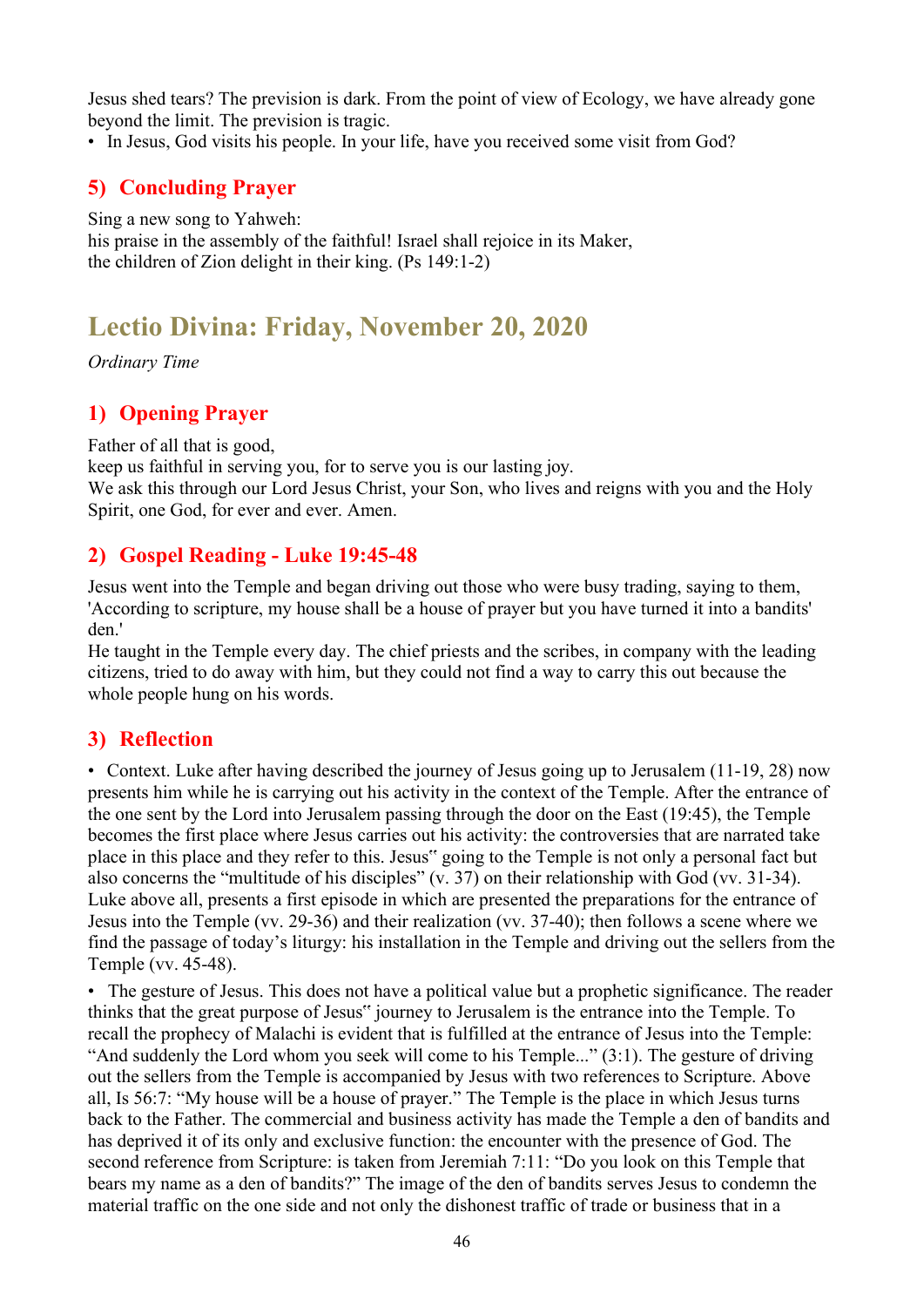Jesus shed tears? The prevision is dark. From the point of view of Ecology, we have already gone beyond the limit. The prevision is tragic.

• In Jesus, God visits his people. In your life, have you received some visit from God?

## 5) Concluding Prayer

Sing a new song to Yahweh:
his praise in the assembly of the faithful! Israel shall rejoice in its Maker,
the children of Zion delight in their king. (Ps 149:1-2)

# Lectio Divina: Friday, November 20, 2020

*Ordinary Time*

## 1) Opening Prayer

Father of all that is good,
keep us faithful in serving you, for to serve you is our lasting joy.
We ask this through our Lord Jesus Christ, your Son, who lives and reigns with you and the Holy Spirit, one God, for ever and ever. Amen.

## 2) Gospel Reading - Luke 19:45-48

Jesus went into the Temple and began driving out those who were busy trading, saying to them, 'According to scripture, my house shall be a house of prayer but you have turned it into a bandits' den.'
He taught in the Temple every day. The chief priests and the scribes, in company with the leading citizens, tried to do away with him, but they could not find a way to carry this out because the whole people hung on his words.

## 3) Reflection

• Context. Luke after having described the journey of Jesus going up to Jerusalem (11-19, 28) now presents him while he is carrying out his activity in the context of the Temple. After the entrance of the one sent by the Lord into Jerusalem passing through the door on the East (19:45), the Temple becomes the first place where Jesus carries out his activity: the controversies that are narrated take place in this place and they refer to this. Jesus" going to the Temple is not only a personal fact but also concerns the "multitude of his disciples" (v. 37) on their relationship with God (vv. 31-34). Luke above all, presents a first episode in which are presented the preparations for the entrance of Jesus into the Temple (vv. 29-36) and their realization (vv. 37-40); then follows a scene where we find the passage of today's liturgy: his installation in the Temple and driving out the sellers from the Temple (vv. 45-48).

• The gesture of Jesus. This does not have a political value but a prophetic significance. The reader thinks that the great purpose of Jesus" journey to Jerusalem is the entrance into the Temple. To recall the prophecy of Malachi is evident that is fulfilled at the entrance of Jesus into the Temple: "And suddenly the Lord whom you seek will come to his Temple..." (3:1). The gesture of driving out the sellers from the Temple is accompanied by Jesus with two references to Scripture. Above all, Is 56:7: "My house will be a house of prayer." The Temple is the place in which Jesus turns back to the Father. The commercial and business activity has made the Temple a den of bandits and has deprived it of its only and exclusive function: the encounter with the presence of God. The second reference from Scripture: is taken from Jeremiah 7:11: "Do you look on this Temple that bears my name as a den of bandits?" The image of the den of bandits serves Jesus to condemn the material traffic on the one side and not only the dishonest traffic of trade or business that in a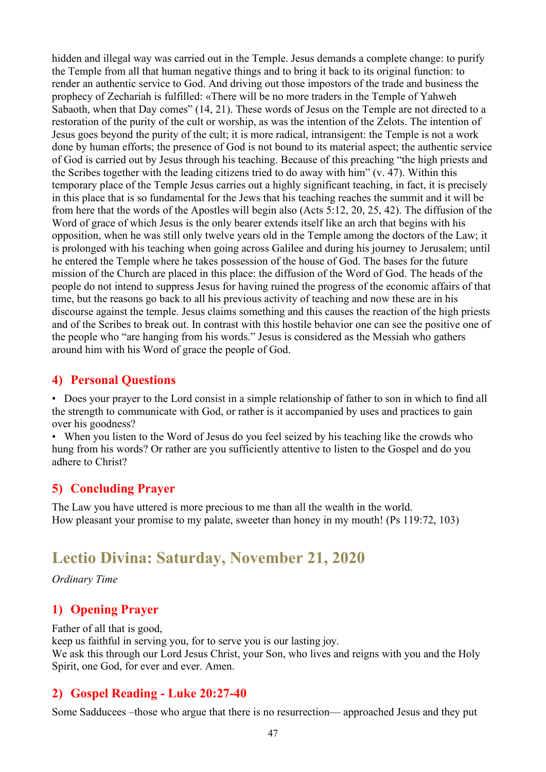hidden and illegal way was carried out in the Temple. Jesus demands a complete change: to purify the Temple from all that human negative things and to bring it back to its original function: to render an authentic service to God. And driving out those impostors of the trade and business the prophecy of Zechariah is fulfilled: «There will be no more traders in the Temple of Yahweh Sabaoth, when that Day comes" (14, 21). These words of Jesus on the Temple are not directed to a restoration of the purity of the cult or worship, as was the intention of the Zelots. The intention of Jesus goes beyond the purity of the cult; it is more radical, intransigent: the Temple is not a work done by human efforts; the presence of God is not bound to its material aspect; the authentic service of God is carried out by Jesus through his teaching. Because of this preaching "the high priests and the Scribes together with the leading citizens tried to do away with him" (v. 47). Within this temporary place of the Temple Jesus carries out a highly significant teaching, in fact, it is precisely in this place that is so fundamental for the Jews that his teaching reaches the summit and it will be from here that the words of the Apostles will begin also (Acts 5:12, 20, 25, 42). The diffusion of the Word of grace of which Jesus is the only bearer extends itself like an arch that begins with his opposition, when he was still only twelve years old in the Temple among the doctors of the Law; it is prolonged with his teaching when going across Galilee and during his journey to Jerusalem; until he entered the Temple where he takes possession of the house of God. The bases for the future mission of the Church are placed in this place: the diffusion of the Word of God. The heads of the people do not intend to suppress Jesus for having ruined the progress of the economic affairs of that time, but the reasons go back to all his previous activity of teaching and now these are in his discourse against the temple. Jesus claims something and this causes the reaction of the high priests and of the Scribes to break out. In contrast with this hostile behavior one can see the positive one of the people who "are hanging from his words." Jesus is considered as the Messiah who gathers around him with his Word of grace the people of God.

### 4) Personal Questions

- Does your prayer to the Lord consist in a simple relationship of father to son in which to find all the strength to communicate with God, or rather is it accompanied by uses and practices to gain over his goodness?
- When you listen to the Word of Jesus do you feel seized by his teaching like the crowds who hung from his words? Or rather are you sufficiently attentive to listen to the Gospel and do you adhere to Christ?

### 5) Concluding Prayer

The Law you have uttered is more precious to me than all the wealth in the world.
How pleasant your promise to my palate, sweeter than honey in my mouth! (Ps 119:72, 103)

## Lectio Divina: Saturday, November 21, 2020

*Ordinary Time*

### 1) Opening Prayer

Father of all that is good,
keep us faithful in serving you, for to serve you is our lasting joy.
We ask this through our Lord Jesus Christ, your Son, who lives and reigns with you and the Holy Spirit, one God, for ever and ever. Amen.

### 2) Gospel Reading - Luke 20:27-40

Some Sadducees –those who argue that there is no resurrection— approached Jesus and they put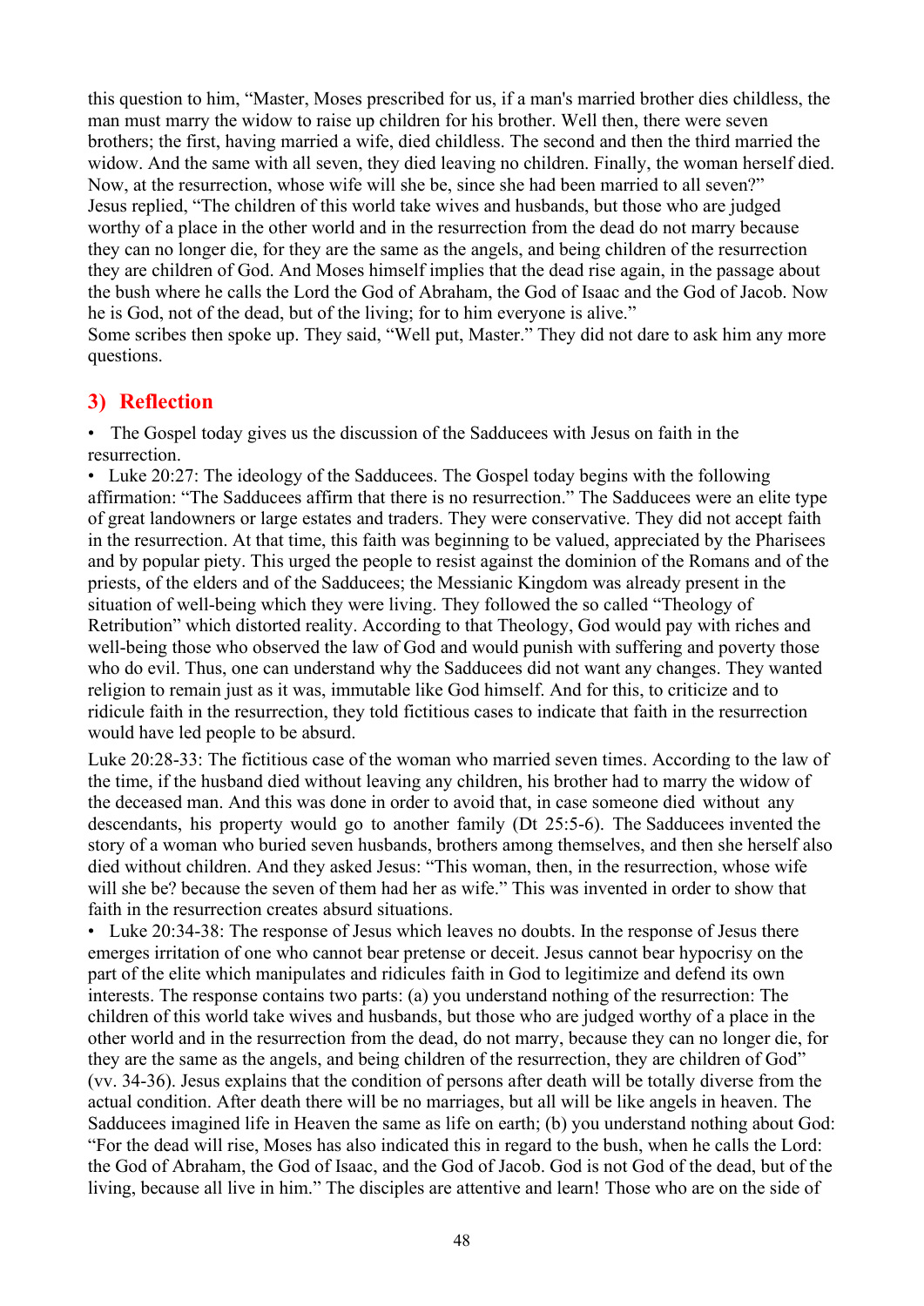this question to him, "Master, Moses prescribed for us, if a man's married brother dies childless, the man must marry the widow to raise up children for his brother. Well then, there were seven brothers; the first, having married a wife, died childless. The second and then the third married the widow. And the same with all seven, they died leaving no children. Finally, the woman herself died. Now, at the resurrection, whose wife will she be, since she had been married to all seven?"
Jesus replied, "The children of this world take wives and husbands, but those who are judged worthy of a place in the other world and in the resurrection from the dead do not marry because they can no longer die, for they are the same as the angels, and being children of the resurrection they are children of God. And Moses himself implies that the dead rise again, in the passage about the bush where he calls the Lord the God of Abraham, the God of Isaac and the God of Jacob. Now he is God, not of the dead, but of the living; for to him everyone is alive."
Some scribes then spoke up. They said, "Well put, Master." They did not dare to ask him any more questions.

## 3) Reflection

- The Gospel today gives us the discussion of the Sadducees with Jesus on faith in the resurrection.
- Luke 20:27: The ideology of the Sadducees. The Gospel today begins with the following affirmation: "The Sadducees affirm that there is no resurrection." The Sadducees were an elite type of great landowners or large estates and traders. They were conservative. They did not accept faith in the resurrection. At that time, this faith was beginning to be valued, appreciated by the Pharisees and by popular piety. This urged the people to resist against the dominion of the Romans and of the priests, of the elders and of the Sadducees; the Messianic Kingdom was already present in the situation of well-being which they were living. They followed the so called "Theology of Retribution" which distorted reality. According to that Theology, God would pay with riches and well-being those who observed the law of God and would punish with suffering and poverty those who do evil. Thus, one can understand why the Sadducees did not want any changes. They wanted religion to remain just as it was, immutable like God himself. And for this, to criticize and to ridicule faith in the resurrection, they told fictitious cases to indicate that faith in the resurrection would have led people to be absurd.

Luke 20:28-33: The fictitious case of the woman who married seven times. According to the law of the time, if the husband died without leaving any children, his brother had to marry the widow of the deceased man. And this was done in order to avoid that, in case someone died without any descendants, his property would go to another family (Dt 25:5-6). The Sadducees invented the story of a woman who buried seven husbands, brothers among themselves, and then she herself also died without children. And they asked Jesus: "This woman, then, in the resurrection, whose wife will she be? because the seven of them had her as wife." This was invented in order to show that faith in the resurrection creates absurd situations.

- Luke 20:34-38: The response of Jesus which leaves no doubts. In the response of Jesus there emerges irritation of one who cannot bear pretense or deceit. Jesus cannot bear hypocrisy on the part of the elite which manipulates and ridicules faith in God to legitimize and defend its own interests. The response contains two parts: (a) you understand nothing of the resurrection: The children of this world take wives and husbands, but those who are judged worthy of a place in the other world and in the resurrection from the dead, do not marry, because they can no longer die, for they are the same as the angels, and being children of the resurrection, they are children of God" (vv. 34-36). Jesus explains that the condition of persons after death will be totally diverse from the actual condition. After death there will be no marriages, but all will be like angels in heaven. The Sadducees imagined life in Heaven the same as life on earth; (b) you understand nothing about God: "For the dead will rise, Moses has also indicated this in regard to the bush, when he calls the Lord: the God of Abraham, the God of Isaac, and the God of Jacob. God is not God of the dead, but of the living, because all live in him." The disciples are attentive and learn! Those who are on the side of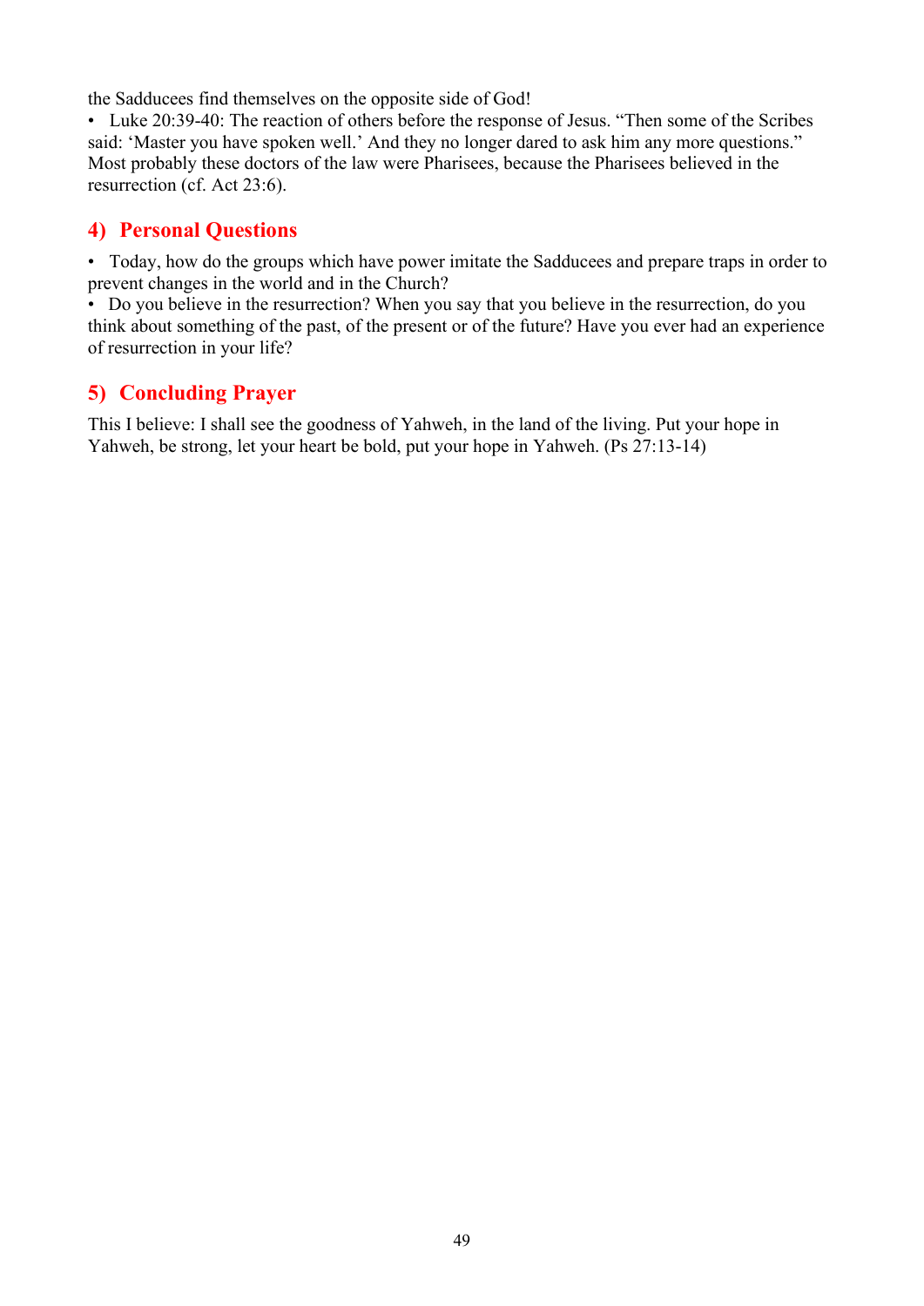the Sadducees find themselves on the opposite side of God!

- Luke 20:39-40: The reaction of others before the response of Jesus. “Then some of the Scribes said: ‘Master you have spoken well.’ And they no longer dared to ask him any more questions.” Most probably these doctors of the law were Pharisees, because the Pharisees believed in the resurrection (cf. Act 23:6).

## 4) Personal Questions

- Today, how do the groups which have power imitate the Sadducees and prepare traps in order to prevent changes in the world and in the Church?
- Do you believe in the resurrection? When you say that you believe in the resurrection, do you think about something of the past, of the present or of the future? Have you ever had an experience of resurrection in your life?

## 5) Concluding Prayer

This I believe: I shall see the goodness of Yahweh, in the land of the living. Put your hope in Yahweh, be strong, let your heart be bold, put your hope in Yahweh. (Ps 27:13-14)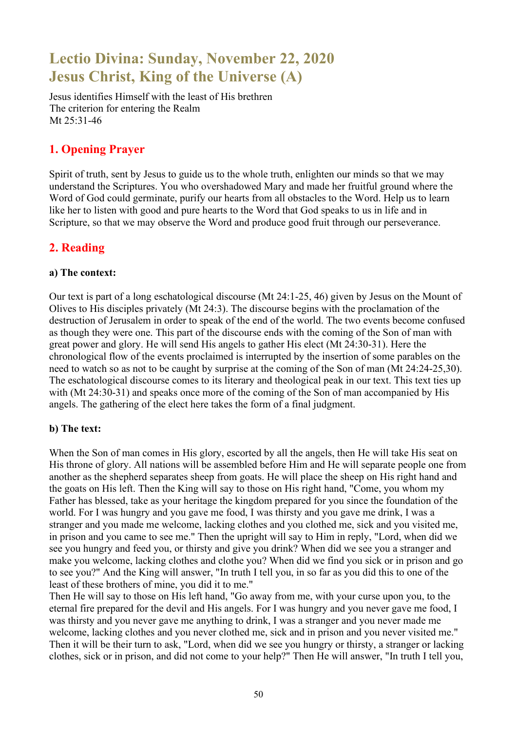# Lectio Divina: Sunday, November 22, 2020
# Jesus Christ, King of the Universe (A)

Jesus identifies Himself with the least of His brethren
The criterion for entering the Realm
Mt 25:31-46

## 1. Opening Prayer

Spirit of truth, sent by Jesus to guide us to the whole truth, enlighten our minds so that we may understand the Scriptures. You who overshadowed Mary and made her fruitful ground where the Word of God could germinate, purify our hearts from all obstacles to the Word. Help us to learn like her to listen with good and pure hearts to the Word that God speaks to us in life and in Scripture, so that we may observe the Word and produce good fruit through our perseverance.

## 2. Reading

### a) The context:

Our text is part of a long eschatological discourse (Mt 24:1-25, 46) given by Jesus on the Mount of Olives to His disciples privately (Mt 24:3). The discourse begins with the proclamation of the destruction of Jerusalem in order to speak of the end of the world. The two events become confused as though they were one. This part of the discourse ends with the coming of the Son of man with great power and glory. He will send His angels to gather His elect (Mt 24:30-31). Here the chronological flow of the events proclaimed is interrupted by the insertion of some parables on the need to watch so as not to be caught by surprise at the coming of the Son of man (Mt 24:24-25,30). The eschatological discourse comes to its literary and theological peak in our text. This text ties up with (Mt 24:30-31) and speaks once more of the coming of the Son of man accompanied by His angels. The gathering of the elect here takes the form of a final judgment.

### b) The text:

When the Son of man comes in His glory, escorted by all the angels, then He will take His seat on His throne of glory. All nations will be assembled before Him and He will separate people one from another as the shepherd separates sheep from goats. He will place the sheep on His right hand and the goats on His left. Then the King will say to those on His right hand, "Come, you whom my Father has blessed, take as your heritage the kingdom prepared for you since the foundation of the world. For I was hungry and you gave me food, I was thirsty and you gave me drink, I was a stranger and you made me welcome, lacking clothes and you clothed me, sick and you visited me, in prison and you came to see me." Then the upright will say to Him in reply, "Lord, when did we see you hungry and feed you, or thirsty and give you drink? When did we see you a stranger and make you welcome, lacking clothes and clothe you? When did we find you sick or in prison and go to see you?" And the King will answer, "In truth I tell you, in so far as you did this to one of the least of these brothers of mine, you did it to me."
Then He will say to those on His left hand, "Go away from me, with your curse upon you, to the eternal fire prepared for the devil and His angels. For I was hungry and you never gave me food, I was thirsty and you never gave me anything to drink, I was a stranger and you never made me welcome, lacking clothes and you never clothed me, sick and in prison and you never visited me." Then it will be their turn to ask, "Lord, when did we see you hungry or thirsty, a stranger or lacking clothes, sick or in prison, and did not come to your help?" Then He will answer, "In truth I tell you,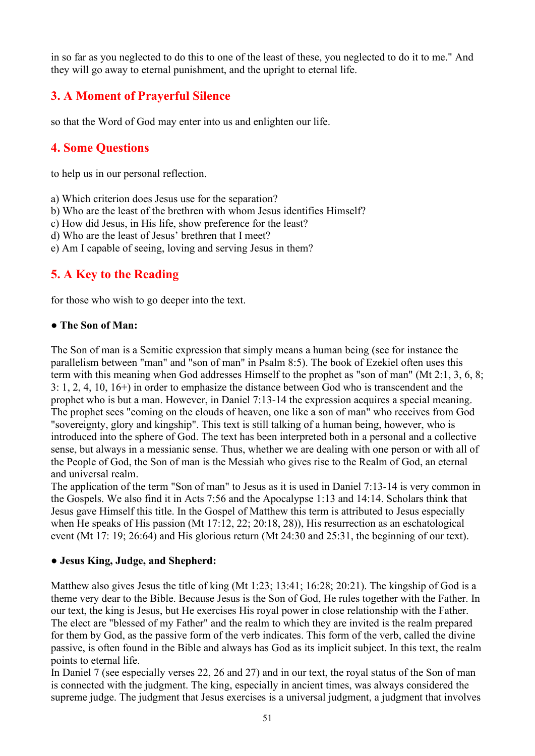in so far as you neglected to do this to one of the least of these, you neglected to do it to me." And they will go away to eternal punishment, and the upright to eternal life.

## 3. A Moment of Prayerful Silence

so that the Word of God may enter into us and enlighten our life.

## 4. Some Questions

to help us in our personal reflection.

a) Which criterion does Jesus use for the separation?
b) Who are the least of the brethren with whom Jesus identifies Himself?
c) How did Jesus, in His life, show preference for the least?
d) Who are the least of Jesus' brethren that I meet?
e) Am I capable of seeing, loving and serving Jesus in them?

## 5. A Key to the Reading

for those who wish to go deeper into the text.

**● The Son of Man:**

The Son of man is a Semitic expression that simply means a human being (see for instance the parallelism between "man" and "son of man" in Psalm 8:5). The book of Ezekiel often uses this term with this meaning when God addresses Himself to the prophet as "son of man" (Mt 2:1, 3, 6, 8; 3: 1, 2, 4, 10, 16+) in order to emphasize the distance between God who is transcendent and the prophet who is but a man. However, in Daniel 7:13-14 the expression acquires a special meaning. The prophet sees "coming on the clouds of heaven, one like a son of man" who receives from God "sovereignty, glory and kingship". This text is still talking of a human being, however, who is introduced into the sphere of God. The text has been interpreted both in a personal and a collective sense, but always in a messianic sense. Thus, whether we are dealing with one person or with all of the People of God, the Son of man is the Messiah who gives rise to the Realm of God, an eternal and universal realm.
The application of the term "Son of man" to Jesus as it is used in Daniel 7:13-14 is very common in the Gospels. We also find it in Acts 7:56 and the Apocalypse 1:13 and 14:14. Scholars think that Jesus gave Himself this title. In the Gospel of Matthew this term is attributed to Jesus especially when He speaks of His passion (Mt 17:12, 22; 20:18, 28)), His resurrection as an eschatological event (Mt 17: 19; 26:64) and His glorious return (Mt 24:30 and 25:31, the beginning of our text).

**● Jesus King, Judge, and Shepherd:**

Matthew also gives Jesus the title of king (Mt 1:23; 13:41; 16:28; 20:21). The kingship of God is a theme very dear to the Bible. Because Jesus is the Son of God, He rules together with the Father. In our text, the king is Jesus, but He exercises His royal power in close relationship with the Father. The elect are "blessed of my Father" and the realm to which they are invited is the realm prepared for them by God, as the passive form of the verb indicates. This form of the verb, called the divine passive, is often found in the Bible and always has God as its implicit subject. In this text, the realm points to eternal life.
In Daniel 7 (see especially verses 22, 26 and 27) and in our text, the royal status of the Son of man is connected with the judgment. The king, especially in ancient times, was always considered the supreme judge. The judgment that Jesus exercises is a universal judgment, a judgment that involves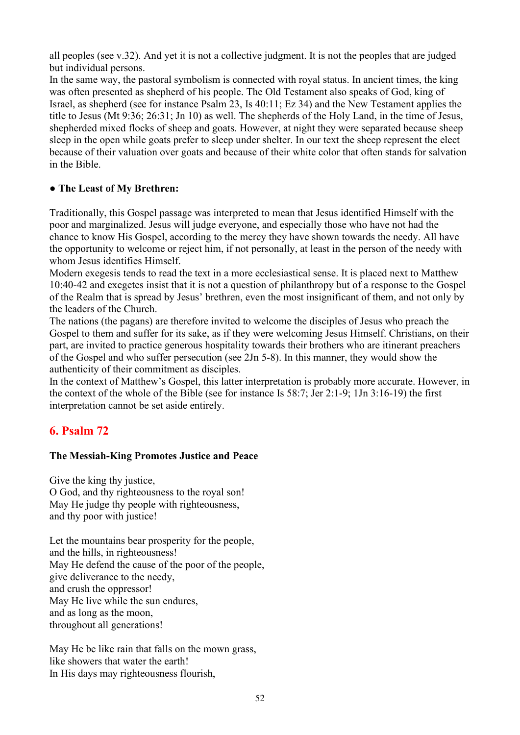all peoples (see v.32). And yet it is not a collective judgment. It is not the peoples that are judged but individual persons.
In the same way, the pastoral symbolism is connected with royal status. In ancient times, the king was often presented as shepherd of his people. The Old Testament also speaks of God, king of Israel, as shepherd (see for instance Psalm 23, Is 40:11; Ez 34) and the New Testament applies the title to Jesus (Mt 9:36; 26:31; Jn 10) as well. The shepherds of the Holy Land, in the time of Jesus, shepherded mixed flocks of sheep and goats. However, at night they were separated because sheep sleep in the open while goats prefer to sleep under shelter. In our text the sheep represent the elect because of their valuation over goats and because of their white color that often stands for salvation in the Bible.

**● The Least of My Brethren:**

Traditionally, this Gospel passage was interpreted to mean that Jesus identified Himself with the poor and marginalized. Jesus will judge everyone, and especially those who have not had the chance to know His Gospel, according to the mercy they have shown towards the needy. All have the opportunity to welcome or reject him, if not personally, at least in the person of the needy with whom Jesus identifies Himself.
Modern exegesis tends to read the text in a more ecclesiastical sense. It is placed next to Matthew 10:40-42 and exegetes insist that it is not a question of philanthropy but of a response to the Gospel of the Realm that is spread by Jesus' brethren, even the most insignificant of them, and not only by the leaders of the Church.
The nations (the pagans) are therefore invited to welcome the disciples of Jesus who preach the Gospel to them and suffer for its sake, as if they were welcoming Jesus Himself. Christians, on their part, are invited to practice generous hospitality towards their brothers who are itinerant preachers of the Gospel and who suffer persecution (see 2Jn 5-8). In this manner, they would show the authenticity of their commitment as disciples.
In the context of Matthew's Gospel, this latter interpretation is probably more accurate. However, in the context of the whole of the Bible (see for instance Is 58:7; Jer 2:1-9; 1Jn 3:16-19) the first interpretation cannot be set aside entirely.

## 6. Psalm 72

**The Messiah-King Promotes Justice and Peace**

Give the king thy justice,
O God, and thy righteousness to the royal son!
May He judge thy people with righteousness,
and thy poor with justice!

Let the mountains bear prosperity for the people,
and the hills, in righteousness!
May He defend the cause of the poor of the people,
give deliverance to the needy,
and crush the oppressor!
May He live while the sun endures,
and as long as the moon,
throughout all generations!

May He be like rain that falls on the mown grass,
like showers that water the earth!
In His days may righteousness flourish,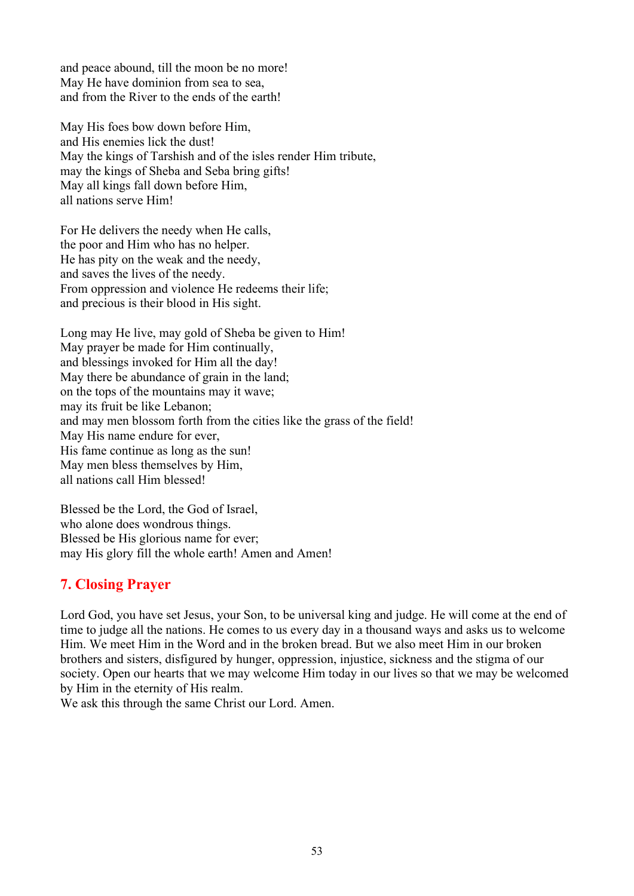and peace abound, till the moon be no more!
May He have dominion from sea to sea,
and from the River to the ends of the earth!

May His foes bow down before Him,
and His enemies lick the dust!
May the kings of Tarshish and of the isles render Him tribute,
may the kings of Sheba and Seba bring gifts!
May all kings fall down before Him,
all nations serve Him!

For He delivers the needy when He calls,
the poor and Him who has no helper.
He has pity on the weak and the needy,
and saves the lives of the needy.
From oppression and violence He redeems their life;
and precious is their blood in His sight.

Long may He live, may gold of Sheba be given to Him!
May prayer be made for Him continually,
and blessings invoked for Him all the day!
May there be abundance of grain in the land;
on the tops of the mountains may it wave;
may its fruit be like Lebanon;
and may men blossom forth from the cities like the grass of the field!
May His name endure for ever,
His fame continue as long as the sun!
May men bless themselves by Him,
all nations call Him blessed!

Blessed be the Lord, the God of Israel,
who alone does wondrous things.
Blessed be His glorious name for ever;
may His glory fill the whole earth! Amen and Amen!

## 7. Closing Prayer

Lord God, you have set Jesus, your Son, to be universal king and judge. He will come at the end of time to judge all the nations. He comes to us every day in a thousand ways and asks us to welcome Him. We meet Him in the Word and in the broken bread. But we also meet Him in our broken brothers and sisters, disfigured by hunger, oppression, injustice, sickness and the stigma of our society. Open our hearts that we may welcome Him today in our lives so that we may be welcomed by Him in the eternity of His realm.
We ask this through the same Christ our Lord. Amen.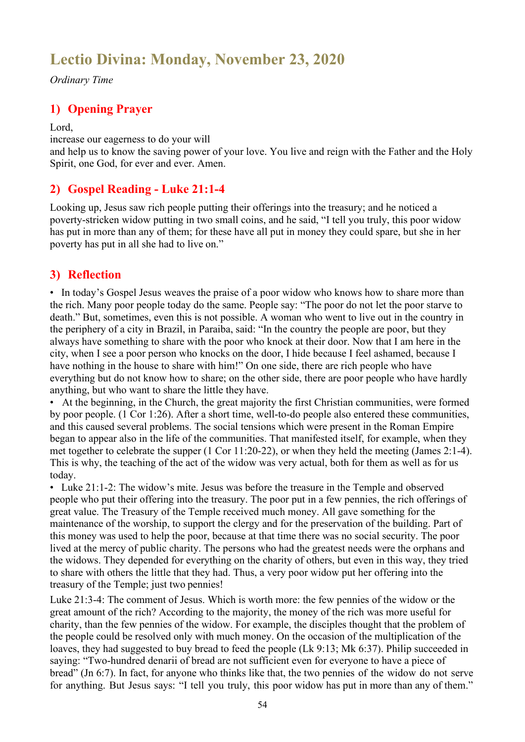# Lectio Divina: Monday, November 23, 2020

*Ordinary Time*

## 1) Opening Prayer

Lord,
increase our eagerness to do your will
and help us to know the saving power of your love. You live and reign with the Father and the Holy Spirit, one God, for ever and ever. Amen.

## 2) Gospel Reading - Luke 21:1-4

Looking up, Jesus saw rich people putting their offerings into the treasury; and he noticed a poverty-stricken widow putting in two small coins, and he said, "I tell you truly, this poor widow has put in more than any of them; for these have all put in money they could spare, but she in her poverty has put in all she had to live on."

## 3) Reflection

• In today's Gospel Jesus weaves the praise of a poor widow who knows how to share more than the rich. Many poor people today do the same. People say: "The poor do not let the poor starve to death." But, sometimes, even this is not possible. A woman who went to live out in the country in the periphery of a city in Brazil, in Paraiba, said: "In the country the people are poor, but they always have something to share with the poor who knock at their door. Now that I am here in the city, when I see a poor person who knocks on the door, I hide because I feel ashamed, because I have nothing in the house to share with him!" On one side, there are rich people who have everything but do not know how to share; on the other side, there are poor people who have hardly anything, but who want to share the little they have.

• At the beginning, in the Church, the great majority the first Christian communities, were formed by poor people. (1 Cor 1:26). After a short time, well-to-do people also entered these communities, and this caused several problems. The social tensions which were present in the Roman Empire began to appear also in the life of the communities. That manifested itself, for example, when they met together to celebrate the supper (1 Cor 11:20-22), or when they held the meeting (James 2:1-4). This is why, the teaching of the act of the widow was very actual, both for them as well as for us today.

• Luke 21:1-2: The widow's mite. Jesus was before the treasure in the Temple and observed people who put their offering into the treasury. The poor put in a few pennies, the rich offerings of great value. The Treasury of the Temple received much money. All gave something for the maintenance of the worship, to support the clergy and for the preservation of the building. Part of this money was used to help the poor, because at that time there was no social security. The poor lived at the mercy of public charity. The persons who had the greatest needs were the orphans and the widows. They depended for everything on the charity of others, but even in this way, they tried to share with others the little that they had. Thus, a very poor widow put her offering into the treasury of the Temple; just two pennies!

Luke 21:3-4: The comment of Jesus. Which is worth more: the few pennies of the widow or the great amount of the rich? According to the majority, the money of the rich was more useful for charity, than the few pennies of the widow. For example, the disciples thought that the problem of the people could be resolved only with much money. On the occasion of the multiplication of the loaves, they had suggested to buy bread to feed the people (Lk 9:13; Mk 6:37). Philip succeeded in saying: "Two-hundred denarii of bread are not sufficient even for everyone to have a piece of bread" (Jn 6:7). In fact, for anyone who thinks like that, the two pennies of the widow do not serve for anything. But Jesus says: "I tell you truly, this poor widow has put in more than any of them."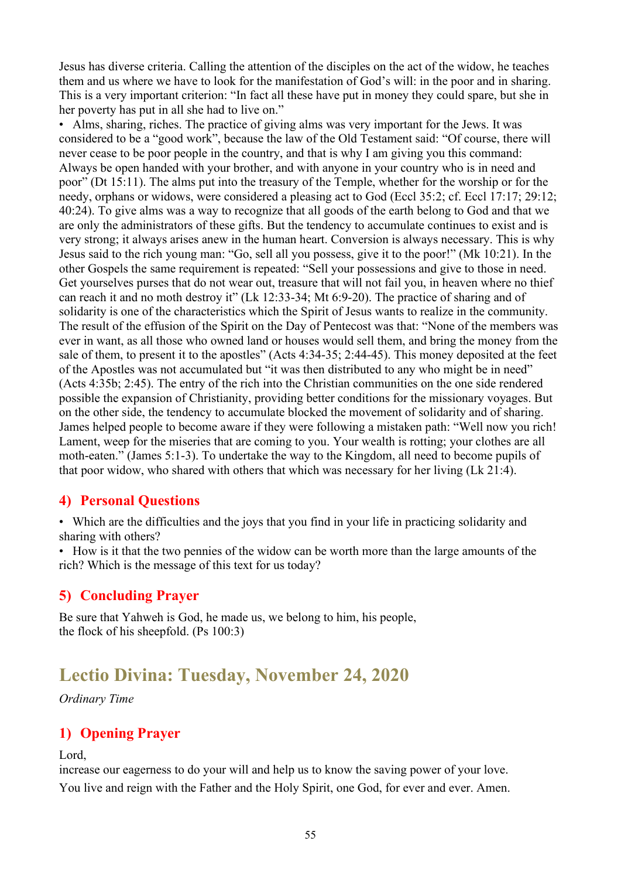Jesus has diverse criteria. Calling the attention of the disciples on the act of the widow, he teaches them and us where we have to look for the manifestation of God's will: in the poor and in sharing. This is a very important criterion: "In fact all these have put in money they could spare, but she in her poverty has put in all she had to live on."

• Alms, sharing, riches. The practice of giving alms was very important for the Jews. It was considered to be a "good work", because the law of the Old Testament said: "Of course, there will never cease to be poor people in the country, and that is why I am giving you this command: Always be open handed with your brother, and with anyone in your country who is in need and poor" (Dt 15:11). The alms put into the treasury of the Temple, whether for the worship or for the needy, orphans or widows, were considered a pleasing act to God (Eccl 35:2; cf. Eccl 17:17; 29:12; 40:24). To give alms was a way to recognize that all goods of the earth belong to God and that we are only the administrators of these gifts. But the tendency to accumulate continues to exist and is very strong; it always arises anew in the human heart. Conversion is always necessary. This is why Jesus said to the rich young man: "Go, sell all you possess, give it to the poor!" (Mk 10:21). In the other Gospels the same requirement is repeated: "Sell your possessions and give to those in need. Get yourselves purses that do not wear out, treasure that will not fail you, in heaven where no thief can reach it and no moth destroy it" (Lk 12:33-34; Mt 6:9-20). The practice of sharing and of solidarity is one of the characteristics which the Spirit of Jesus wants to realize in the community. The result of the effusion of the Spirit on the Day of Pentecost was that: "None of the members was ever in want, as all those who owned land or houses would sell them, and bring the money from the sale of them, to present it to the apostles" (Acts 4:34-35; 2:44-45). This money deposited at the feet of the Apostles was not accumulated but "it was then distributed to any who might be in need" (Acts 4:35b; 2:45). The entry of the rich into the Christian communities on the one side rendered possible the expansion of Christianity, providing better conditions for the missionary voyages. But on the other side, the tendency to accumulate blocked the movement of solidarity and of sharing. James helped people to become aware if they were following a mistaken path: "Well now you rich! Lament, weep for the miseries that are coming to you. Your wealth is rotting; your clothes are all moth-eaten." (James 5:1-3). To undertake the way to the Kingdom, all need to become pupils of that poor widow, who shared with others that which was necessary for her living (Lk 21:4).

## 4) Personal Questions

• Which are the difficulties and the joys that you find in your life in practicing solidarity and sharing with others?

• How is it that the two pennies of the widow can be worth more than the large amounts of the rich? Which is the message of this text for us today?

## 5) Concluding Prayer

Be sure that Yahweh is God, he made us, we belong to him, his people,
the flock of his sheepfold. (Ps 100:3)

# Lectio Divina: Tuesday, November 24, 2020

*Ordinary Time*

## 1) Opening Prayer

Lord,
increase our eagerness to do your will and help us to know the saving power of your love.
You live and reign with the Father and the Holy Spirit, one God, for ever and ever. Amen.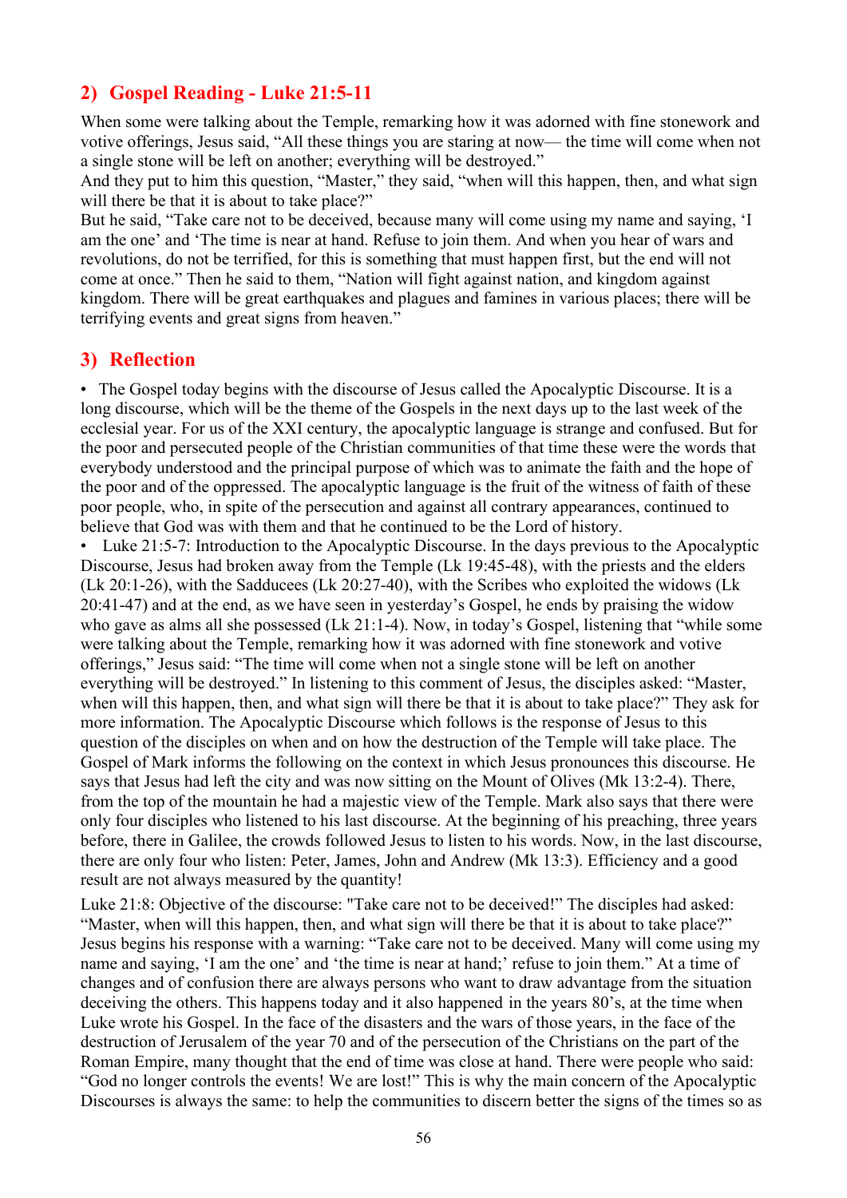## 2) Gospel Reading - Luke 21:5-11

When some were talking about the Temple, remarking how it was adorned with fine stonework and votive offerings, Jesus said, "All these things you are staring at now— the time will come when not a single stone will be left on another; everything will be destroyed."
And they put to him this question, "Master," they said, "when will this happen, then, and what sign will there be that it is about to take place?"
But he said, "Take care not to be deceived, because many will come using my name and saying, 'I am the one' and 'The time is near at hand. Refuse to join them. And when you hear of wars and revolutions, do not be terrified, for this is something that must happen first, but the end will not come at once." Then he said to them, "Nation will fight against nation, and kingdom against kingdom. There will be great earthquakes and plagues and famines in various places; there will be terrifying events and great signs from heaven."

## 3) Reflection

- The Gospel today begins with the discourse of Jesus called the Apocalyptic Discourse. It is a long discourse, which will be the theme of the Gospels in the next days up to the last week of the ecclesial year. For us of the XXI century, the apocalyptic language is strange and confused. But for the poor and persecuted people of the Christian communities of that time these were the words that everybody understood and the principal purpose of which was to animate the faith and the hope of the poor and of the oppressed. The apocalyptic language is the fruit of the witness of faith of these poor people, who, in spite of the persecution and against all contrary appearances, continued to believe that God was with them and that he continued to be the Lord of history.
- Luke 21:5-7: Introduction to the Apocalyptic Discourse. In the days previous to the Apocalyptic Discourse, Jesus had broken away from the Temple (Lk 19:45-48), with the priests and the elders (Lk 20:1-26), with the Sadducees (Lk 20:27-40), with the Scribes who exploited the widows (Lk 20:41-47) and at the end, as we have seen in yesterday's Gospel, he ends by praising the widow who gave as alms all she possessed (Lk 21:1-4). Now, in today's Gospel, listening that "while some were talking about the Temple, remarking how it was adorned with fine stonework and votive offerings," Jesus said: "The time will come when not a single stone will be left on another everything will be destroyed." In listening to this comment of Jesus, the disciples asked: "Master, when will this happen, then, and what sign will there be that it is about to take place?" They ask for more information. The Apocalyptic Discourse which follows is the response of Jesus to this question of the disciples on when and on how the destruction of the Temple will take place. The Gospel of Mark informs the following on the context in which Jesus pronounces this discourse. He says that Jesus had left the city and was now sitting on the Mount of Olives (Mk 13:2-4). There, from the top of the mountain he had a majestic view of the Temple. Mark also says that there were only four disciples who listened to his last discourse. At the beginning of his preaching, three years before, there in Galilee, the crowds followed Jesus to listen to his words. Now, in the last discourse, there are only four who listen: Peter, James, John and Andrew (Mk 13:3). Efficiency and a good result are not always measured by the quantity!

Luke 21:8: Objective of the discourse: "Take care not to be deceived!" The disciples had asked: "Master, when will this happen, then, and what sign will there be that it is about to take place?" Jesus begins his response with a warning: "Take care not to be deceived. Many will come using my name and saying, 'I am the one' and 'the time is near at hand;' refuse to join them." At a time of changes and of confusion there are always persons who want to draw advantage from the situation deceiving the others. This happens today and it also happened in the years 80's, at the time when Luke wrote his Gospel. In the face of the disasters and the wars of those years, in the face of the destruction of Jerusalem of the year 70 and of the persecution of the Christians on the part of the Roman Empire, many thought that the end of time was close at hand. There were people who said: "God no longer controls the events! We are lost!" This is why the main concern of the Apocalyptic Discourses is always the same: to help the communities to discern better the signs of the times so as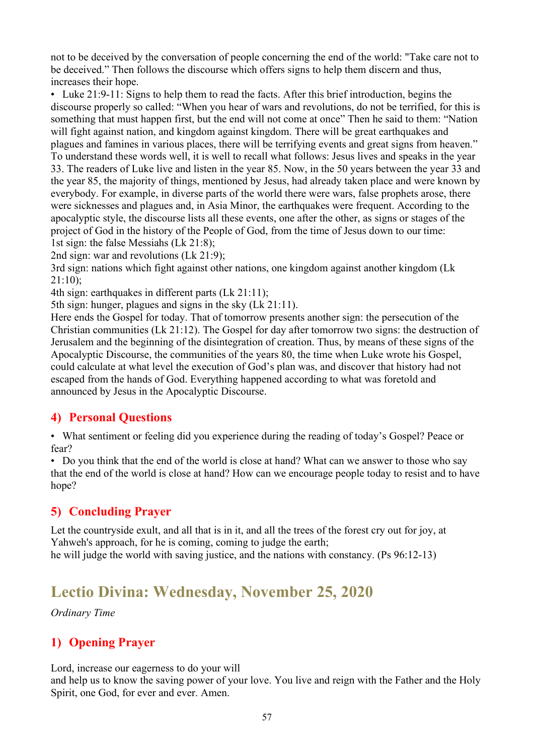not to be deceived by the conversation of people concerning the end of the world: "Take care not to be deceived." Then follows the discourse which offers signs to help them discern and thus, increases their hope.

• Luke 21:9-11: Signs to help them to read the facts. After this brief introduction, begins the discourse properly so called: "When you hear of wars and revolutions, do not be terrified, for this is something that must happen first, but the end will not come at once" Then he said to them: "Nation will fight against nation, and kingdom against kingdom. There will be great earthquakes and plagues and famines in various places, there will be terrifying events and great signs from heaven." To understand these words well, it is well to recall what follows: Jesus lives and speaks in the year 33. The readers of Luke live and listen in the year 85. Now, in the 50 years between the year 33 and the year 85, the majority of things, mentioned by Jesus, had already taken place and were known by everybody. For example, in diverse parts of the world there were wars, false prophets arose, there were sicknesses and plagues and, in Asia Minor, the earthquakes were frequent. According to the apocalyptic style, the discourse lists all these events, one after the other, as signs or stages of the project of God in the history of the People of God, from the time of Jesus down to our time:
1st sign: the false Messiahs (Lk 21:8);
2nd sign: war and revolutions (Lk 21:9);
3rd sign: nations which fight against other nations, one kingdom against another kingdom (Lk 21:10);
4th sign: earthquakes in different parts (Lk 21:11);
5th sign: hunger, plagues and signs in the sky (Lk 21:11).
Here ends the Gospel for today. That of tomorrow presents another sign: the persecution of the Christian communities (Lk 21:12). The Gospel for day after tomorrow two signs: the destruction of Jerusalem and the beginning of the disintegration of creation. Thus, by means of these signs of the Apocalyptic Discourse, the communities of the years 80, the time when Luke wrote his Gospel, could calculate at what level the execution of God's plan was, and discover that history had not escaped from the hands of God. Everything happened according to what was foretold and announced by Jesus in the Apocalyptic Discourse.

## 4) Personal Questions

• What sentiment or feeling did you experience during the reading of today's Gospel? Peace or fear?
• Do you think that the end of the world is close at hand? What can we answer to those who say that the end of the world is close at hand? How can we encourage people today to resist and to have hope?

## 5) Concluding Prayer

Let the countryside exult, and all that is in it, and all the trees of the forest cry out for joy, at Yahweh's approach, for he is coming, coming to judge the earth;
he will judge the world with saving justice, and the nations with constancy. (Ps 96:12-13)

# Lectio Divina: Wednesday, November 25, 2020

*Ordinary Time*

## 1) Opening Prayer

Lord, increase our eagerness to do your will
and help us to know the saving power of your love. You live and reign with the Father and the Holy Spirit, one God, for ever and ever. Amen.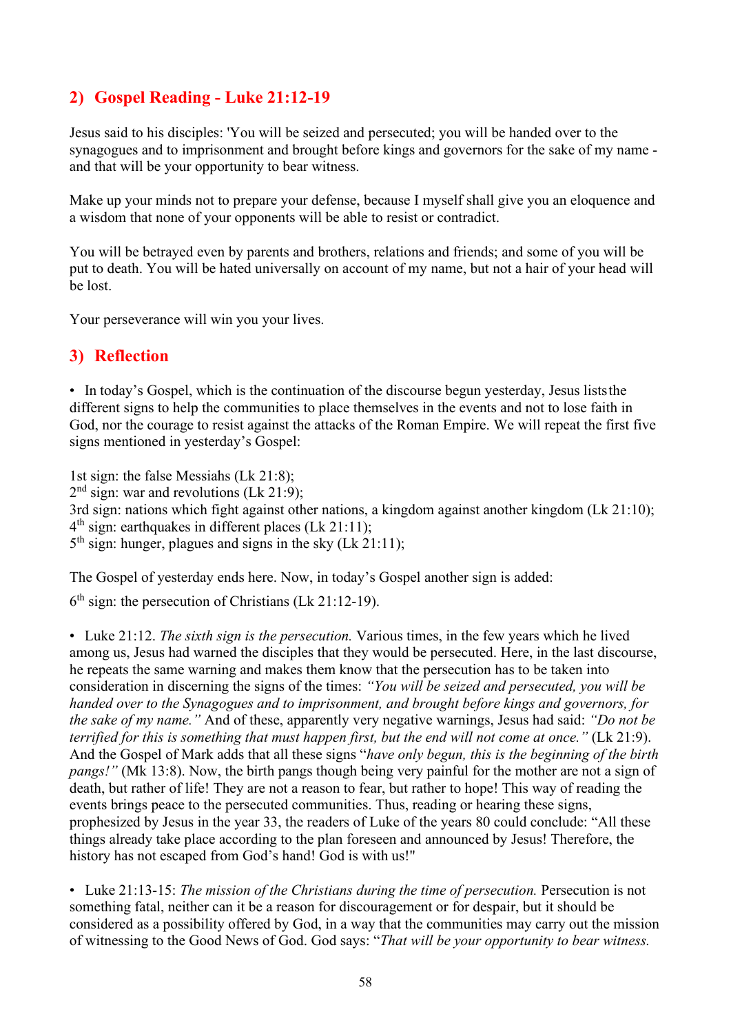## 2) Gospel Reading - Luke 21:12-19

Jesus said to his disciples: 'You will be seized and persecuted; you will be handed over to the synagogues and to imprisonment and brought before kings and governors for the sake of my name - and that will be your opportunity to bear witness.

Make up your minds not to prepare your defense, because I myself shall give you an eloquence and a wisdom that none of your opponents will be able to resist or contradict.

You will be betrayed even by parents and brothers, relations and friends; and some of you will be put to death. You will be hated universally on account of my name, but not a hair of your head will be lost.

Your perseverance will win you your lives.

## 3) Reflection

• In today's Gospel, which is the continuation of the discourse begun yesterday, Jesus lists the different signs to help the communities to place themselves in the events and not to lose faith in God, nor the courage to resist against the attacks of the Roman Empire. We will repeat the first five signs mentioned in yesterday's Gospel:

1st sign: the false Messiahs (Lk 21:8);
2nd sign: war and revolutions (Lk 21:9);
3rd sign: nations which fight against other nations, a kingdom against another kingdom (Lk 21:10);
4th sign: earthquakes in different places (Lk 21:11);
5th sign: hunger, plagues and signs in the sky (Lk 21:11);

The Gospel of yesterday ends here. Now, in today's Gospel another sign is added:

6th sign: the persecution of Christians (Lk 21:12-19).

• Luke 21:12. *The sixth sign is the persecution.* Various times, in the few years which he lived among us, Jesus had warned the disciples that they would be persecuted. Here, in the last discourse, he repeats the same warning and makes them know that the persecution has to be taken into consideration in discerning the signs of the times: *"You will be seized and persecuted, you will be handed over to the Synagogues and to imprisonment, and brought before kings and governors, for the sake of my name."* And of these, apparently very negative warnings, Jesus had said: *"Do not be terrified for this is something that must happen first, but the end will not come at once."* (Lk 21:9). And the Gospel of Mark adds that all these signs "*have only begun, this is the beginning of the birth pangs!"* (Mk 13:8). Now, the birth pangs though being very painful for the mother are not a sign of death, but rather of life! They are not a reason to fear, but rather to hope! This way of reading the events brings peace to the persecuted communities. Thus, reading or hearing these signs, prophesized by Jesus in the year 33, the readers of Luke of the years 80 could conclude: "All these things already take place according to the plan foreseen and announced by Jesus! Therefore, the history has not escaped from God's hand! God is with us!"

• Luke 21:13-15: *The mission of the Christians during the time of persecution.* Persecution is not something fatal, neither can it be a reason for discouragement or for despair, but it should be considered as a possibility offered by God, in a way that the communities may carry out the mission of witnessing to the Good News of God. God says: "*That will be your opportunity to bear witness.*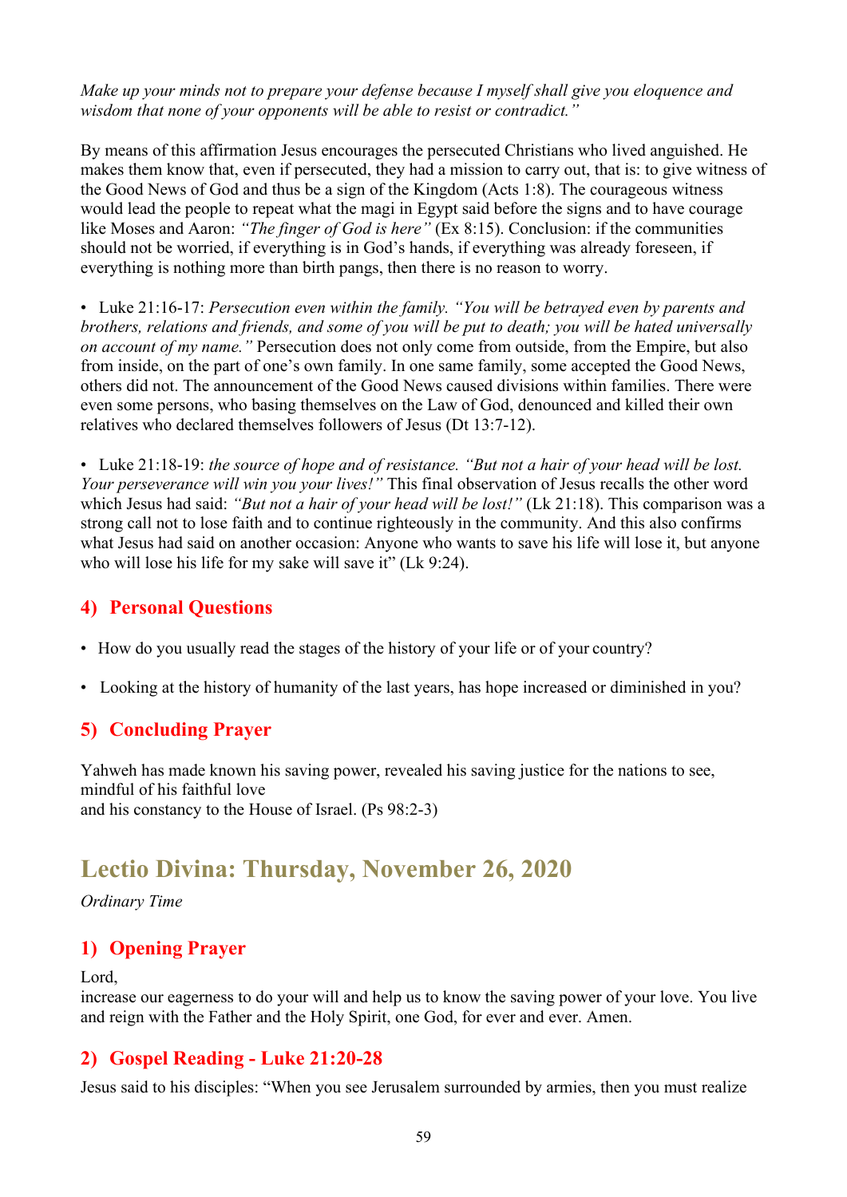*Make up your minds not to prepare your defense because I myself shall give you eloquence and wisdom that none of your opponents will be able to resist or contradict."*

By means of this affirmation Jesus encourages the persecuted Christians who lived anguished. He makes them know that, even if persecuted, they had a mission to carry out, that is: to give witness of the Good News of God and thus be a sign of the Kingdom (Acts 1:8). The courageous witness would lead the people to repeat what the magi in Egypt said before the signs and to have courage like Moses and Aaron: *"The finger of God is here"* (Ex 8:15). Conclusion: if the communities should not be worried, if everything is in God's hands, if everything was already foreseen, if everything is nothing more than birth pangs, then there is no reason to worry.

- Luke 21:16-17: *Persecution even within the family. "You will be betrayed even by parents and brothers, relations and friends, and some of you will be put to death; you will be hated universally on account of my name."* Persecution does not only come from outside, from the Empire, but also from inside, on the part of one's own family. In one same family, some accepted the Good News, others did not. The announcement of the Good News caused divisions within families. There were even some persons, who basing themselves on the Law of God, denounced and killed their own relatives who declared themselves followers of Jesus (Dt 13:7-12).

- Luke 21:18-19: *the source of hope and of resistance. "But not a hair of your head will be lost. Your perseverance will win you your lives!"* This final observation of Jesus recalls the other word which Jesus had said: *"But not a hair of your head will be lost!"* (Lk 21:18). This comparison was a strong call not to lose faith and to continue righteously in the community. And this also confirms what Jesus had said on another occasion: Anyone who wants to save his life will lose it, but anyone who will lose his life for my sake will save it" (Lk 9:24).

### 4) Personal Questions

- How do you usually read the stages of the history of your life or of your country?
- Looking at the history of humanity of the last years, has hope increased or diminished in you?

### 5) Concluding Prayer

Yahweh has made known his saving power, revealed his saving justice for the nations to see,
mindful of his faithful love
and his constancy to the House of Israel. (Ps 98:2-3)

## Lectio Divina: Thursday, November 26, 2020

*Ordinary Time*

### 1) Opening Prayer

Lord,
increase our eagerness to do your will and help us to know the saving power of your love. You live and reign with the Father and the Holy Spirit, one God, for ever and ever. Amen.

### 2) Gospel Reading - Luke 21:20-28

Jesus said to his disciples: "When you see Jerusalem surrounded by armies, then you must realize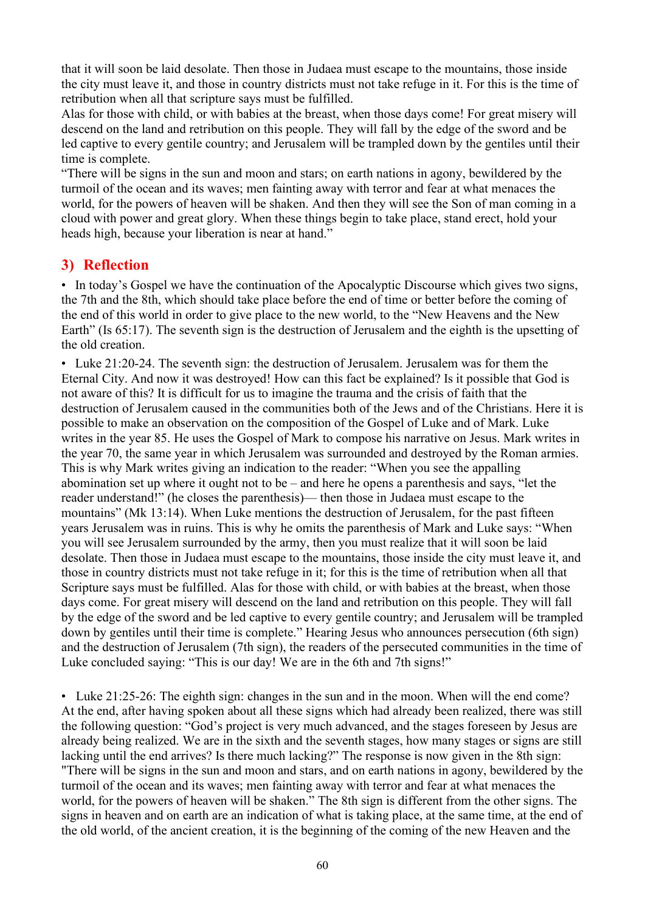that it will soon be laid desolate. Then those in Judaea must escape to the mountains, those inside the city must leave it, and those in country districts must not take refuge in it. For this is the time of retribution when all that scripture says must be fulfilled.

Alas for those with child, or with babies at the breast, when those days come! For great misery will descend on the land and retribution on this people. They will fall by the edge of the sword and be led captive to every gentile country; and Jerusalem will be trampled down by the gentiles until their time is complete.

"There will be signs in the sun and moon and stars; on earth nations in agony, bewildered by the turmoil of the ocean and its waves; men fainting away with terror and fear at what menaces the world, for the powers of heaven will be shaken. And then they will see the Son of man coming in a cloud with power and great glory. When these things begin to take place, stand erect, hold your heads high, because your liberation is near at hand."

## 3) Reflection

• In today's Gospel we have the continuation of the Apocalyptic Discourse which gives two signs, the 7th and the 8th, which should take place before the end of time or better before the coming of the end of this world in order to give place to the new world, to the "New Heavens and the New Earth" (Is 65:17). The seventh sign is the destruction of Jerusalem and the eighth is the upsetting of the old creation.

• Luke 21:20-24. The seventh sign: the destruction of Jerusalem. Jerusalem was for them the Eternal City. And now it was destroyed! How can this fact be explained? Is it possible that God is not aware of this? It is difficult for us to imagine the trauma and the crisis of faith that the destruction of Jerusalem caused in the communities both of the Jews and of the Christians. Here it is possible to make an observation on the composition of the Gospel of Luke and of Mark. Luke writes in the year 85. He uses the Gospel of Mark to compose his narrative on Jesus. Mark writes in the year 70, the same year in which Jerusalem was surrounded and destroyed by the Roman armies. This is why Mark writes giving an indication to the reader: "When you see the appalling abomination set up where it ought not to be – and here he opens a parenthesis and says, "let the reader understand!" (he closes the parenthesis)— then those in Judaea must escape to the mountains" (Mk 13:14). When Luke mentions the destruction of Jerusalem, for the past fifteen years Jerusalem was in ruins. This is why he omits the parenthesis of Mark and Luke says: "When you will see Jerusalem surrounded by the army, then you must realize that it will soon be laid desolate. Then those in Judaea must escape to the mountains, those inside the city must leave it, and those in country districts must not take refuge in it; for this is the time of retribution when all that Scripture says must be fulfilled. Alas for those with child, or with babies at the breast, when those days come. For great misery will descend on the land and retribution on this people. They will fall by the edge of the sword and be led captive to every gentile country; and Jerusalem will be trampled down by gentiles until their time is complete." Hearing Jesus who announces persecution (6th sign) and the destruction of Jerusalem (7th sign), the readers of the persecuted communities in the time of Luke concluded saying: "This is our day! We are in the 6th and 7th signs!"

• Luke 21:25-26: The eighth sign: changes in the sun and in the moon. When will the end come? At the end, after having spoken about all these signs which had already been realized, there was still the following question: "God's project is very much advanced, and the stages foreseen by Jesus are already being realized. We are in the sixth and the seventh stages, how many stages or signs are still lacking until the end arrives? Is there much lacking?" The response is now given in the 8th sign: "There will be signs in the sun and moon and stars, and on earth nations in agony, bewildered by the turmoil of the ocean and its waves; men fainting away with terror and fear at what menaces the world, for the powers of heaven will be shaken." The 8th sign is different from the other signs. The signs in heaven and on earth are an indication of what is taking place, at the same time, at the end of the old world, of the ancient creation, it is the beginning of the coming of the new Heaven and the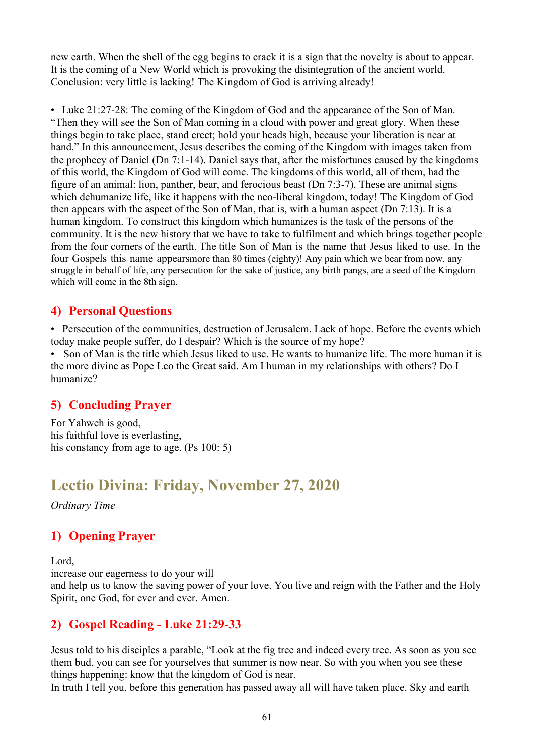new earth. When the shell of the egg begins to crack it is a sign that the novelty is about to appear. It is the coming of a New World which is provoking the disintegration of the ancient world. Conclusion: very little is lacking! The Kingdom of God is arriving already!

• Luke 21:27-28: The coming of the Kingdom of God and the appearance of the Son of Man. "Then they will see the Son of Man coming in a cloud with power and great glory. When these things begin to take place, stand erect; hold your heads high, because your liberation is near at hand." In this announcement, Jesus describes the coming of the Kingdom with images taken from the prophecy of Daniel (Dn 7:1-14). Daniel says that, after the misfortunes caused by the kingdoms of this world, the Kingdom of God will come. The kingdoms of this world, all of them, had the figure of an animal: lion, panther, bear, and ferocious beast (Dn 7:3-7). These are animal signs which dehumanize life, like it happens with the neo-liberal kingdom, today! The Kingdom of God then appears with the aspect of the Son of Man, that is, with a human aspect (Dn 7:13). It is a human kingdom. To construct this kingdom which humanizes is the task of the persons of the community. It is the new history that we have to take to fulfilment and which brings together people from the four corners of the earth. The title Son of Man is the name that Jesus liked to use. In the four Gospels this name appearsmore than 80 times (eighty)! Any pain which we bear from now, any struggle in behalf of life, any persecution for the sake of justice, any birth pangs, are a seed of the Kingdom which will come in the 8th sign.

## 4) Personal Questions

• Persecution of the communities, destruction of Jerusalem. Lack of hope. Before the events which today make people suffer, do I despair? Which is the source of my hope?
• Son of Man is the title which Jesus liked to use. He wants to humanize life. The more human it is the more divine as Pope Leo the Great said. Am I human in my relationships with others? Do I humanize?

## 5) Concluding Prayer

For Yahweh is good,
his faithful love is everlasting,
his constancy from age to age. (Ps 100: 5)

# Lectio Divina: Friday, November 27, 2020

*Ordinary Time*

## 1) Opening Prayer

Lord,
increase our eagerness to do your will
and help us to know the saving power of your love. You live and reign with the Father and the Holy Spirit, one God, for ever and ever. Amen.

## 2) Gospel Reading - Luke 21:29-33

Jesus told to his disciples a parable, "Look at the fig tree and indeed every tree. As soon as you see them bud, you can see for yourselves that summer is now near. So with you when you see these things happening: know that the kingdom of God is near.
In truth I tell you, before this generation has passed away all will have taken place. Sky and earth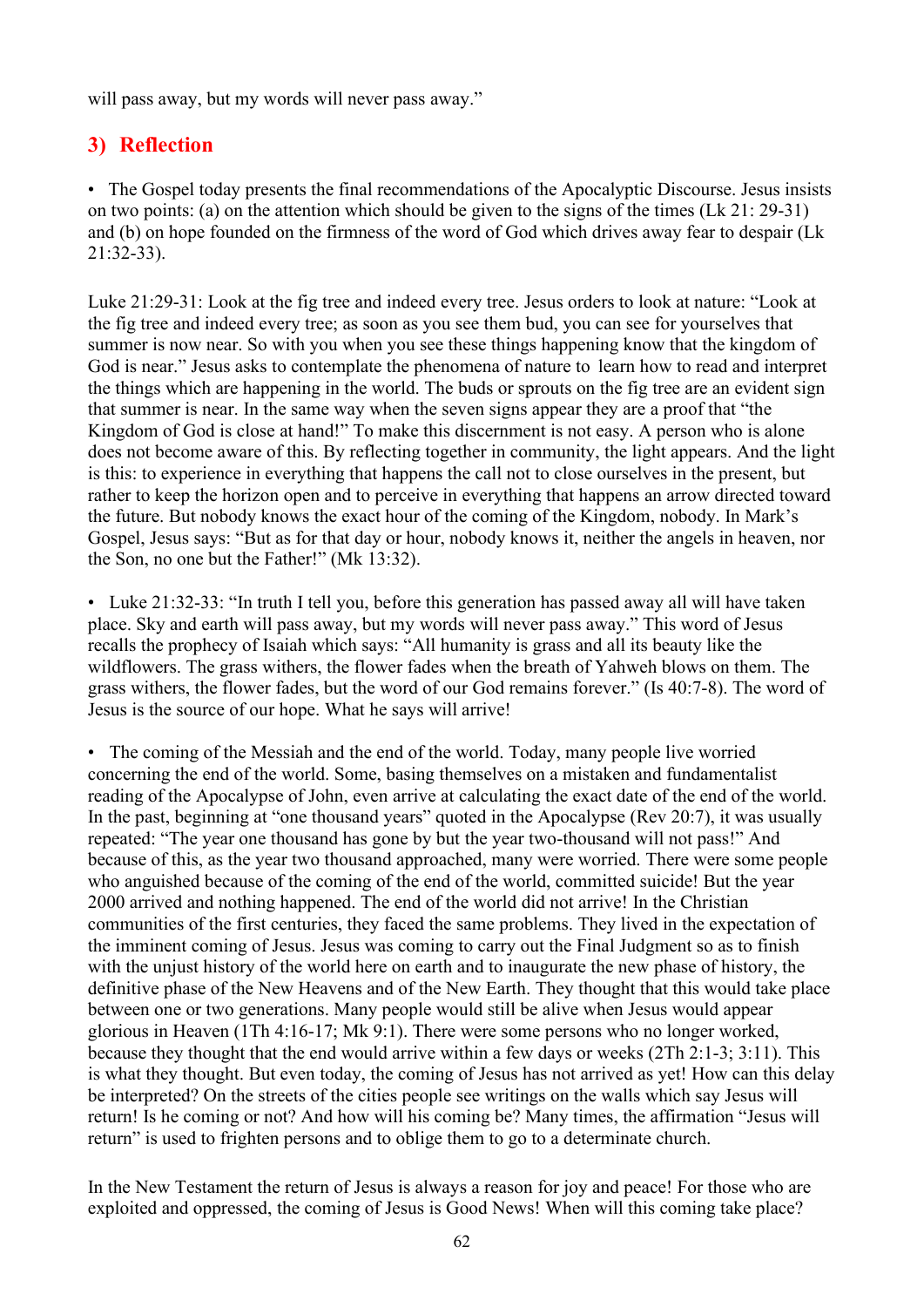will pass away, but my words will never pass away."

## 3) Reflection

- The Gospel today presents the final recommendations of the Apocalyptic Discourse. Jesus insists on two points: (a) on the attention which should be given to the signs of the times (Lk 21: 29-31) and (b) on hope founded on the firmness of the word of God which drives away fear to despair (Lk 21:32-33).

Luke 21:29-31: Look at the fig tree and indeed every tree. Jesus orders to look at nature: "Look at the fig tree and indeed every tree; as soon as you see them bud, you can see for yourselves that summer is now near. So with you when you see these things happening know that the kingdom of God is near." Jesus asks to contemplate the phenomena of nature to learn how to read and interpret the things which are happening in the world. The buds or sprouts on the fig tree are an evident sign that summer is near. In the same way when the seven signs appear they are a proof that "the Kingdom of God is close at hand!" To make this discernment is not easy. A person who is alone does not become aware of this. By reflecting together in community, the light appears. And the light is this: to experience in everything that happens the call not to close ourselves in the present, but rather to keep the horizon open and to perceive in everything that happens an arrow directed toward the future. But nobody knows the exact hour of the coming of the Kingdom, nobody. In Mark's Gospel, Jesus says: "But as for that day or hour, nobody knows it, neither the angels in heaven, nor the Son, no one but the Father!" (Mk 13:32).

- Luke 21:32-33: "In truth I tell you, before this generation has passed away all will have taken place. Sky and earth will pass away, but my words will never pass away." This word of Jesus recalls the prophecy of Isaiah which says: "All humanity is grass and all its beauty like the wildflowers. The grass withers, the flower fades when the breath of Yahweh blows on them. The grass withers, the flower fades, but the word of our God remains forever." (Is 40:7-8). The word of Jesus is the source of our hope. What he says will arrive!

- The coming of the Messiah and the end of the world. Today, many people live worried concerning the end of the world. Some, basing themselves on a mistaken and fundamentalist reading of the Apocalypse of John, even arrive at calculating the exact date of the end of the world. In the past, beginning at "one thousand years" quoted in the Apocalypse (Rev 20:7), it was usually repeated: "The year one thousand has gone by but the year two-thousand will not pass!" And because of this, as the year two thousand approached, many were worried. There were some people who anguished because of the coming of the end of the world, committed suicide! But the year 2000 arrived and nothing happened. The end of the world did not arrive! In the Christian communities of the first centuries, they faced the same problems. They lived in the expectation of the imminent coming of Jesus. Jesus was coming to carry out the Final Judgment so as to finish with the unjust history of the world here on earth and to inaugurate the new phase of history, the definitive phase of the New Heavens and of the New Earth. They thought that this would take place between one or two generations. Many people would still be alive when Jesus would appear glorious in Heaven (1Th 4:16-17; Mk 9:1). There were some persons who no longer worked, because they thought that the end would arrive within a few days or weeks (2Th 2:1-3; 3:11). This is what they thought. But even today, the coming of Jesus has not arrived as yet! How can this delay be interpreted? On the streets of the cities people see writings on the walls which say Jesus will return! Is he coming or not? And how will his coming be? Many times, the affirmation "Jesus will return" is used to frighten persons and to oblige them to go to a determinate church.

In the New Testament the return of Jesus is always a reason for joy and peace! For those who are exploited and oppressed, the coming of Jesus is Good News! When will this coming take place?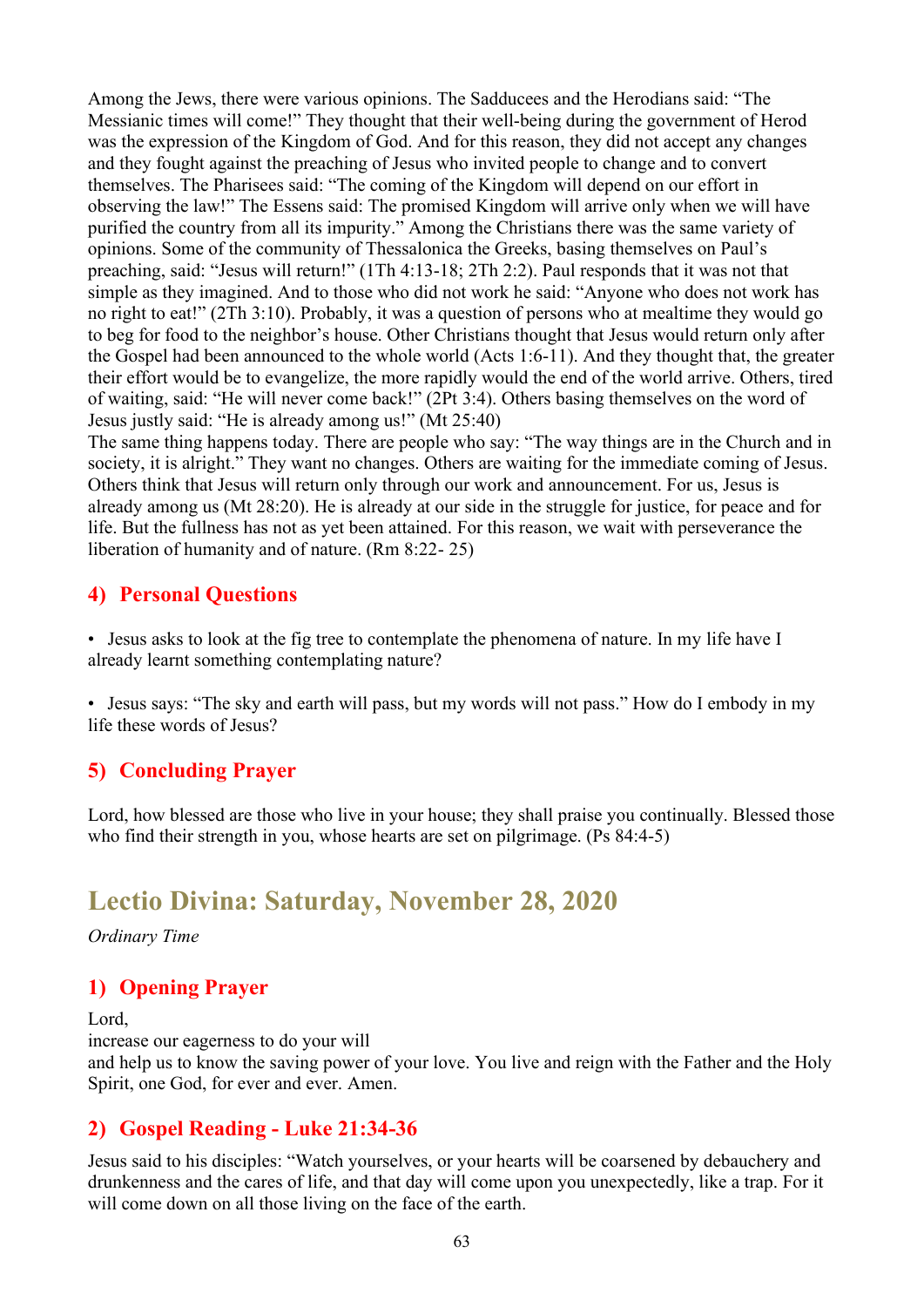Among the Jews, there were various opinions. The Sadducees and the Herodians said: "The Messianic times will come!" They thought that their well-being during the government of Herod was the expression of the Kingdom of God. And for this reason, they did not accept any changes and they fought against the preaching of Jesus who invited people to change and to convert themselves. The Pharisees said: "The coming of the Kingdom will depend on our effort in observing the law!" The Essens said: The promised Kingdom will arrive only when we will have purified the country from all its impurity." Among the Christians there was the same variety of opinions. Some of the community of Thessalonica the Greeks, basing themselves on Paul's preaching, said: "Jesus will return!" (1Th 4:13-18; 2Th 2:2). Paul responds that it was not that simple as they imagined. And to those who did not work he said: "Anyone who does not work has no right to eat!" (2Th 3:10). Probably, it was a question of persons who at mealtime they would go to beg for food to the neighbor's house. Other Christians thought that Jesus would return only after the Gospel had been announced to the whole world (Acts 1:6-11). And they thought that, the greater their effort would be to evangelize, the more rapidly would the end of the world arrive. Others, tired of waiting, said: "He will never come back!" (2Pt 3:4). Others basing themselves on the word of Jesus justly said: "He is already among us!" (Mt 25:40)
The same thing happens today. There are people who say: "The way things are in the Church and in society, it is alright." They want no changes. Others are waiting for the immediate coming of Jesus. Others think that Jesus will return only through our work and announcement. For us, Jesus is already among us (Mt 28:20). He is already at our side in the struggle for justice, for peace and for life. But the fullness has not as yet been attained. For this reason, we wait with perseverance the liberation of humanity and of nature. (Rm 8:22- 25)

## 4) Personal Questions

- Jesus asks to look at the fig tree to contemplate the phenomena of nature. In my life have I already learnt something contemplating nature?

- Jesus says: "The sky and earth will pass, but my words will not pass." How do I embody in my life these words of Jesus?

## 5) Concluding Prayer

Lord, how blessed are those who live in your house; they shall praise you continually. Blessed those who find their strength in you, whose hearts are set on pilgrimage. (Ps 84:4-5)

# Lectio Divina: Saturday, November 28, 2020

*Ordinary Time*

## 1) Opening Prayer

Lord,
increase our eagerness to do your will
and help us to know the saving power of your love. You live and reign with the Father and the Holy Spirit, one God, for ever and ever. Amen.

## 2) Gospel Reading - Luke 21:34-36

Jesus said to his disciples: "Watch yourselves, or your hearts will be coarsened by debauchery and drunkenness and the cares of life, and that day will come upon you unexpectedly, like a trap. For it will come down on all those living on the face of the earth.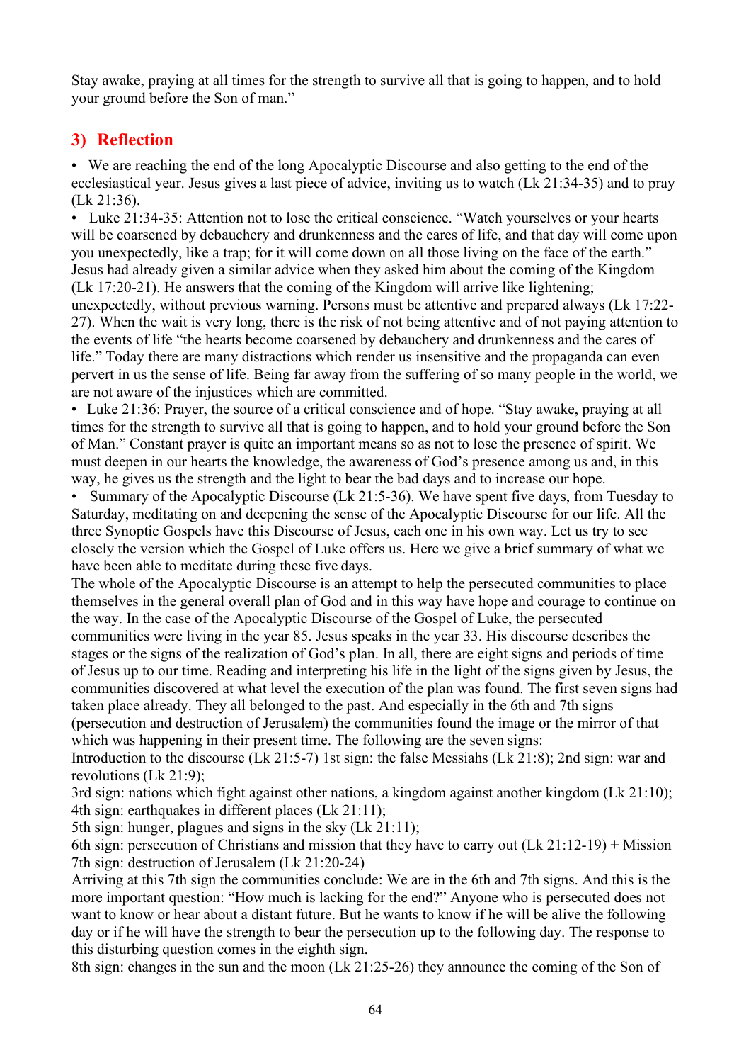Stay awake, praying at all times for the strength to survive all that is going to happen, and to hold your ground before the Son of man."

## 3) Reflection

- We are reaching the end of the long Apocalyptic Discourse and also getting to the end of the ecclesiastical year. Jesus gives a last piece of advice, inviting us to watch (Lk 21:34-35) and to pray (Lk 21:36).
- Luke 21:34-35: Attention not to lose the critical conscience. "Watch yourselves or your hearts will be coarsened by debauchery and drunkenness and the cares of life, and that day will come upon you unexpectedly, like a trap; for it will come down on all those living on the face of the earth." Jesus had already given a similar advice when they asked him about the coming of the Kingdom (Lk 17:20-21). He answers that the coming of the Kingdom will arrive like lightening; unexpectedly, without previous warning. Persons must be attentive and prepared always (Lk 17:22-27). When the wait is very long, there is the risk of not being attentive and of not paying attention to the events of life "the hearts become coarsened by debauchery and drunkenness and the cares of life." Today there are many distractions which render us insensitive and the propaganda can even pervert in us the sense of life. Being far away from the suffering of so many people in the world, we are not aware of the injustices which are committed.
- Luke 21:36: Prayer, the source of a critical conscience and of hope. "Stay awake, praying at all times for the strength to survive all that is going to happen, and to hold your ground before the Son of Man." Constant prayer is quite an important means so as not to lose the presence of spirit. We must deepen in our hearts the knowledge, the awareness of God's presence among us and, in this way, he gives us the strength and the light to bear the bad days and to increase our hope.
- Summary of the Apocalyptic Discourse (Lk 21:5-36). We have spent five days, from Tuesday to Saturday, meditating on and deepening the sense of the Apocalyptic Discourse for our life. All the three Synoptic Gospels have this Discourse of Jesus, each one in his own way. Let us try to see closely the version which the Gospel of Luke offers us. Here we give a brief summary of what we have been able to meditate during these five days.

The whole of the Apocalyptic Discourse is an attempt to help the persecuted communities to place themselves in the general overall plan of God and in this way have hope and courage to continue on the way. In the case of the Apocalyptic Discourse of the Gospel of Luke, the persecuted communities were living in the year 85. Jesus speaks in the year 33. His discourse describes the stages or the signs of the realization of God's plan. In all, there are eight signs and periods of time of Jesus up to our time. Reading and interpreting his life in the light of the signs given by Jesus, the communities discovered at what level the execution of the plan was found. The first seven signs had taken place already. They all belonged to the past. And especially in the 6th and 7th signs (persecution and destruction of Jerusalem) the communities found the image or the mirror of that which was happening in their present time. The following are the seven signs:

Introduction to the discourse (Lk 21:5-7) 1st sign: the false Messiahs (Lk 21:8); 2nd sign: war and revolutions (Lk 21:9);
3rd sign: nations which fight against other nations, a kingdom against another kingdom (Lk 21:10);
4th sign: earthquakes in different places (Lk 21:11);
5th sign: hunger, plagues and signs in the sky (Lk 21:11);
6th sign: persecution of Christians and mission that they have to carry out (Lk 21:12-19) + Mission
7th sign: destruction of Jerusalem (Lk 21:20-24)

Arriving at this 7th sign the communities conclude: We are in the 6th and 7th signs. And this is the more important question: "How much is lacking for the end?" Anyone who is persecuted does not want to know or hear about a distant future. But he wants to know if he will be alive the following day or if he will have the strength to bear the persecution up to the following day. The response to this disturbing question comes in the eighth sign.

8th sign: changes in the sun and the moon (Lk 21:25-26) they announce the coming of the Son of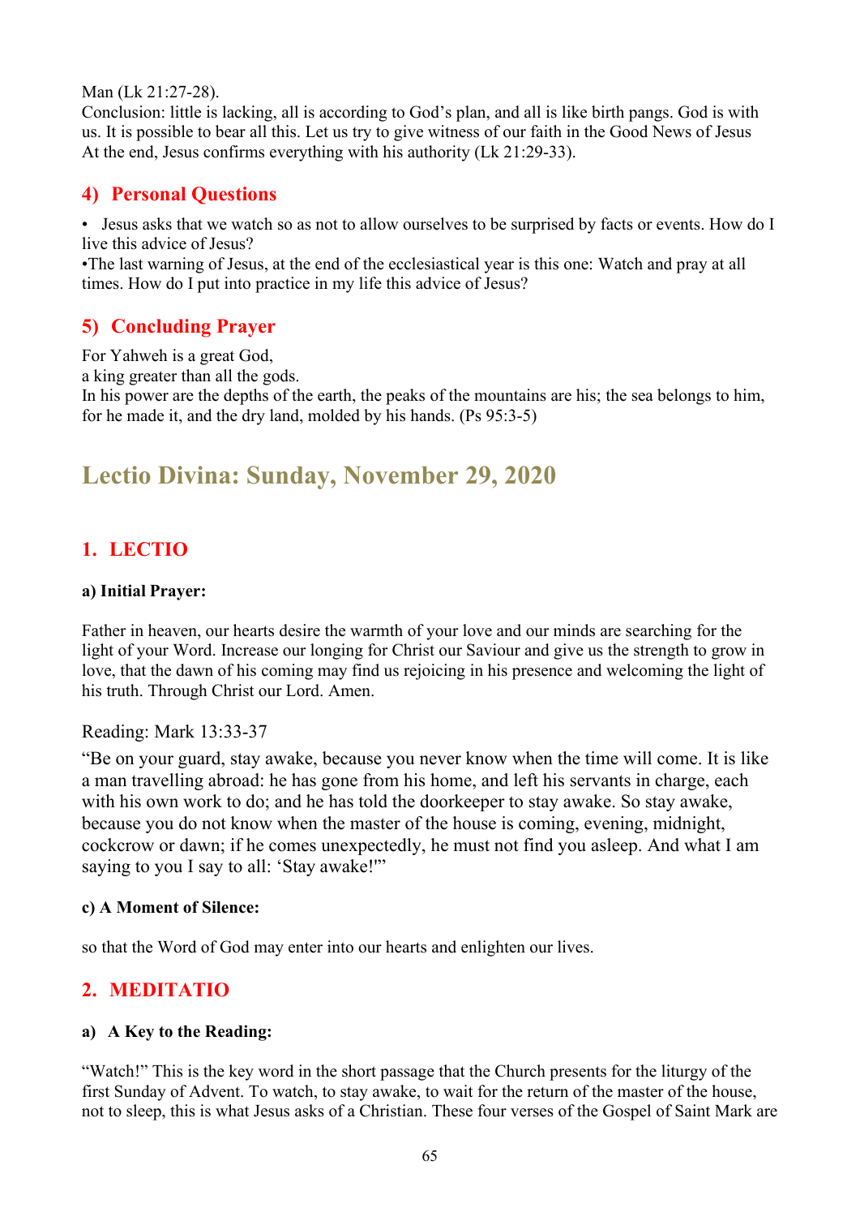Man (Lk 21:27-28).
Conclusion: little is lacking, all is according to God's plan, and all is like birth pangs. God is with us. It is possible to bear all this. Let us try to give witness of our faith in the Good News of Jesus At the end, Jesus confirms everything with his authority (Lk 21:29-33).

## 4) Personal Questions

• Jesus asks that we watch so as not to allow ourselves to be surprised by facts or events. How do I live this advice of Jesus?
•The last warning of Jesus, at the end of the ecclesiastical year is this one: Watch and pray at all times. How do I put into practice in my life this advice of Jesus?

## 5) Concluding Prayer

For Yahweh is a great God,
a king greater than all the gods.
In his power are the depths of the earth, the peaks of the mountains are his; the sea belongs to him, for he made it, and the dry land, molded by his hands. (Ps 95:3-5)

# Lectio Divina: Sunday, November 29, 2020

## 1. LECTIO

**a) Initial Prayer:**

Father in heaven, our hearts desire the warmth of your love and our minds are searching for the light of your Word. Increase our longing for Christ our Saviour and give us the strength to grow in love, that the dawn of his coming may find us rejoicing in his presence and welcoming the light of his truth. Through Christ our Lord. Amen.

Reading: Mark 13:33-37

"Be on your guard, stay awake, because you never know when the time will come. It is like a man travelling abroad: he has gone from his home, and left his servants in charge, each with his own work to do; and he has told the doorkeeper to stay awake. So stay awake, because you do not know when the master of the house is coming, evening, midnight, cockcrow or dawn; if he comes unexpectedly, he must not find you asleep. And what I am saying to you I say to all: 'Stay awake!'"

**c) A Moment of Silence:**

so that the Word of God may enter into our hearts and enlighten our lives.

## 2. MEDITATIO

**a) A Key to the Reading:**

"Watch!" This is the key word in the short passage that the Church presents for the liturgy of the first Sunday of Advent. To watch, to stay awake, to wait for the return of the master of the house, not to sleep, this is what Jesus asks of a Christian. These four verses of the Gospel of Saint Mark are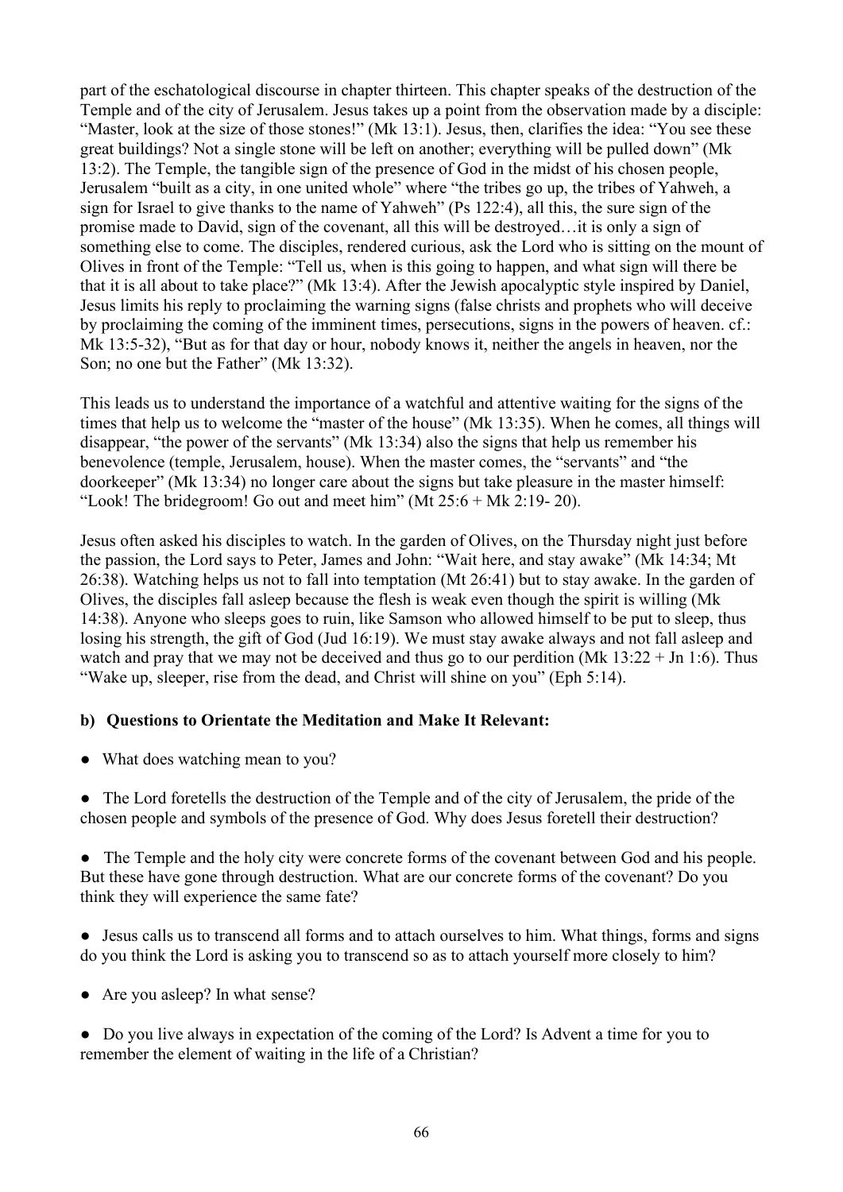part of the eschatological discourse in chapter thirteen. This chapter speaks of the destruction of the Temple and of the city of Jerusalem. Jesus takes up a point from the observation made by a disciple: "Master, look at the size of those stones!" (Mk 13:1). Jesus, then, clarifies the idea: "You see these great buildings? Not a single stone will be left on another; everything will be pulled down" (Mk 13:2). The Temple, the tangible sign of the presence of God in the midst of his chosen people, Jerusalem "built as a city, in one united whole" where "the tribes go up, the tribes of Yahweh, a sign for Israel to give thanks to the name of Yahweh" (Ps 122:4), all this, the sure sign of the promise made to David, sign of the covenant, all this will be destroyed…it is only a sign of something else to come. The disciples, rendered curious, ask the Lord who is sitting on the mount of Olives in front of the Temple: "Tell us, when is this going to happen, and what sign will there be that it is all about to take place?" (Mk 13:4). After the Jewish apocalyptic style inspired by Daniel, Jesus limits his reply to proclaiming the warning signs (false christs and prophets who will deceive by proclaiming the coming of the imminent times, persecutions, signs in the powers of heaven. cf.: Mk 13:5-32), "But as for that day or hour, nobody knows it, neither the angels in heaven, nor the Son; no one but the Father" (Mk 13:32).

This leads us to understand the importance of a watchful and attentive waiting for the signs of the times that help us to welcome the "master of the house" (Mk 13:35). When he comes, all things will disappear, "the power of the servants" (Mk 13:34) also the signs that help us remember his benevolence (temple, Jerusalem, house). When the master comes, the "servants" and "the doorkeeper" (Mk 13:34) no longer care about the signs but take pleasure in the master himself: "Look! The bridegroom! Go out and meet him" (Mt 25:6 + Mk 2:19- 20).

Jesus often asked his disciples to watch. In the garden of Olives, on the Thursday night just before the passion, the Lord says to Peter, James and John: "Wait here, and stay awake" (Mk 14:34; Mt 26:38). Watching helps us not to fall into temptation (Mt 26:41) but to stay awake. In the garden of Olives, the disciples fall asleep because the flesh is weak even though the spirit is willing (Mk 14:38). Anyone who sleeps goes to ruin, like Samson who allowed himself to be put to sleep, thus losing his strength, the gift of God (Jud 16:19). We must stay awake always and not fall asleep and watch and pray that we may not be deceived and thus go to our perdition (Mk 13:22 + Jn 1:6). Thus "Wake up, sleeper, rise from the dead, and Christ will shine on you" (Eph 5:14).

### b) Questions to Orientate the Meditation and Make It Relevant:

- What does watching mean to you?

- The Lord foretells the destruction of the Temple and of the city of Jerusalem, the pride of the chosen people and symbols of the presence of God. Why does Jesus foretell their destruction?

- The Temple and the holy city were concrete forms of the covenant between God and his people. But these have gone through destruction. What are our concrete forms of the covenant? Do you think they will experience the same fate?

- Jesus calls us to transcend all forms and to attach ourselves to him. What things, forms and signs do you think the Lord is asking you to transcend so as to attach yourself more closely to him?

- Are you asleep? In what sense?

- Do you live always in expectation of the coming of the Lord? Is Advent a time for you to remember the element of waiting in the life of a Christian?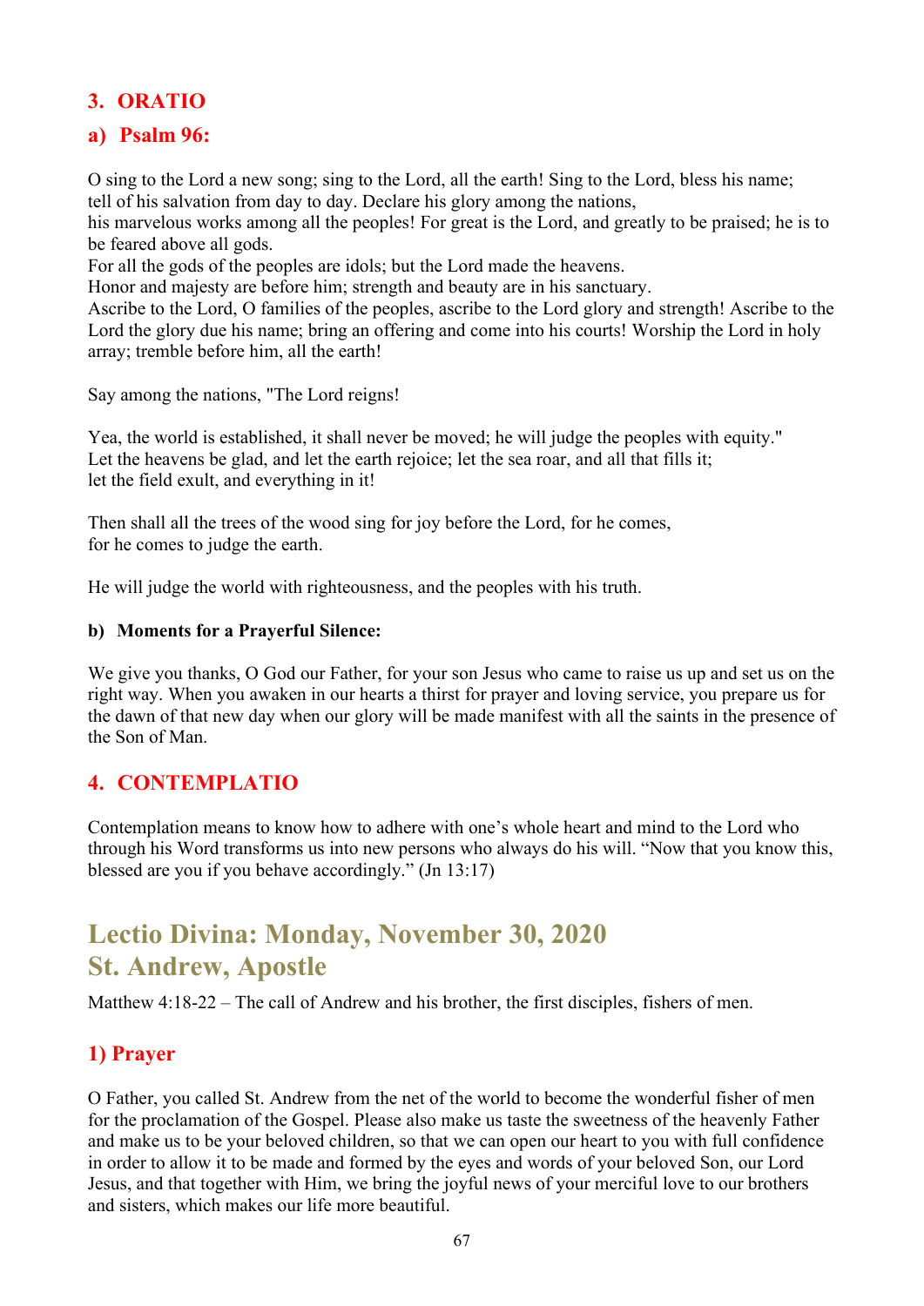## 3. ORATIO

### a) Psalm 96:

O sing to the Lord a new song; sing to the Lord, all the earth! Sing to the Lord, bless his name; tell of his salvation from day to day. Declare his glory among the nations,
his marvelous works among all the peoples! For great is the Lord, and greatly to be praised; he is to be feared above all gods.
For all the gods of the peoples are idols; but the Lord made the heavens.
Honor and majesty are before him; strength and beauty are in his sanctuary.
Ascribe to the Lord, O families of the peoples, ascribe to the Lord glory and strength! Ascribe to the Lord the glory due his name; bring an offering and come into his courts! Worship the Lord in holy array; tremble before him, all the earth!

Say among the nations, "The Lord reigns!

Yea, the world is established, it shall never be moved; he will judge the peoples with equity."
Let the heavens be glad, and let the earth rejoice; let the sea roar, and all that fills it;
let the field exult, and everything in it!

Then shall all the trees of the wood sing for joy before the Lord, for he comes,
for he comes to judge the earth.

He will judge the world with righteousness, and the peoples with his truth.

#### b) Moments for a Prayerful Silence:

We give you thanks, O God our Father, for your son Jesus who came to raise us up and set us on the right way. When you awaken in our hearts a thirst for prayer and loving service, you prepare us for the dawn of that new day when our glory will be made manifest with all the saints in the presence of the Son of Man.

## 4. CONTEMPLATIO

Contemplation means to know how to adhere with one's whole heart and mind to the Lord who through his Word transforms us into new persons who always do his will. "Now that you know this, blessed are you if you behave accordingly." (Jn 13:17)

# Lectio Divina: Monday, November 30, 2020
# St. Andrew, Apostle

Matthew 4:18-22 – The call of Andrew and his brother, the first disciples, fishers of men.

## 1) Prayer

O Father, you called St. Andrew from the net of the world to become the wonderful fisher of men for the proclamation of the Gospel. Please also make us taste the sweetness of the heavenly Father and make us to be your beloved children, so that we can open our heart to you with full confidence in order to allow it to be made and formed by the eyes and words of your beloved Son, our Lord Jesus, and that together with Him, we bring the joyful news of your merciful love to our brothers and sisters, which makes our life more beautiful.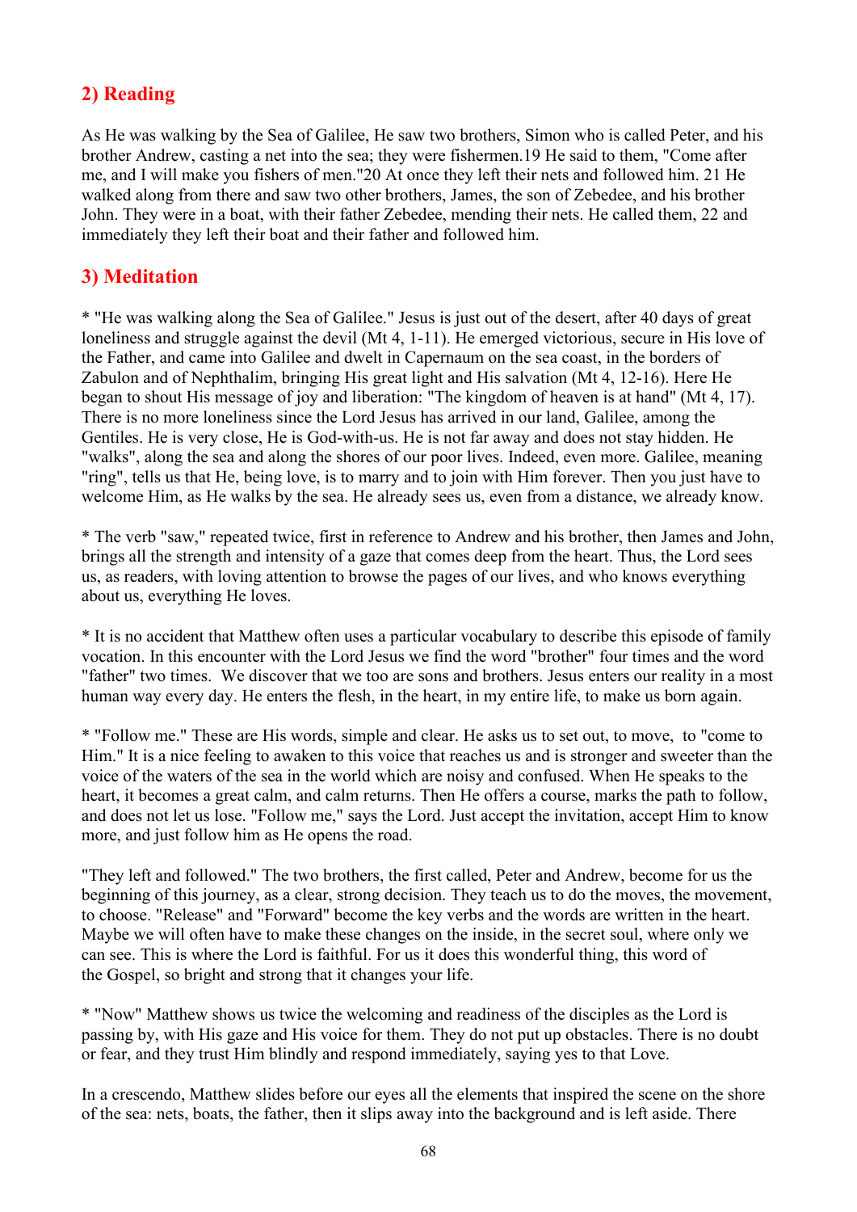## 2) Reading

As He was walking by the Sea of Galilee, He saw two brothers, Simon who is called Peter, and his brother Andrew, casting a net into the sea; they were fishermen.19 He said to them, "Come after me, and I will make you fishers of men."20 At once they left their nets and followed him. 21 He walked along from there and saw two other brothers, James, the son of Zebedee, and his brother John. They were in a boat, with their father Zebedee, mending their nets. He called them, 22 and immediately they left their boat and their father and followed him.

## 3) Meditation

* "He was walking along the Sea of Galilee." Jesus is just out of the desert, after 40 days of great loneliness and struggle against the devil (Mt 4, 1-11). He emerged victorious, secure in His love of the Father, and came into Galilee and dwelt in Capernaum on the sea coast, in the borders of Zabulon and of Nephthalim, bringing His great light and His salvation (Mt 4, 12-16). Here He began to shout His message of joy and liberation: "The kingdom of heaven is at hand" (Mt 4, 17). There is no more loneliness since the Lord Jesus has arrived in our land, Galilee, among the Gentiles. He is very close, He is God-with-us. He is not far away and does not stay hidden. He "walks", along the sea and along the shores of our poor lives. Indeed, even more. Galilee, meaning "ring", tells us that He, being love, is to marry and to join with Him forever. Then you just have to welcome Him, as He walks by the sea. He already sees us, even from a distance, we already know.

* The verb "saw," repeated twice, first in reference to Andrew and his brother, then James and John, brings all the strength and intensity of a gaze that comes deep from the heart. Thus, the Lord sees us, as readers, with loving attention to browse the pages of our lives, and who knows everything about us, everything He loves.

* It is no accident that Matthew often uses a particular vocabulary to describe this episode of family vocation. In this encounter with the Lord Jesus we find the word "brother" four times and the word "father" two times. We discover that we too are sons and brothers. Jesus enters our reality in a most human way every day. He enters the flesh, in the heart, in my entire life, to make us born again.

* "Follow me." These are His words, simple and clear. He asks us to set out, to move, to "come to Him." It is a nice feeling to awaken to this voice that reaches us and is stronger and sweeter than the voice of the waters of the sea in the world which are noisy and confused. When He speaks to the heart, it becomes a great calm, and calm returns. Then He offers a course, marks the path to follow, and does not let us lose. "Follow me," says the Lord. Just accept the invitation, accept Him to know more, and just follow him as He opens the road.

"They left and followed." The two brothers, the first called, Peter and Andrew, become for us the beginning of this journey, as a clear, strong decision. They teach us to do the moves, the movement, to choose. "Release" and "Forward" become the key verbs and the words are written in the heart. Maybe we will often have to make these changes on the inside, in the secret soul, where only we can see. This is where the Lord is faithful. For us it does this wonderful thing, this word of the Gospel, so bright and strong that it changes your life.

* "Now" Matthew shows us twice the welcoming and readiness of the disciples as the Lord is passing by, with His gaze and His voice for them. They do not put up obstacles. There is no doubt or fear, and they trust Him blindly and respond immediately, saying yes to that Love.

In a crescendo, Matthew slides before our eyes all the elements that inspired the scene on the shore of the sea: nets, boats, the father, then it slips away into the background and is left aside. There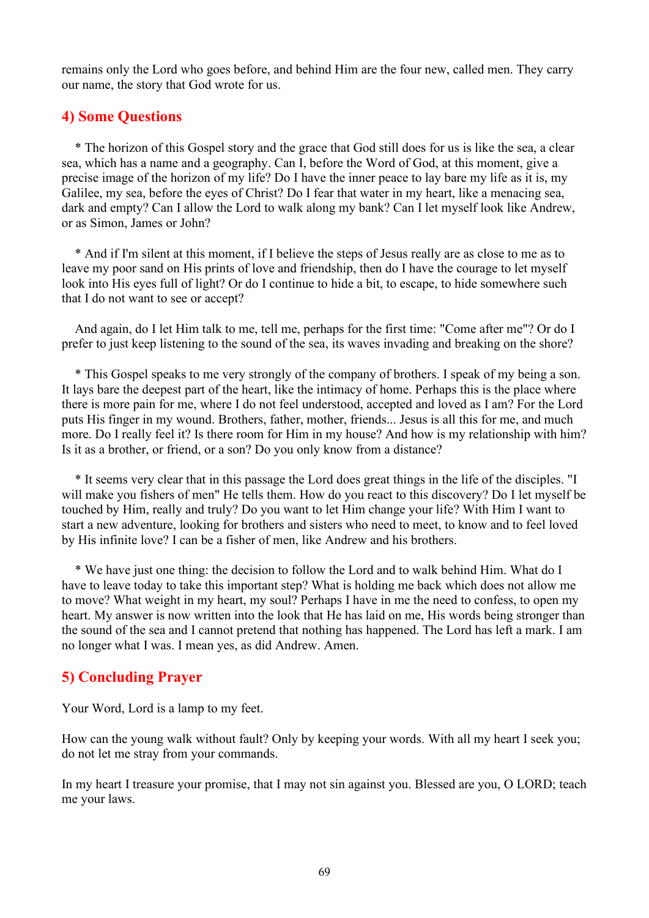remains only the Lord who goes before, and behind Him are the four new, called men. They carry our name, the story that God wrote for us.

## 4) Some Questions

* The horizon of this Gospel story and the grace that God still does for us is like the sea, a clear sea, which has a name and a geography. Can I, before the Word of God, at this moment, give a precise image of the horizon of my life? Do I have the inner peace to lay bare my life as it is, my Galilee, my sea, before the eyes of Christ? Do I fear that water in my heart, like a menacing sea, dark and empty? Can I allow the Lord to walk along my bank? Can I let myself look like Andrew, or as Simon, James or John?

* And if I'm silent at this moment, if I believe the steps of Jesus really are as close to me as to leave my poor sand on His prints of love and friendship, then do I have the courage to let myself look into His eyes full of light? Or do I continue to hide a bit, to escape, to hide somewhere such that I do not want to see or accept?

And again, do I let Him talk to me, tell me, perhaps for the first time: "Come after me"? Or do I prefer to just keep listening to the sound of the sea, its waves invading and breaking on the shore?

* This Gospel speaks to me very strongly of the company of brothers. I speak of my being a son. It lays bare the deepest part of the heart, like the intimacy of home. Perhaps this is the place where there is more pain for me, where I do not feel understood, accepted and loved as I am? For the Lord puts His finger in my wound. Brothers, father, mother, friends... Jesus is all this for me, and much more. Do I really feel it? Is there room for Him in my house? And how is my relationship with him? Is it as a brother, or friend, or a son? Do you only know from a distance?

* It seems very clear that in this passage the Lord does great things in the life of the disciples. "I will make you fishers of men" He tells them. How do you react to this discovery? Do I let myself be touched by Him, really and truly? Do you want to let Him change your life? With Him I want to start a new adventure, looking for brothers and sisters who need to meet, to know and to feel loved by His infinite love? I can be a fisher of men, like Andrew and his brothers.

* We have just one thing: the decision to follow the Lord and to walk behind Him. What do I have to leave today to take this important step? What is holding me back which does not allow me to move? What weight in my heart, my soul? Perhaps I have in me the need to confess, to open my heart. My answer is now written into the look that He has laid on me, His words being stronger than the sound of the sea and I cannot pretend that nothing has happened. The Lord has left a mark. I am no longer what I was. I mean yes, as did Andrew. Amen.

## 5) Concluding Prayer

Your Word, Lord is a lamp to my feet.

How can the young walk without fault? Only by keeping your words. With all my heart I seek you; do not let me stray from your commands.

In my heart I treasure your promise, that I may not sin against you. Blessed are you, O LORD; teach me your laws.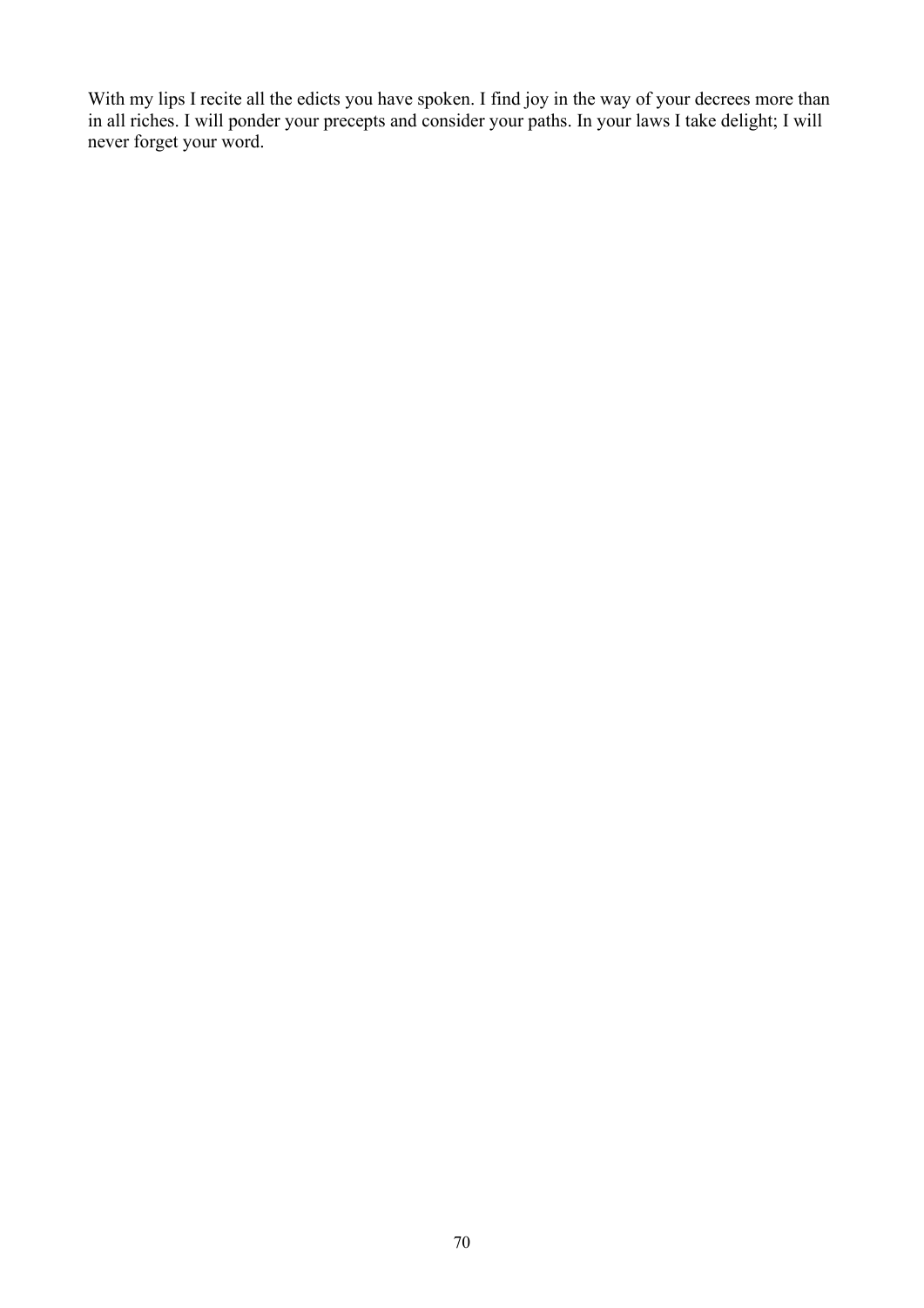With my lips I recite all the edicts you have spoken. I find joy in the way of your decrees more than in all riches. I will ponder your precepts and consider your paths. In your laws I take delight; I will never forget your word.